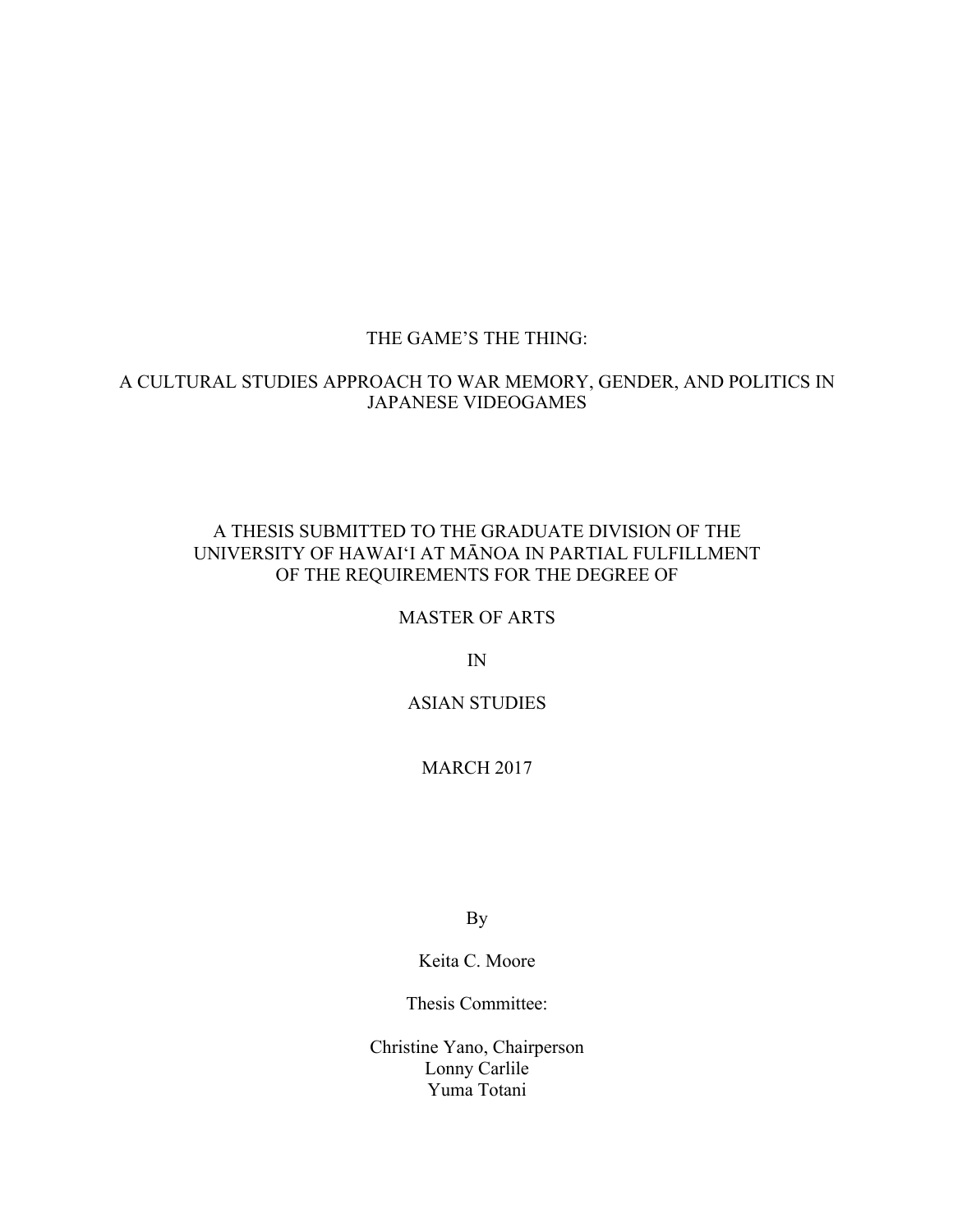# THE GAME'S THE THING:

## A CULTURAL STUDIES APPROACH TO WAR MEMORY, GENDER, AND POLITICS IN JAPANESE VIDEOGAMES

A THESIS SUBMITTED TO THE GRADUATE DIVISION OF THE UNIVERSITY OF HAWAIʻI AT MĀNOA IN PARTIAL FULFILLMENT OF THE REQUIREMENTS FOR THE DEGREE OF

MASTER OF ARTS

IN

ASIAN STUDIES

MARCH 2017

By

Keita C. Moore

Thesis Committee:

Christine Yano, Chairperson
Lonny Carlile
Yuma Totani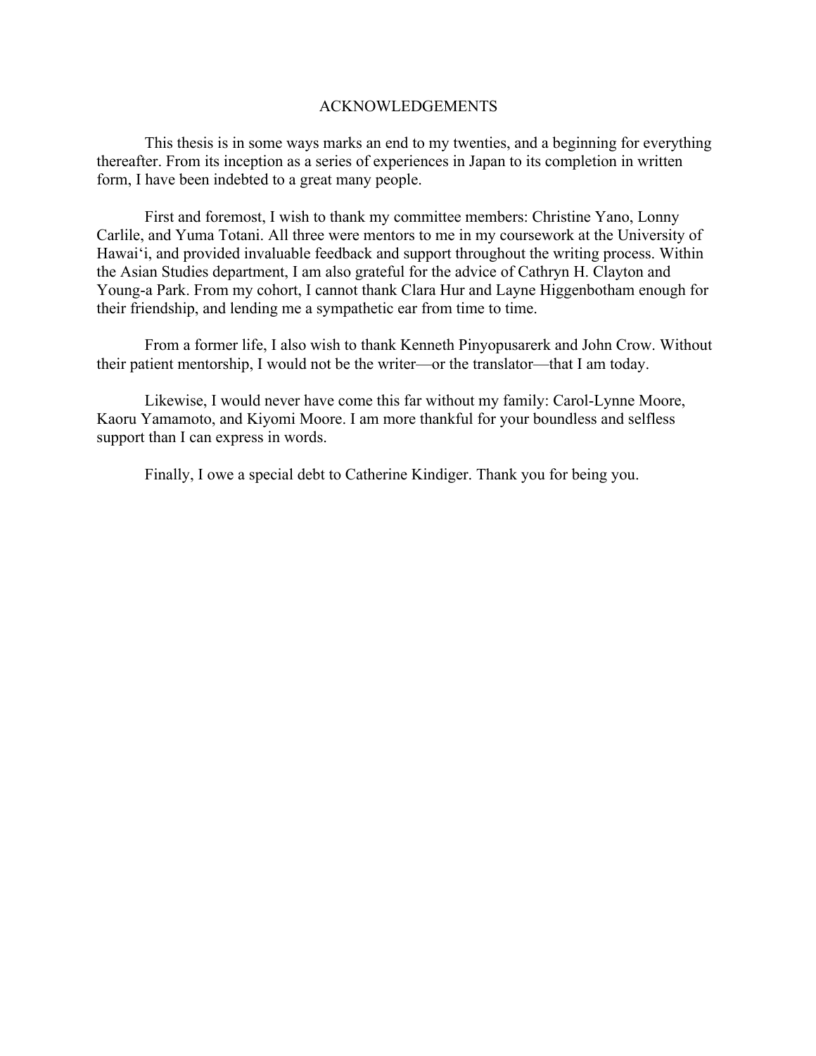# ACKNOWLEDGEMENTS

This thesis is in some ways marks an end to my twenties, and a beginning for everything thereafter. From its inception as a series of experiences in Japan to its completion in written form, I have been indebted to a great many people.

First and foremost, I wish to thank my committee members: Christine Yano, Lonny Carlile, and Yuma Totani. All three were mentors to me in my coursework at the University of Hawaiʻi, and provided invaluable feedback and support throughout the writing process. Within the Asian Studies department, I am also grateful for the advice of Cathryn H. Clayton and Young-a Park. From my cohort, I cannot thank Clara Hur and Layne Higgenbotham enough for their friendship, and lending me a sympathetic ear from time to time.

From a former life, I also wish to thank Kenneth Pinyopusarerk and John Crow. Without their patient mentorship, I would not be the writer—or the translator—that I am today.

Likewise, I would never have come this far without my family: Carol-Lynne Moore, Kaoru Yamamoto, and Kiyomi Moore. I am more thankful for your boundless and selfless support than I can express in words.

Finally, I owe a special debt to Catherine Kindiger. Thank you for being you.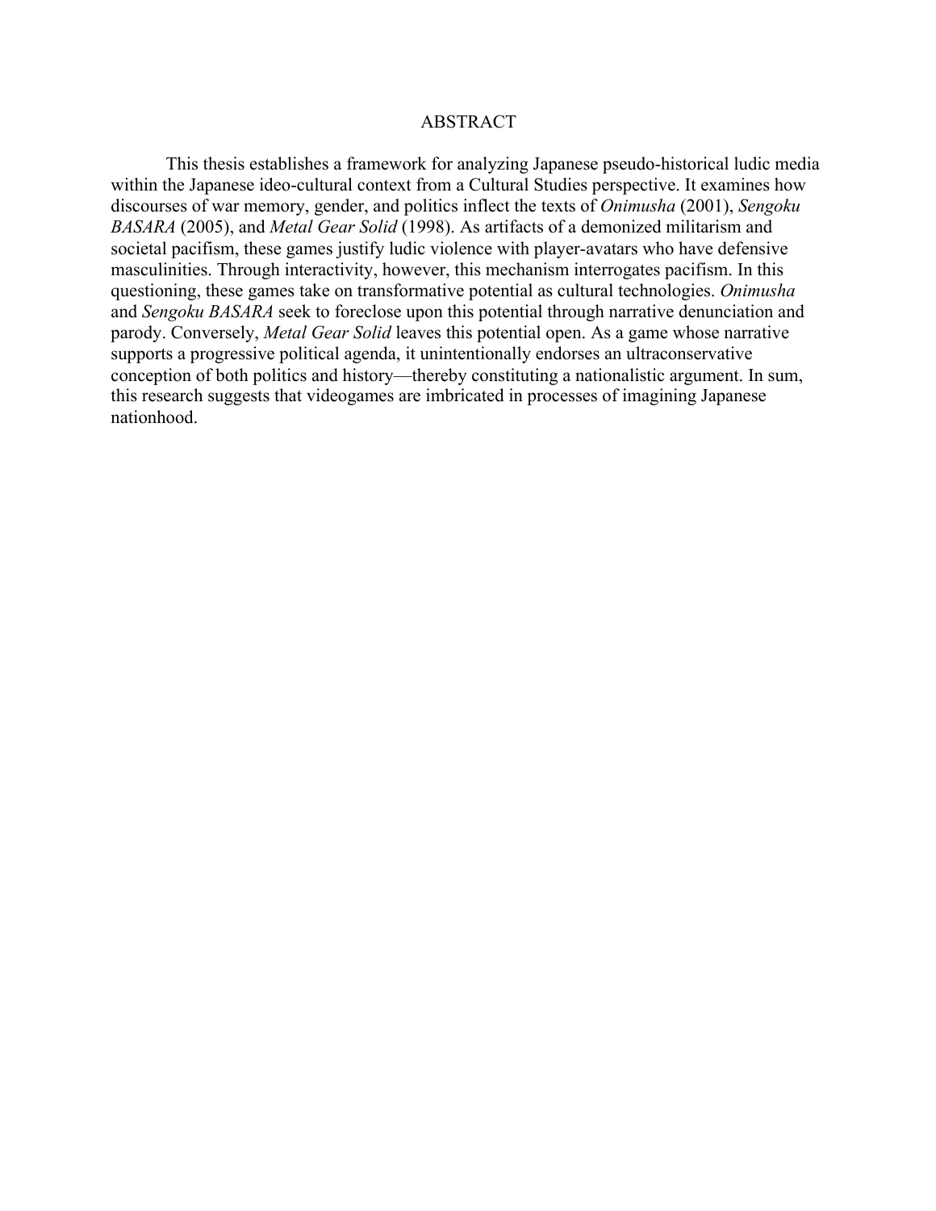# ABSTRACT

This thesis establishes a framework for analyzing Japanese pseudo-historical ludic media within the Japanese ideo-cultural context from a Cultural Studies perspective. It examines how discourses of war memory, gender, and politics inflect the texts of *Onimusha* (2001), *Sengoku BASARA* (2005), and *Metal Gear Solid* (1998). As artifacts of a demonized militarism and societal pacifism, these games justify ludic violence with player-avatars who have defensive masculinities. Through interactivity, however, this mechanism interrogates pacifism. In this questioning, these games take on transformative potential as cultural technologies. *Onimusha* and *Sengoku BASARA* seek to foreclose upon this potential through narrative denunciation and parody. Conversely, *Metal Gear Solid* leaves this potential open. As a game whose narrative supports a progressive political agenda, it unintentionally endorses an ultraconservative conception of both politics and history—thereby constituting a nationalistic argument. In sum, this research suggests that videogames are imbricated in processes of imagining Japanese nationhood.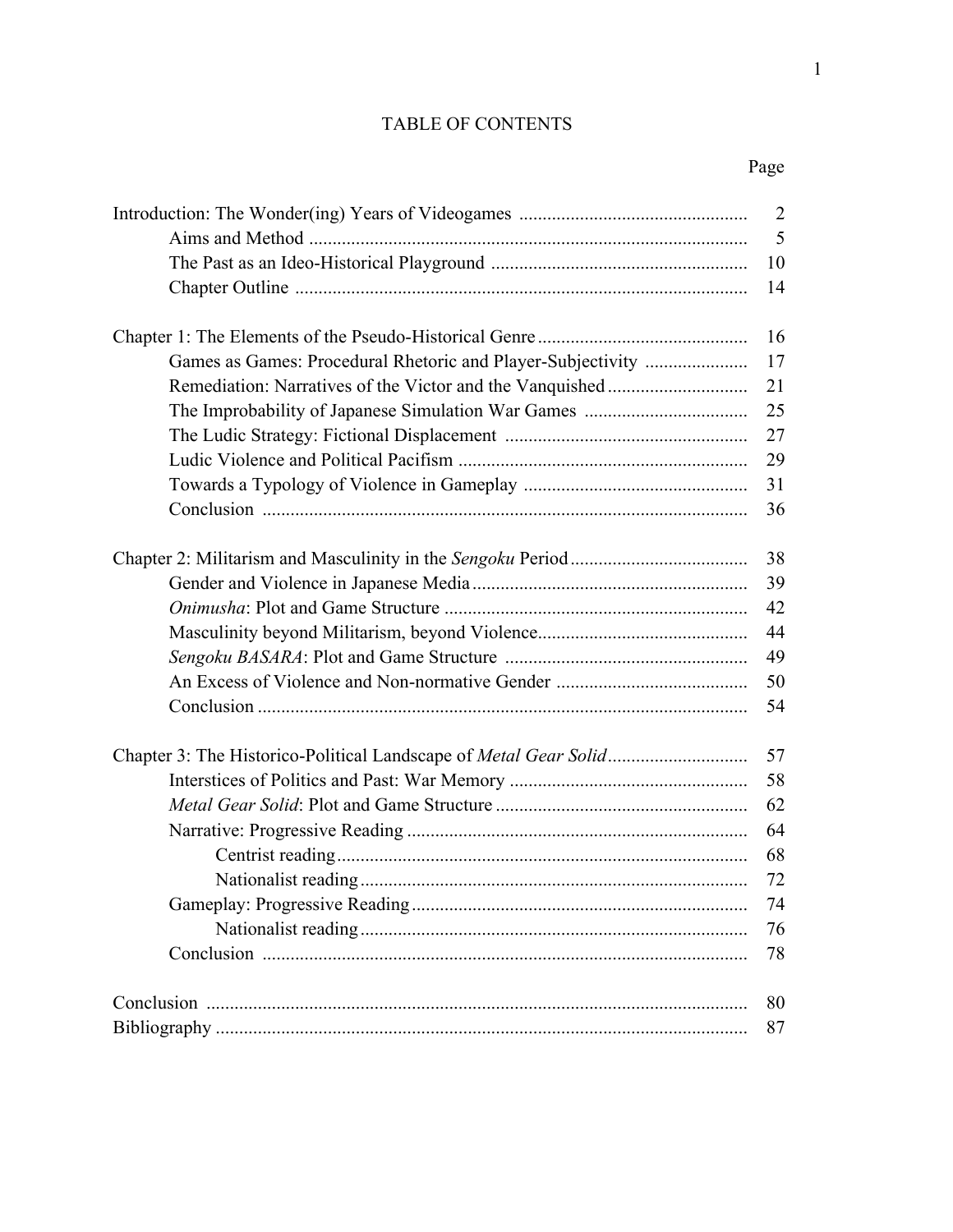# TABLE OF CONTENTS

| | Page |
|---|---|
| Introduction: The Wonder(ing) Years of Videogames | 2 |
| Aims and Method | 5 |
| The Past as an Ideo-Historical Playground | 10 |
| Chapter Outline | 14 |
| | |
| Chapter 1: The Elements of the Pseudo-Historical Genre | 16 |
| Games as Games: Procedural Rhetoric and Player-Subjectivity | 17 |
| Remediation: Narratives of the Victor and the Vanquished | 21 |
| The Improbability of Japanese Simulation War Games | 25 |
| The Ludic Strategy: Fictional Displacement | 27 |
| Ludic Violence and Political Pacifism | 29 |
| Towards a Typology of Violence in Gameplay | 31 |
| Conclusion | 36 |
| | |
| Chapter 2: Militarism and Masculinity in the *Sengoku* Period | 38 |
| Gender and Violence in Japanese Media | 39 |
| *Onimusha*: Plot and Game Structure | 42 |
| Masculinity beyond Militarism, beyond Violence | 44 |
| *Sengoku BASARA*: Plot and Game Structure | 49 |
| An Excess of Violence and Non-normative Gender | 50 |
| Conclusion | 54 |
| | |
| Chapter 3: The Historico-Political Landscape of *Metal Gear Solid* | 57 |
| Interstices of Politics and Past: War Memory | 58 |
| *Metal Gear Solid*: Plot and Game Structure | 62 |
| Narrative: Progressive Reading | 64 |
| Centrist reading | 68 |
| Nationalist reading | 72 |
| Gameplay: Progressive Reading | 74 |
| Nationalist reading | 76 |
| Conclusion | 78 |
| | |
| Conclusion | 80 |
| Bibliography | 87 |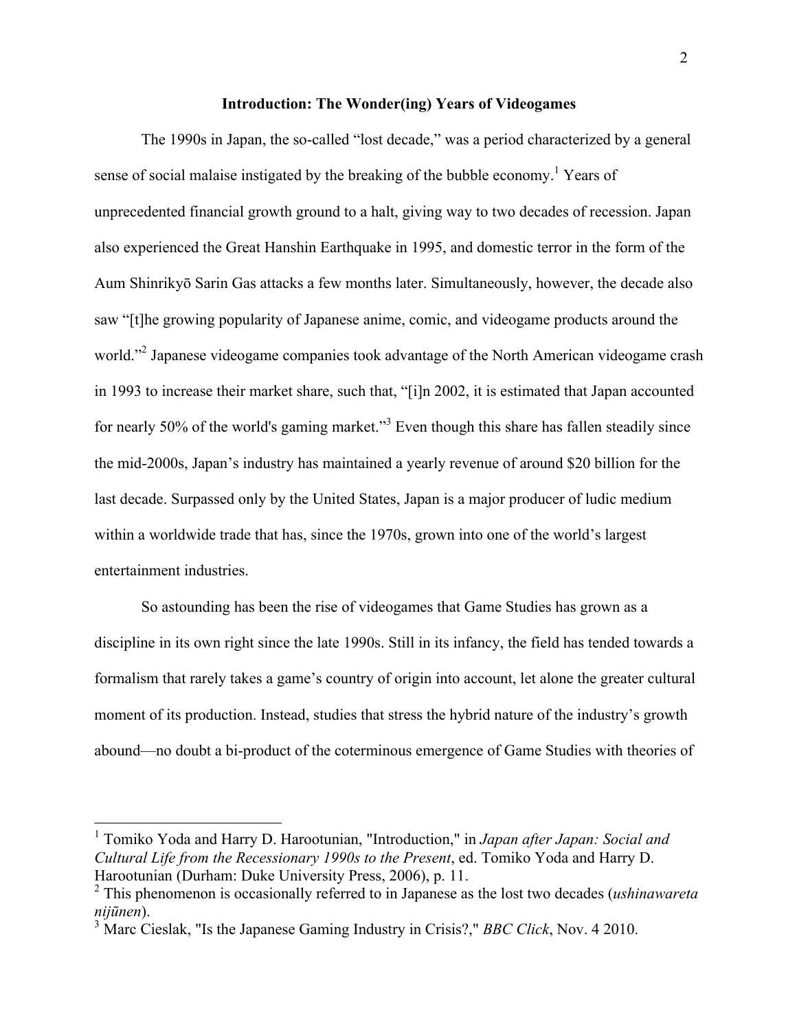## Introduction: The Wonder(ing) Years of Videogames

The 1990s in Japan, the so-called "lost decade," was a period characterized by a general sense of social malaise instigated by the breaking of the bubble economy.[1] Years of unprecedented financial growth ground to a halt, giving way to two decades of recession. Japan also experienced the Great Hanshin Earthquake in 1995, and domestic terror in the form of the Aum Shinrikyō Sarin Gas attacks a few months later. Simultaneously, however, the decade also saw "[t]he growing popularity of Japanese anime, comic, and videogame products around the world."[2] Japanese videogame companies took advantage of the North American videogame crash in 1993 to increase their market share, such that, "[i]n 2002, it is estimated that Japan accounted for nearly 50% of the world's gaming market."[3] Even though this share has fallen steadily since the mid-2000s, Japan's industry has maintained a yearly revenue of around $20 billion for the last decade. Surpassed only by the United States, Japan is a major producer of ludic medium within a worldwide trade that has, since the 1970s, grown into one of the world's largest entertainment industries.

So astounding has been the rise of videogames that Game Studies has grown as a discipline in its own right since the late 1990s. Still in its infancy, the field has tended towards a formalism that rarely takes a game's country of origin into account, let alone the greater cultural moment of its production. Instead, studies that stress the hybrid nature of the industry's growth abound—no doubt a bi-product of the coterminous emergence of Game Studies with theories of

---

[1] Tomiko Yoda and Harry D. Harootunian, "Introduction," in *Japan after Japan: Social and Cultural Life from the Recessionary 1990s to the Present*, ed. Tomiko Yoda and Harry D. Harootunian (Durham: Duke University Press, 2006), p. 11.

[2] This phenomenon is occasionally referred to in Japanese as the lost two decades (*ushinawareta nijūnen*).

[3] Marc Cieslak, "Is the Japanese Gaming Industry in Crisis?," *BBC Click*, Nov. 4 2010.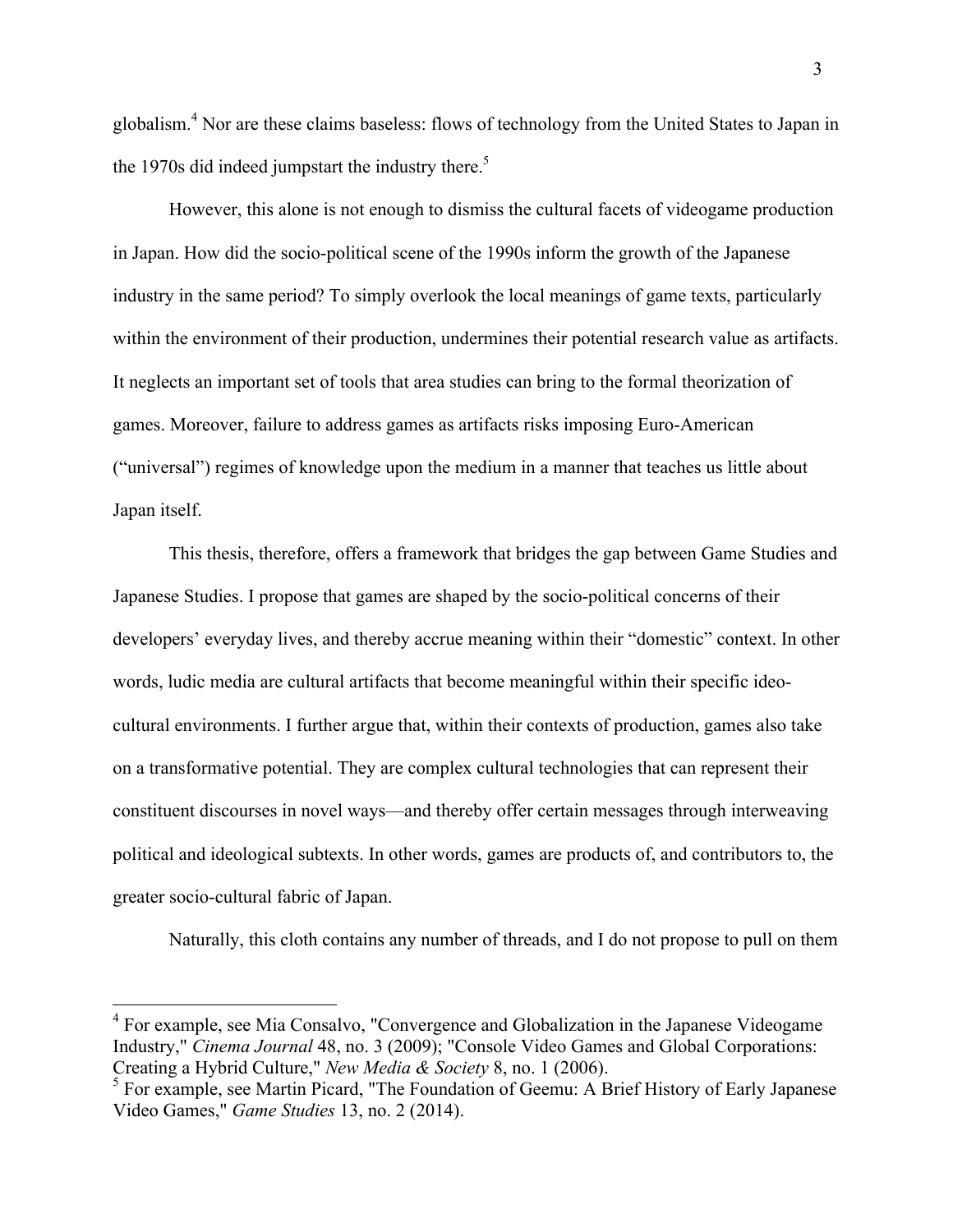globalism.[4] Nor are these claims baseless: flows of technology from the United States to Japan in the 1970s did indeed jumpstart the industry there.[5]

However, this alone is not enough to dismiss the cultural facets of videogame production in Japan. How did the socio-political scene of the 1990s inform the growth of the Japanese industry in the same period? To simply overlook the local meanings of game texts, particularly within the environment of their production, undermines their potential research value as artifacts. It neglects an important set of tools that area studies can bring to the formal theorization of games. Moreover, failure to address games as artifacts risks imposing Euro-American ("universal") regimes of knowledge upon the medium in a manner that teaches us little about Japan itself.

This thesis, therefore, offers a framework that bridges the gap between Game Studies and Japanese Studies. I propose that games are shaped by the socio-political concerns of their developers' everyday lives, and thereby accrue meaning within their "domestic" context. In other words, ludic media are cultural artifacts that become meaningful within their specific ideo-cultural environments. I further argue that, within their contexts of production, games also take on a transformative potential. They are complex cultural technologies that can represent their constituent discourses in novel ways—and thereby offer certain messages through interweaving political and ideological subtexts. In other words, games are products of, and contributors to, the greater socio-cultural fabric of Japan.

Naturally, this cloth contains any number of threads, and I do not propose to pull on them

---

[4] For example, see Mia Consalvo, "Convergence and Globalization in the Japanese Videogame Industry," *Cinema Journal* 48, no. 3 (2009); "Console Video Games and Global Corporations: Creating a Hybrid Culture," *New Media & Society* 8, no. 1 (2006).

[5] For example, see Martin Picard, "The Foundation of Geemu: A Brief History of Early Japanese Video Games," *Game Studies* 13, no. 2 (2014).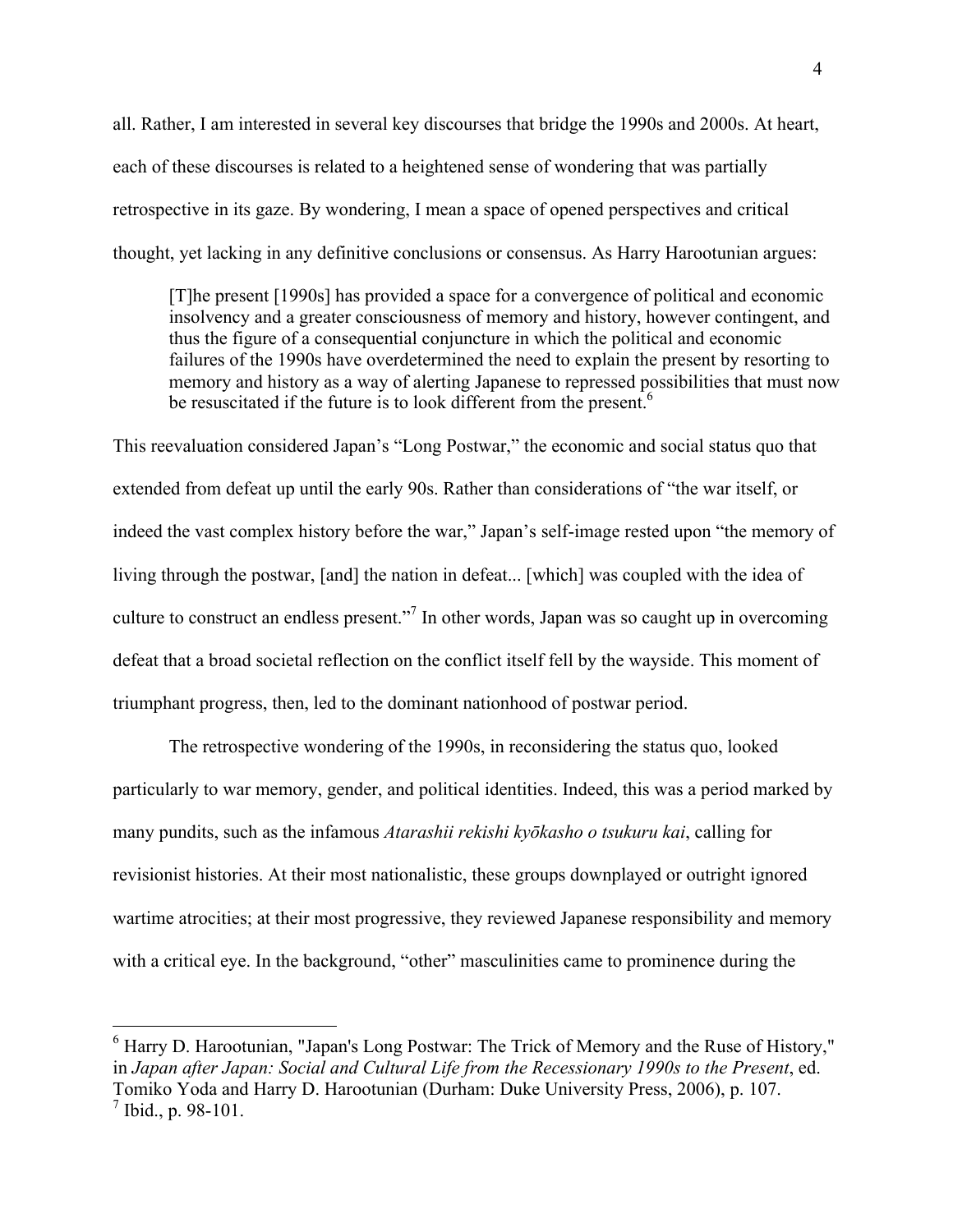all. Rather, I am interested in several key discourses that bridge the 1990s and 2000s. At heart, each of these discourses is related to a heightened sense of wondering that was partially retrospective in its gaze. By wondering, I mean a space of opened perspectives and critical thought, yet lacking in any definitive conclusions or consensus. As Harry Harootunian argues:

> [T]he present [1990s] has provided a space for a convergence of political and economic insolvency and a greater consciousness of memory and history, however contingent, and thus the figure of a consequential conjuncture in which the political and economic failures of the 1990s have overdetermined the need to explain the present by resorting to memory and history as a way of alerting Japanese to repressed possibilities that must now be resuscitated if the future is to look different from the present.[6]

This reevaluation considered Japan's "Long Postwar," the economic and social status quo that extended from defeat up until the early 90s. Rather than considerations of "the war itself, or indeed the vast complex history before the war," Japan's self-image rested upon "the memory of living through the postwar, [and] the nation in defeat... [which] was coupled with the idea of culture to construct an endless present."[7] In other words, Japan was so caught up in overcoming defeat that a broad societal reflection on the conflict itself fell by the wayside. This moment of triumphant progress, then, led to the dominant nationhood of postwar period.

The retrospective wondering of the 1990s, in reconsidering the status quo, looked particularly to war memory, gender, and political identities. Indeed, this was a period marked by many pundits, such as the infamous *Atarashii rekishi kyōkasho o tsukuru kai*, calling for revisionist histories. At their most nationalistic, these groups downplayed or outright ignored wartime atrocities; at their most progressive, they reviewed Japanese responsibility and memory with a critical eye. In the background, "other" masculinities came to prominence during the

---

[6] Harry D. Harootunian, "Japan's Long Postwar: The Trick of Memory and the Ruse of History," in *Japan after Japan: Social and Cultural Life from the Recessionary 1990s to the Present*, ed. Tomiko Yoda and Harry D. Harootunian (Durham: Duke University Press, 2006), p. 107.

[7] Ibid., p. 98-101.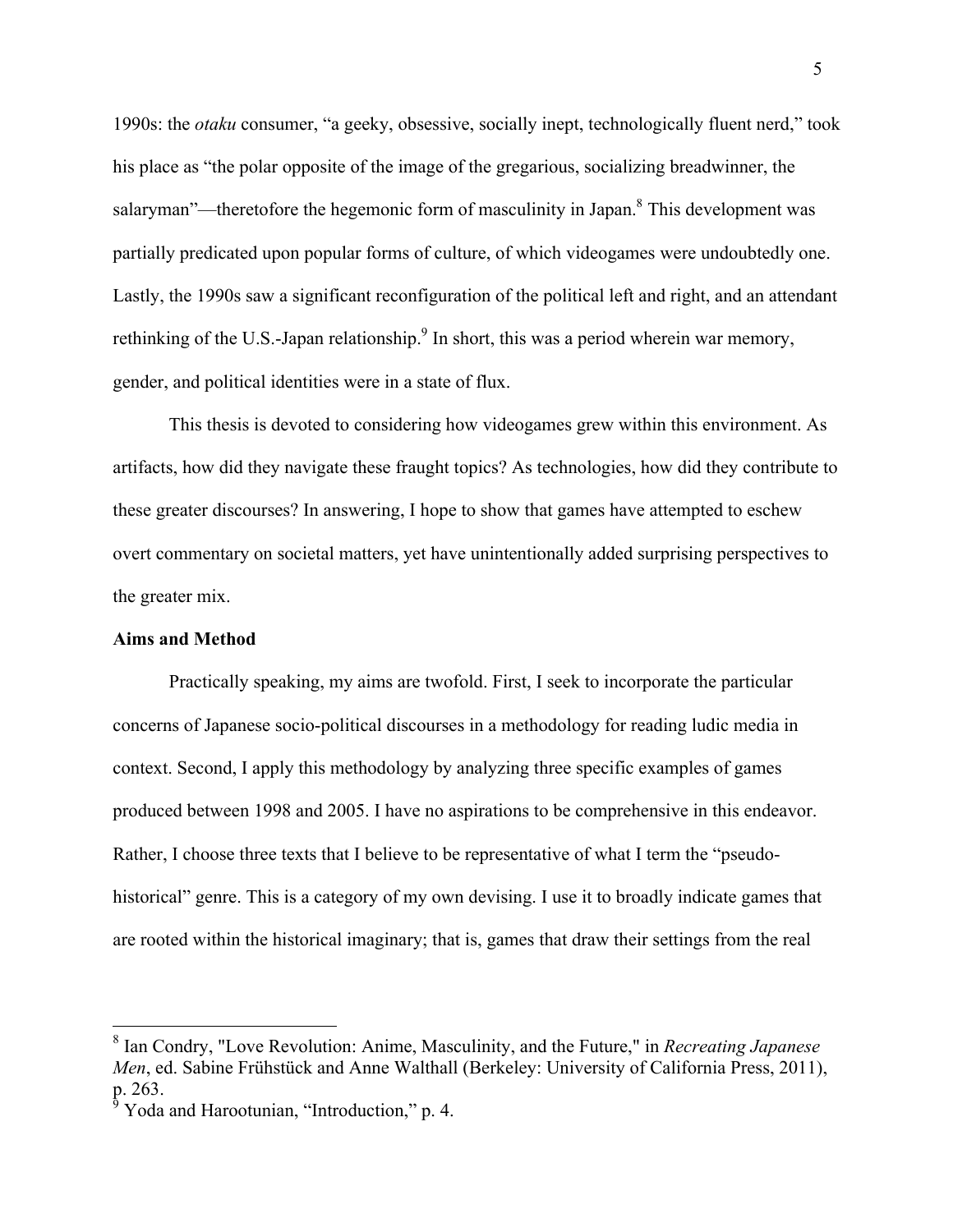1990s: the *otaku* consumer, "a geeky, obsessive, socially inept, technologically fluent nerd," took his place as "the polar opposite of the image of the gregarious, socializing breadwinner, the salaryman"—theretofore the hegemonic form of masculinity in Japan.[8] This development was partially predicated upon popular forms of culture, of which videogames were undoubtedly one. Lastly, the 1990s saw a significant reconfiguration of the political left and right, and an attendant rethinking of the U.S.-Japan relationship.[9] In short, this was a period wherein war memory, gender, and political identities were in a state of flux.

This thesis is devoted to considering how videogames grew within this environment. As artifacts, how did they navigate these fraught topics? As technologies, how did they contribute to these greater discourses? In answering, I hope to show that games have attempted to eschew overt commentary on societal matters, yet have unintentionally added surprising perspectives to the greater mix.

**Aims and Method**

Practically speaking, my aims are twofold. First, I seek to incorporate the particular concerns of Japanese socio-political discourses in a methodology for reading ludic media in context. Second, I apply this methodology by analyzing three specific examples of games produced between 1998 and 2005. I have no aspirations to be comprehensive in this endeavor. Rather, I choose three texts that I believe to be representative of what I term the "pseudo-historical" genre. This is a category of my own devising. I use it to broadly indicate games that are rooted within the historical imaginary; that is, games that draw their settings from the real

---

[8] Ian Condry, "Love Revolution: Anime, Masculinity, and the Future," in *Recreating Japanese Men*, ed. Sabine Frühstück and Anne Walthall (Berkeley: University of California Press, 2011), p. 263.

[9] Yoda and Harootunian, "Introduction," p. 4.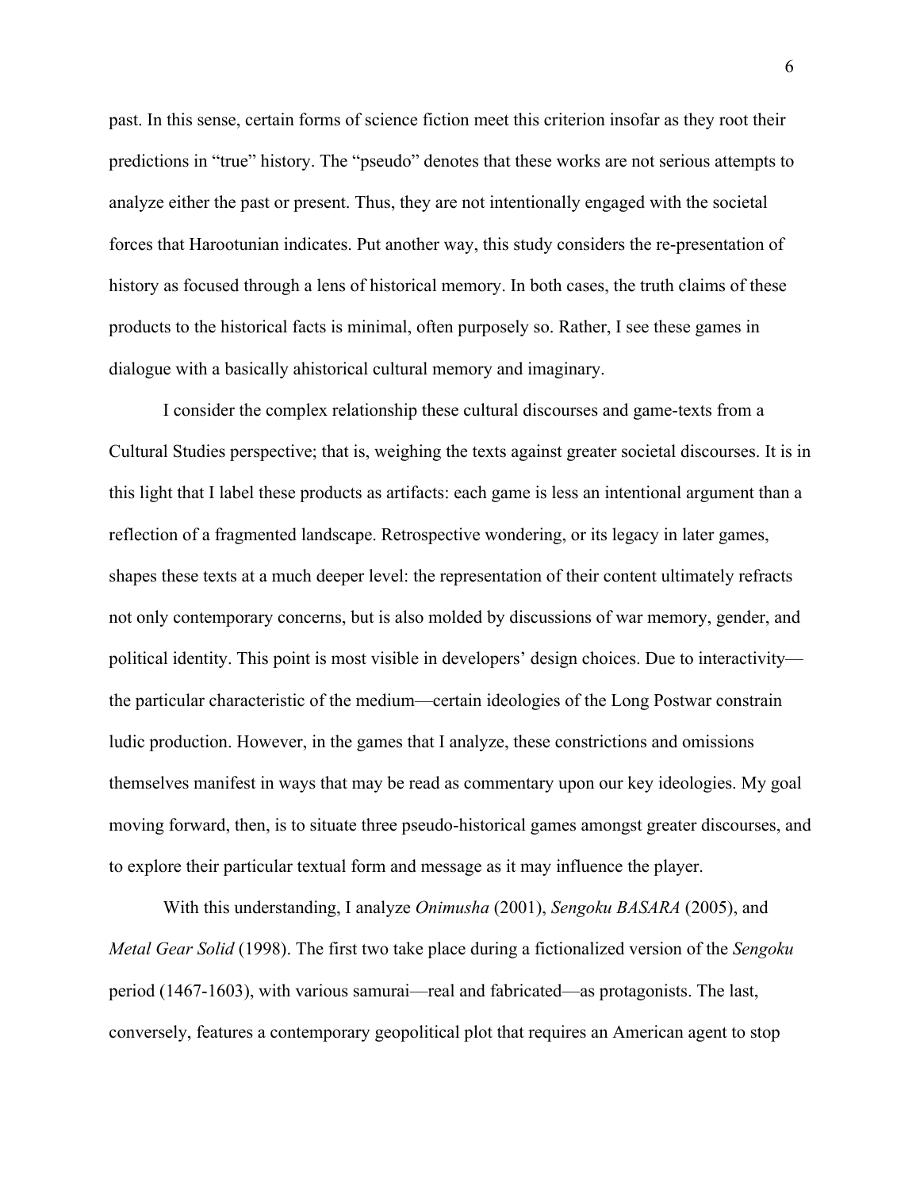past. In this sense, certain forms of science fiction meet this criterion insofar as they root their predictions in "true" history. The "pseudo" denotes that these works are not serious attempts to analyze either the past or present. Thus, they are not intentionally engaged with the societal forces that Harootunian indicates. Put another way, this study considers the re-presentation of history as focused through a lens of historical memory. In both cases, the truth claims of these products to the historical facts is minimal, often purposely so. Rather, I see these games in dialogue with a basically ahistorical cultural memory and imaginary.

I consider the complex relationship these cultural discourses and game-texts from a Cultural Studies perspective; that is, weighing the texts against greater societal discourses. It is in this light that I label these products as artifacts: each game is less an intentional argument than a reflection of a fragmented landscape. Retrospective wondering, or its legacy in later games, shapes these texts at a much deeper level: the representation of their content ultimately refracts not only contemporary concerns, but is also molded by discussions of war memory, gender, and political identity. This point is most visible in developers' design choices. Due to interactivity—the particular characteristic of the medium—certain ideologies of the Long Postwar constrain ludic production. However, in the games that I analyze, these constrictions and omissions themselves manifest in ways that may be read as commentary upon our key ideologies. My goal moving forward, then, is to situate three pseudo-historical games amongst greater discourses, and to explore their particular textual form and message as it may influence the player.

With this understanding, I analyze *Onimusha* (2001), *Sengoku BASARA* (2005), and *Metal Gear Solid* (1998). The first two take place during a fictionalized version of the *Sengoku* period (1467-1603), with various samurai—real and fabricated—as protagonists. The last, conversely, features a contemporary geopolitical plot that requires an American agent to stop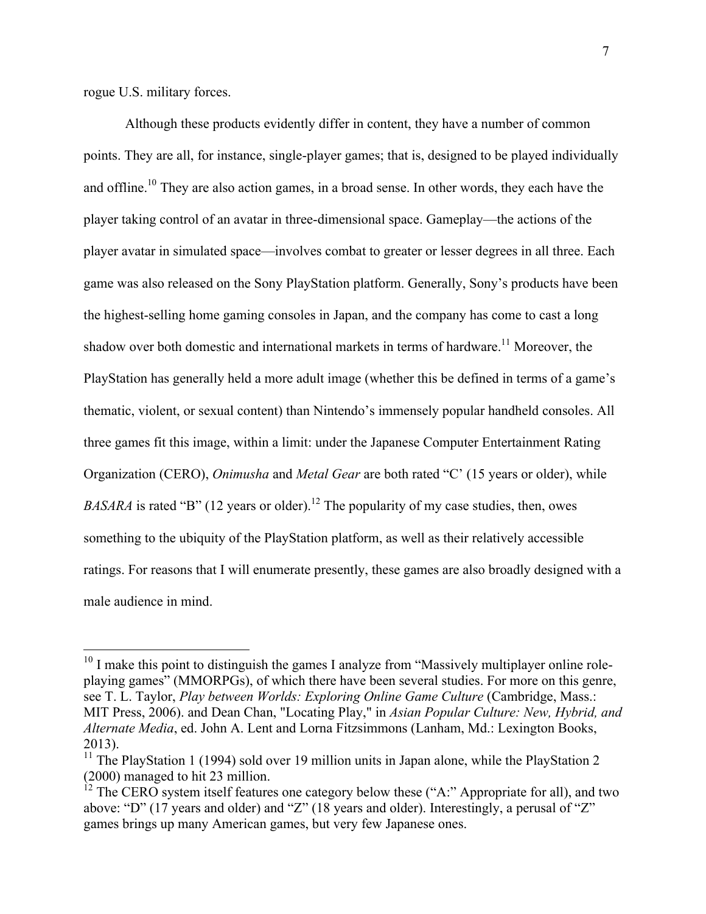rogue U.S. military forces.

Although these products evidently differ in content, they have a number of common points. They are all, for instance, single-player games; that is, designed to be played individually and offline.[10] They are also action games, in a broad sense. In other words, they each have the player taking control of an avatar in three-dimensional space. Gameplay—the actions of the player avatar in simulated space—involves combat to greater or lesser degrees in all three. Each game was also released on the Sony PlayStation platform. Generally, Sony's products have been the highest-selling home gaming consoles in Japan, and the company has come to cast a long shadow over both domestic and international markets in terms of hardware.[11] Moreover, the PlayStation has generally held a more adult image (whether this be defined in terms of a game's thematic, violent, or sexual content) than Nintendo's immensely popular handheld consoles. All three games fit this image, within a limit: under the Japanese Computer Entertainment Rating Organization (CERO), *Onimusha* and *Metal Gear* are both rated "C' (15 years or older), while *BASARA* is rated "B" (12 years or older).[12] The popularity of my case studies, then, owes something to the ubiquity of the PlayStation platform, as well as their relatively accessible ratings. For reasons that I will enumerate presently, these games are also broadly designed with a male audience in mind.

---

[10] I make this point to distinguish the games I analyze from "Massively multiplayer online role-playing games" (MMORPGs), of which there have been several studies. For more on this genre, see T. L. Taylor, *Play between Worlds: Exploring Online Game Culture* (Cambridge, Mass.: MIT Press, 2006). and Dean Chan, "Locating Play," in *Asian Popular Culture: New, Hybrid, and Alternate Media*, ed. John A. Lent and Lorna Fitzsimmons (Lanham, Md.: Lexington Books, 2013).

[11] The PlayStation 1 (1994) sold over 19 million units in Japan alone, while the PlayStation 2 (2000) managed to hit 23 million.

[12] The CERO system itself features one category below these ("A:" Appropriate for all), and two above: "D" (17 years and older) and "Z" (18 years and older). Interestingly, a perusal of "Z" games brings up many American games, but very few Japanese ones.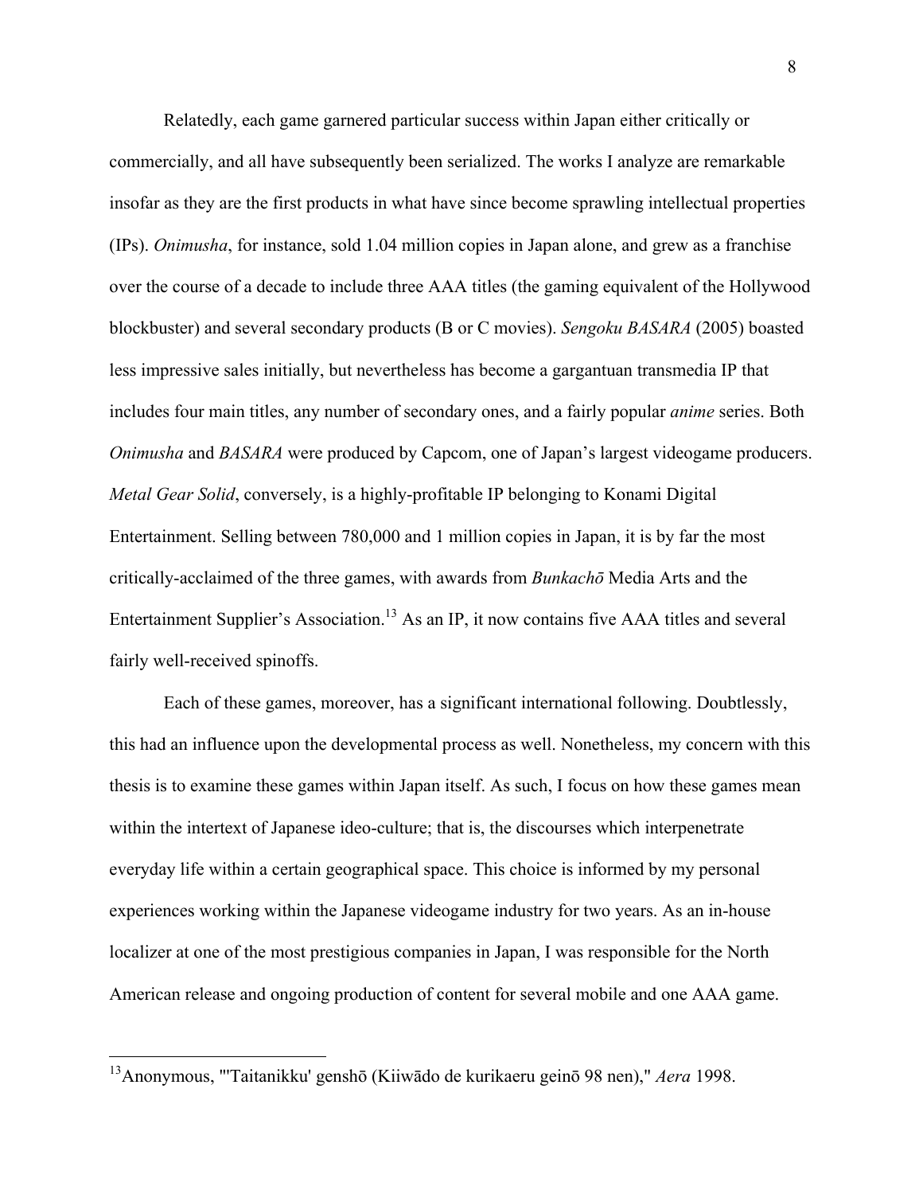Relatedly, each game garnered particular success within Japan either critically or commercially, and all have subsequently been serialized. The works I analyze are remarkable insofar as they are the first products in what have since become sprawling intellectual properties (IPs). *Onimusha*, for instance, sold 1.04 million copies in Japan alone, and grew as a franchise over the course of a decade to include three AAA titles (the gaming equivalent of the Hollywood blockbuster) and several secondary products (B or C movies). *Sengoku BASARA* (2005) boasted less impressive sales initially, but nevertheless has become a gargantuan transmedia IP that includes four main titles, any number of secondary ones, and a fairly popular *anime* series. Both *Onimusha* and *BASARA* were produced by Capcom, one of Japan's largest videogame producers. *Metal Gear Solid*, conversely, is a highly-profitable IP belonging to Konami Digital Entertainment. Selling between 780,000 and 1 million copies in Japan, it is by far the most critically-acclaimed of the three games, with awards from *Bunkachō* Media Arts and the Entertainment Supplier's Association.[13] As an IP, it now contains five AAA titles and several fairly well-received spinoffs.

Each of these games, moreover, has a significant international following. Doubtlessly, this had an influence upon the developmental process as well. Nonetheless, my concern with this thesis is to examine these games within Japan itself. As such, I focus on how these games mean within the intertext of Japanese ideo-culture; that is, the discourses which interpenetrate everyday life within a certain geographical space. This choice is informed by my personal experiences working within the Japanese videogame industry for two years. As an in-house localizer at one of the most prestigious companies in Japan, I was responsible for the North American release and ongoing production of content for several mobile and one AAA game.

---

[13] Anonymous, "'Taitanikku' genshō (Kiiwādo de kurikaeru geinō 98 nen)," *Aera* 1998.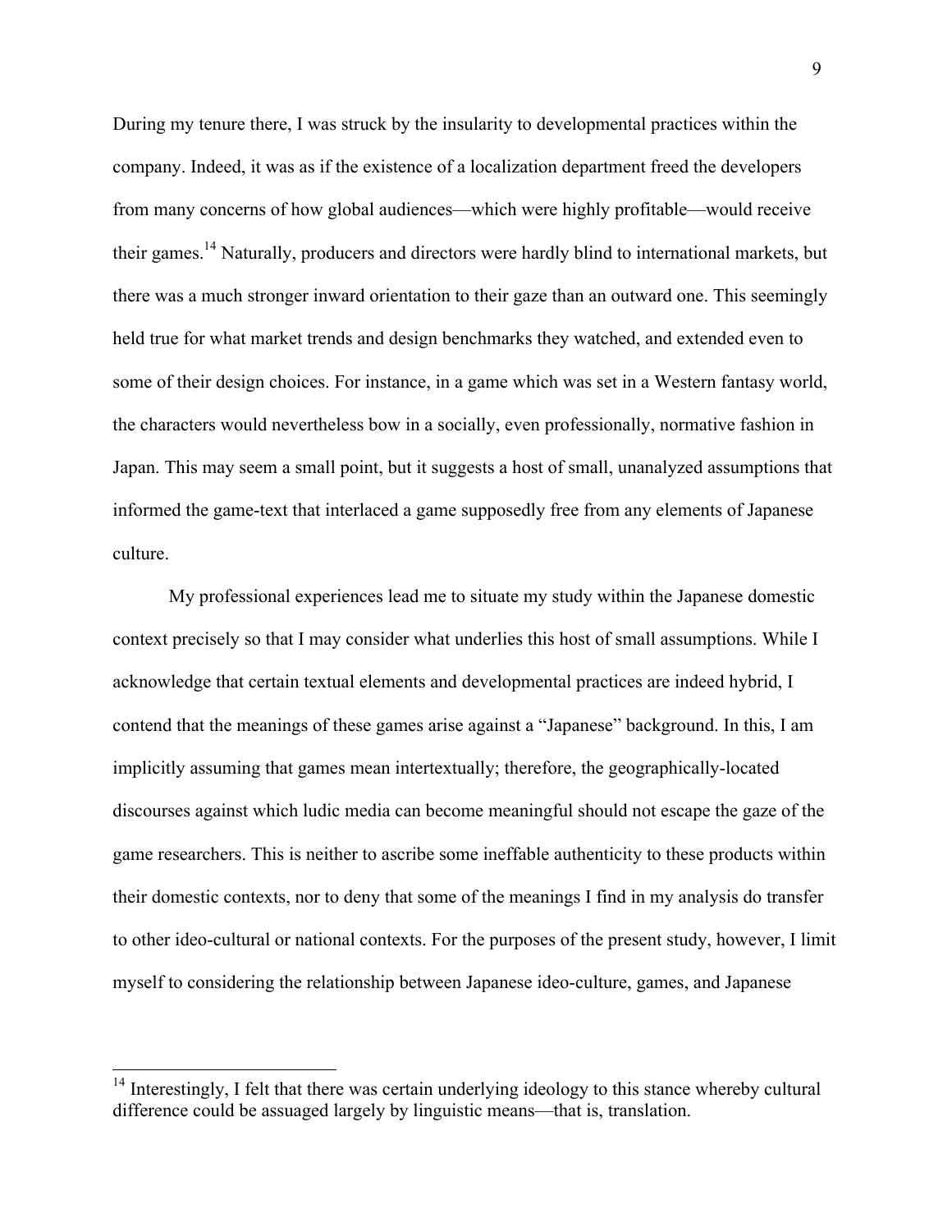During my tenure there, I was struck by the insularity to developmental practices within the company. Indeed, it was as if the existence of a localization department freed the developers from many concerns of how global audiences—which were highly profitable—would receive their games.[14] Naturally, producers and directors were hardly blind to international markets, but there was a much stronger inward orientation to their gaze than an outward one. This seemingly held true for what market trends and design benchmarks they watched, and extended even to some of their design choices. For instance, in a game which was set in a Western fantasy world, the characters would nevertheless bow in a socially, even professionally, normative fashion in Japan. This may seem a small point, but it suggests a host of small, unanalyzed assumptions that informed the game-text that interlaced a game supposedly free from any elements of Japanese culture.

My professional experiences lead me to situate my study within the Japanese domestic context precisely so that I may consider what underlies this host of small assumptions. While I acknowledge that certain textual elements and developmental practices are indeed hybrid, I contend that the meanings of these games arise against a "Japanese" background. In this, I am implicitly assuming that games mean intertextually; therefore, the geographically-located discourses against which ludic media can become meaningful should not escape the gaze of the game researchers. This is neither to ascribe some ineffable authenticity to these products within their domestic contexts, nor to deny that some of the meanings I find in my analysis do transfer to other ideo-cultural or national contexts. For the purposes of the present study, however, I limit myself to considering the relationship between Japanese ideo-culture, games, and Japanese

---

[14] Interestingly, I felt that there was certain underlying ideology to this stance whereby cultural difference could be assuaged largely by linguistic means—that is, translation.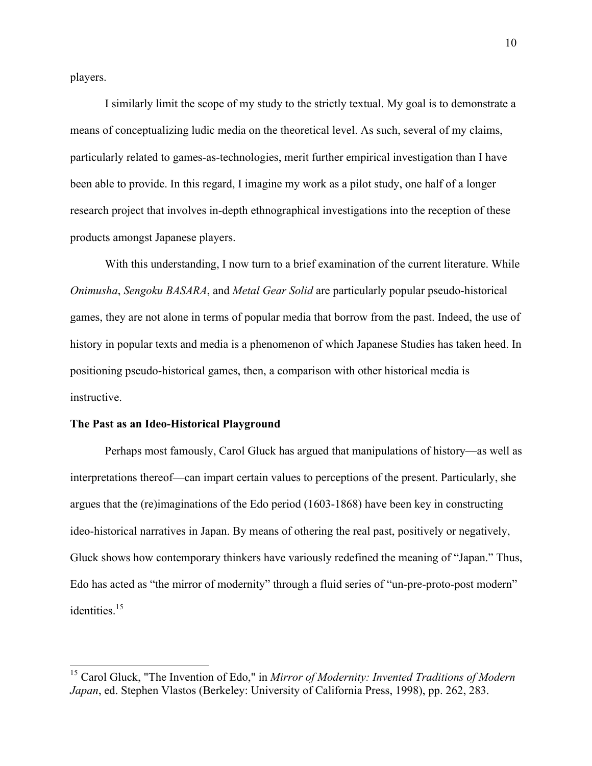players.

I similarly limit the scope of my study to the strictly textual. My goal is to demonstrate a means of conceptualizing ludic media on the theoretical level. As such, several of my claims, particularly related to games-as-technologies, merit further empirical investigation than I have been able to provide. In this regard, I imagine my work as a pilot study, one half of a longer research project that involves in-depth ethnographical investigations into the reception of these products amongst Japanese players.

With this understanding, I now turn to a brief examination of the current literature. While *Onimusha*, *Sengoku BASARA*, and *Metal Gear Solid* are particularly popular pseudo-historical games, they are not alone in terms of popular media that borrow from the past. Indeed, the use of history in popular texts and media is a phenomenon of which Japanese Studies has taken heed. In positioning pseudo-historical games, then, a comparison with other historical media is instructive.

**The Past as an Ideo-Historical Playground**

Perhaps most famously, Carol Gluck has argued that manipulations of history—as well as interpretations thereof—can impart certain values to perceptions of the present. Particularly, she argues that the (re)imaginations of the Edo period (1603-1868) have been key in constructing ideo-historical narratives in Japan. By means of othering the real past, positively or negatively, Gluck shows how contemporary thinkers have variously redefined the meaning of "Japan." Thus, Edo has acted as "the mirror of modernity" through a fluid series of "un-pre-proto-post modern" identities.[15]

[15] Carol Gluck, "The Invention of Edo," in *Mirror of Modernity: Invented Traditions of Modern Japan*, ed. Stephen Vlastos (Berkeley: University of California Press, 1998), pp. 262, 283.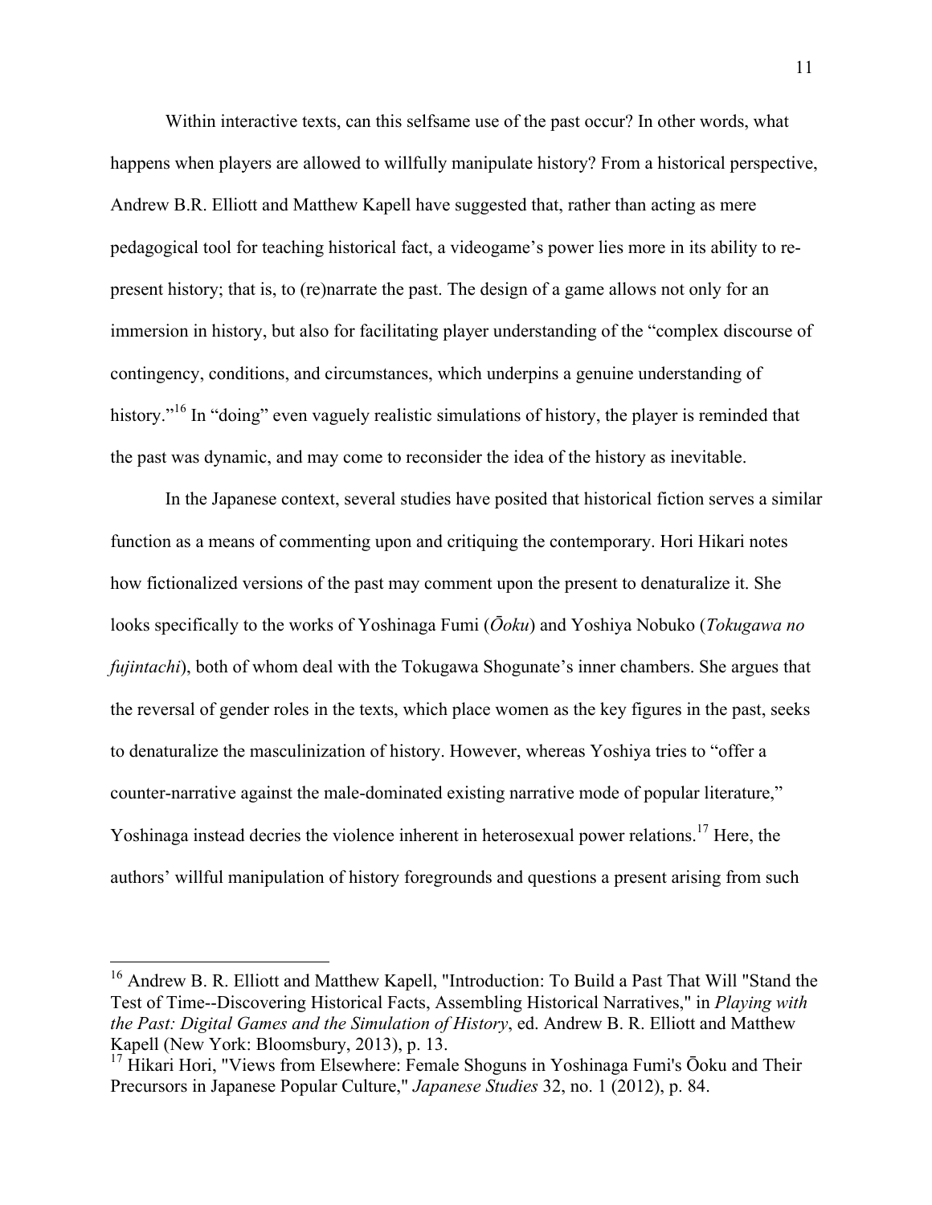Within interactive texts, can this selfsame use of the past occur? In other words, what happens when players are allowed to willfully manipulate history? From a historical perspective, Andrew B.R. Elliott and Matthew Kapell have suggested that, rather than acting as mere pedagogical tool for teaching historical fact, a videogame's power lies more in its ability to re-present history; that is, to (re)narrate the past. The design of a game allows not only for an immersion in history, but also for facilitating player understanding of the "complex discourse of contingency, conditions, and circumstances, which underpins a genuine understanding of history."[16] In "doing" even vaguely realistic simulations of history, the player is reminded that the past was dynamic, and may come to reconsider the idea of the history as inevitable.

In the Japanese context, several studies have posited that historical fiction serves a similar function as a means of commenting upon and critiquing the contemporary. Hori Hikari notes how fictionalized versions of the past may comment upon the present to denaturalize it. She looks specifically to the works of Yoshinaga Fumi (*Ōoku*) and Yoshiya Nobuko (*Tokugawa no fujintachi*), both of whom deal with the Tokugawa Shogunate's inner chambers. She argues that the reversal of gender roles in the texts, which place women as the key figures in the past, seeks to denaturalize the masculinization of history. However, whereas Yoshiya tries to "offer a counter-narrative against the male-dominated existing narrative mode of popular literature," Yoshinaga instead decries the violence inherent in heterosexual power relations.[17] Here, the authors' willful manipulation of history foregrounds and questions a present arising from such

---

[16] Andrew B. R. Elliott and Matthew Kapell, "Introduction: To Build a Past That Will "Stand the Test of Time--Discovering Historical Facts, Assembling Historical Narratives," in *Playing with the Past: Digital Games and the Simulation of History*, ed. Andrew B. R. Elliott and Matthew Kapell (New York: Bloomsbury, 2013), p. 13.

[17] Hikari Hori, "Views from Elsewhere: Female Shoguns in Yoshinaga Fumi's Ōoku and Their Precursors in Japanese Popular Culture," *Japanese Studies* 32, no. 1 (2012), p. 84.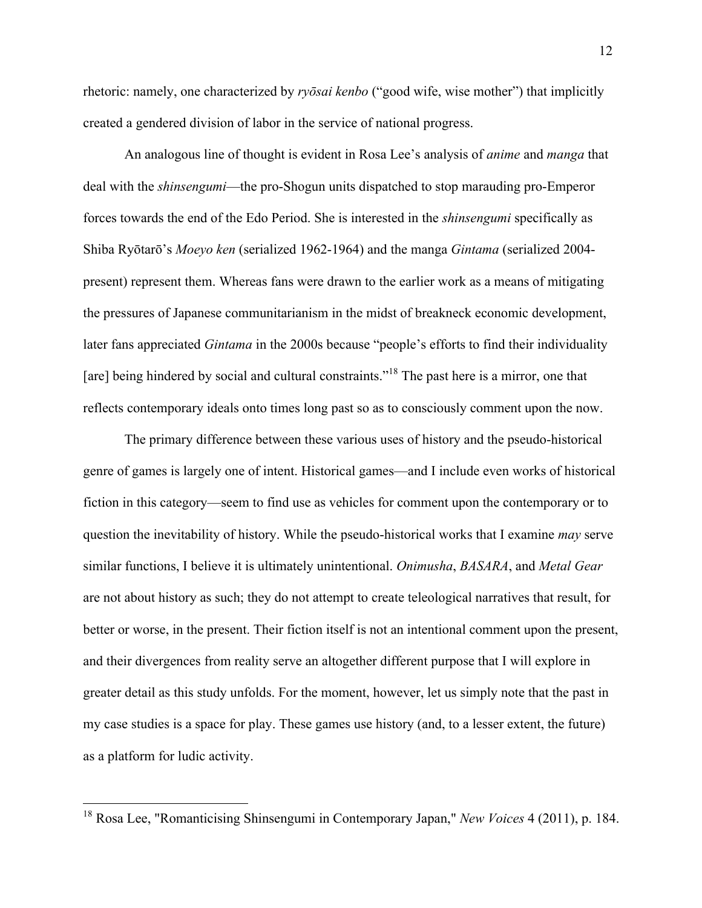rhetoric: namely, one characterized by *ryōsai kenbo* ("good wife, wise mother") that implicitly created a gendered division of labor in the service of national progress.

An analogous line of thought is evident in Rosa Lee's analysis of *anime* and *manga* that deal with the *shinsengumi*—the pro-Shogun units dispatched to stop marauding pro-Emperor forces towards the end of the Edo Period. She is interested in the *shinsengumi* specifically as Shiba Ryōtarō's *Moeyo ken* (serialized 1962-1964) and the manga *Gintama* (serialized 2004-present) represent them. Whereas fans were drawn to the earlier work as a means of mitigating the pressures of Japanese communitarianism in the midst of breakneck economic development, later fans appreciated *Gintama* in the 2000s because "people's efforts to find their individuality [are] being hindered by social and cultural constraints."[18] The past here is a mirror, one that reflects contemporary ideals onto times long past so as to consciously comment upon the now.

The primary difference between these various uses of history and the pseudo-historical genre of games is largely one of intent. Historical games—and I include even works of historical fiction in this category—seem to find use as vehicles for comment upon the contemporary or to question the inevitability of history. While the pseudo-historical works that I examine *may* serve similar functions, I believe it is ultimately unintentional. *Onimusha*, *BASARA*, and *Metal Gear* are not about history as such; they do not attempt to create teleological narratives that result, for better or worse, in the present. Their fiction itself is not an intentional comment upon the present, and their divergences from reality serve an altogether different purpose that I will explore in greater detail as this study unfolds. For the moment, however, let us simply note that the past in my case studies is a space for play. These games use history (and, to a lesser extent, the future) as a platform for ludic activity.

[18] Rosa Lee, "Romanticising Shinsengumi in Contemporary Japan," *New Voices* 4 (2011), p. 184.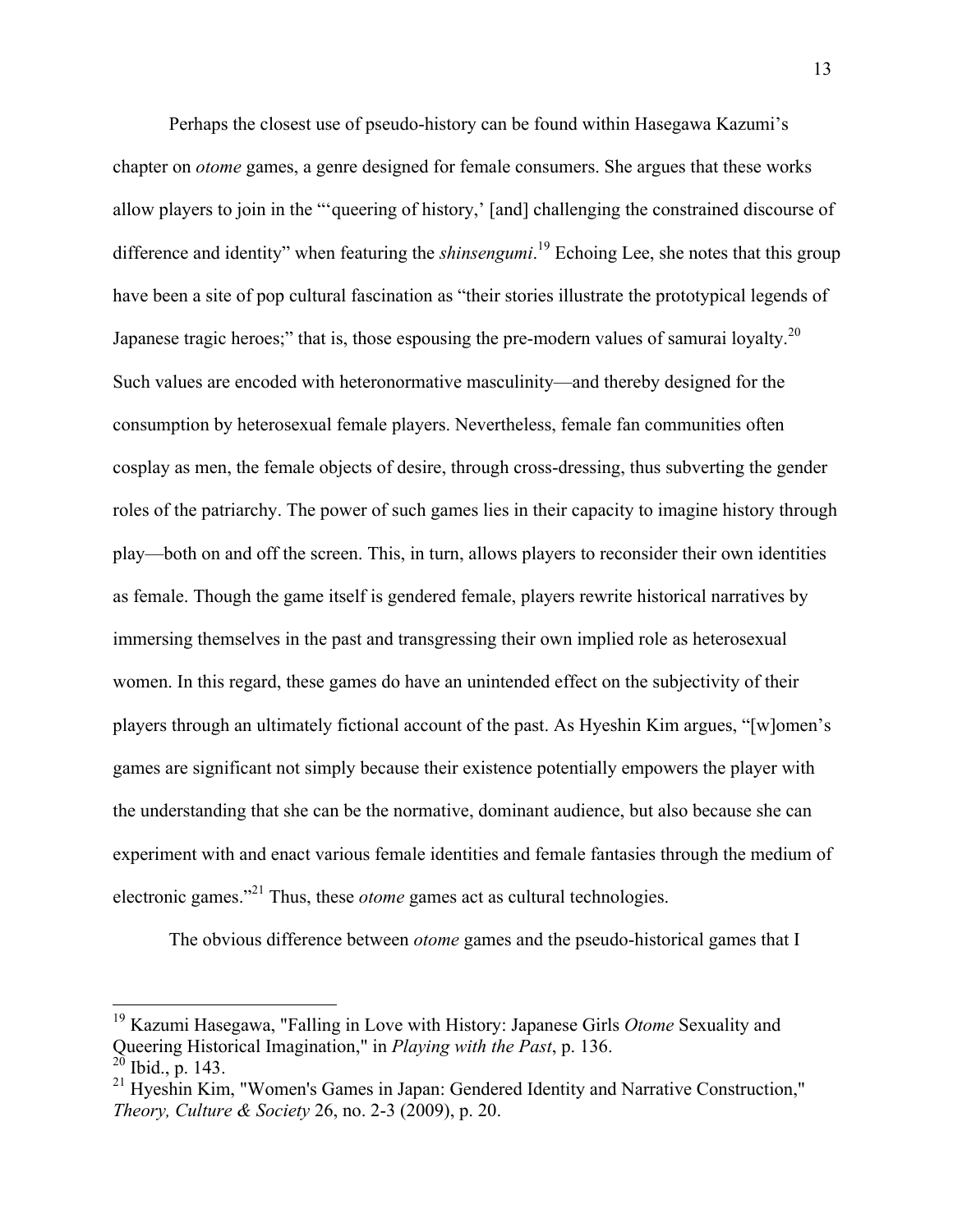Perhaps the closest use of pseudo-history can be found within Hasegawa Kazumi's chapter on *otome* games, a genre designed for female consumers. She argues that these works allow players to join in the "'queering of history,' [and] challenging the constrained discourse of difference and identity" when featuring the *shinsengumi*.[19] Echoing Lee, she notes that this group have been a site of pop cultural fascination as "their stories illustrate the prototypical legends of Japanese tragic heroes;" that is, those espousing the pre-modern values of samurai loyalty.[20] Such values are encoded with heteronormative masculinity—and thereby designed for the consumption by heterosexual female players. Nevertheless, female fan communities often cosplay as men, the female objects of desire, through cross-dressing, thus subverting the gender roles of the patriarchy. The power of such games lies in their capacity to imagine history through play—both on and off the screen. This, in turn, allows players to reconsider their own identities as female. Though the game itself is gendered female, players rewrite historical narratives by immersing themselves in the past and transgressing their own implied role as heterosexual women. In this regard, these games do have an unintended effect on the subjectivity of their players through an ultimately fictional account of the past. As Hyeshin Kim argues, "[w]omen's games are significant not simply because their existence potentially empowers the player with the understanding that she can be the normative, dominant audience, but also because she can experiment with and enact various female identities and female fantasies through the medium of electronic games."[21] Thus, these *otome* games act as cultural technologies.

The obvious difference between *otome* games and the pseudo-historical games that I

---

[19] Kazumi Hasegawa, "Falling in Love with History: Japanese Girls *Otome* Sexuality and Queering Historical Imagination," in *Playing with the Past*, p. 136.

[20] Ibid., p. 143.

[21] Hyeshin Kim, "Women's Games in Japan: Gendered Identity and Narrative Construction," *Theory, Culture & Society* 26, no. 2-3 (2009), p. 20.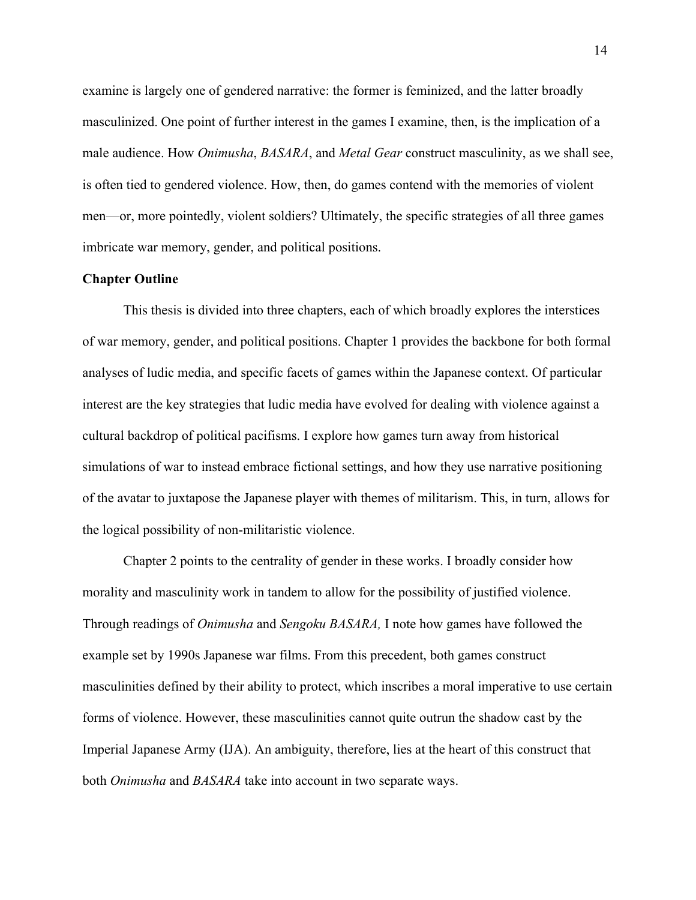examine is largely one of gendered narrative: the former is feminized, and the latter broadly masculinized. One point of further interest in the games I examine, then, is the implication of a male audience. How *Onimusha*, *BASARA*, and *Metal Gear* construct masculinity, as we shall see, is often tied to gendered violence. How, then, do games contend with the memories of violent men—or, more pointedly, violent soldiers? Ultimately, the specific strategies of all three games imbricate war memory, gender, and political positions.

**Chapter Outline**

This thesis is divided into three chapters, each of which broadly explores the interstices of war memory, gender, and political positions. Chapter 1 provides the backbone for both formal analyses of ludic media, and specific facets of games within the Japanese context. Of particular interest are the key strategies that ludic media have evolved for dealing with violence against a cultural backdrop of political pacifisms. I explore how games turn away from historical simulations of war to instead embrace fictional settings, and how they use narrative positioning of the avatar to juxtapose the Japanese player with themes of militarism. This, in turn, allows for the logical possibility of non-militaristic violence.

Chapter 2 points to the centrality of gender in these works. I broadly consider how morality and masculinity work in tandem to allow for the possibility of justified violence. Through readings of *Onimusha* and *Sengoku BASARA,* I note how games have followed the example set by 1990s Japanese war films. From this precedent, both games construct masculinities defined by their ability to protect, which inscribes a moral imperative to use certain forms of violence. However, these masculinities cannot quite outrun the shadow cast by the Imperial Japanese Army (IJA). An ambiguity, therefore, lies at the heart of this construct that both *Onimusha* and *BASARA* take into account in two separate ways.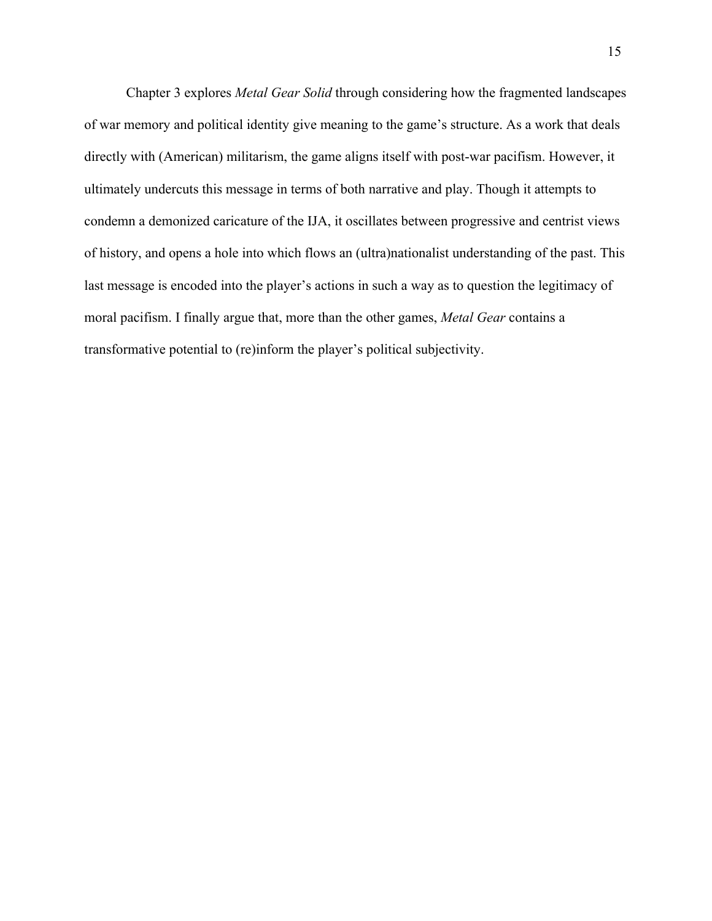Chapter 3 explores *Metal Gear Solid* through considering how the fragmented landscapes of war memory and political identity give meaning to the game's structure. As a work that deals directly with (American) militarism, the game aligns itself with post-war pacifism. However, it ultimately undercuts this message in terms of both narrative and play. Though it attempts to condemn a demonized caricature of the IJA, it oscillates between progressive and centrist views of history, and opens a hole into which flows an (ultra)nationalist understanding of the past. This last message is encoded into the player's actions in such a way as to question the legitimacy of moral pacifism. I finally argue that, more than the other games, *Metal Gear* contains a transformative potential to (re)inform the player's political subjectivity.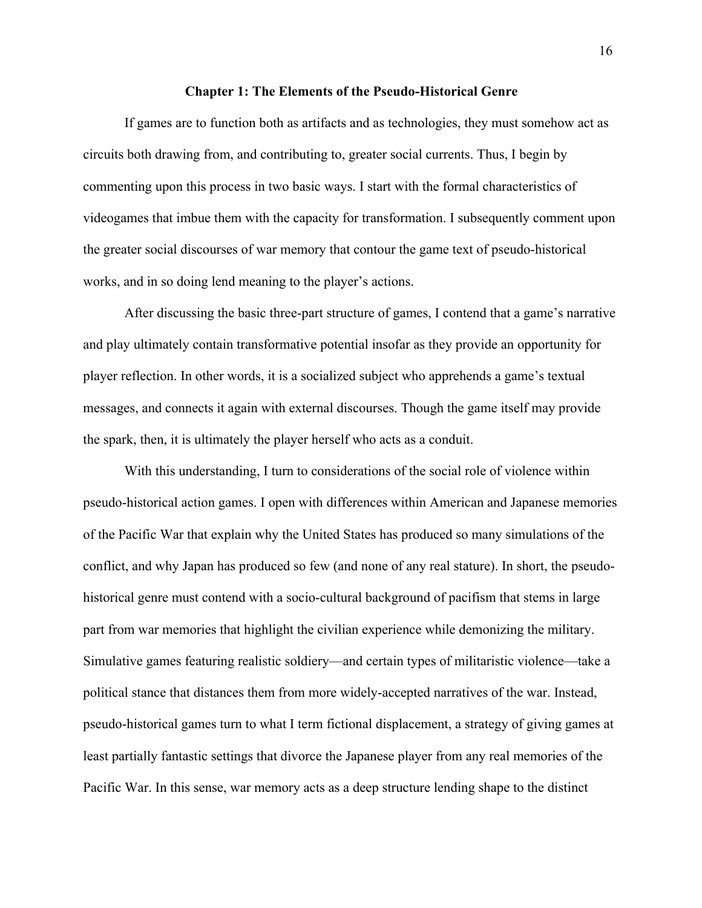# Chapter 1: The Elements of the Pseudo-Historical Genre

If games are to function both as artifacts and as technologies, they must somehow act as circuits both drawing from, and contributing to, greater social currents. Thus, I begin by commenting upon this process in two basic ways. I start with the formal characteristics of videogames that imbue them with the capacity for transformation. I subsequently comment upon the greater social discourses of war memory that contour the game text of pseudo-historical works, and in so doing lend meaning to the player's actions.

After discussing the basic three-part structure of games, I contend that a game's narrative and play ultimately contain transformative potential insofar as they provide an opportunity for player reflection. In other words, it is a socialized subject who apprehends a game's textual messages, and connects it again with external discourses. Though the game itself may provide the spark, then, it is ultimately the player herself who acts as a conduit.

With this understanding, I turn to considerations of the social role of violence within pseudo-historical action games. I open with differences within American and Japanese memories of the Pacific War that explain why the United States has produced so many simulations of the conflict, and why Japan has produced so few (and none of any real stature). In short, the pseudo-historical genre must contend with a socio-cultural background of pacifism that stems in large part from war memories that highlight the civilian experience while demonizing the military. Simulative games featuring realistic soldiery—and certain types of militaristic violence—take a political stance that distances them from more widely-accepted narratives of the war. Instead, pseudo-historical games turn to what I term fictional displacement, a strategy of giving games at least partially fantastic settings that divorce the Japanese player from any real memories of the Pacific War. In this sense, war memory acts as a deep structure lending shape to the distinct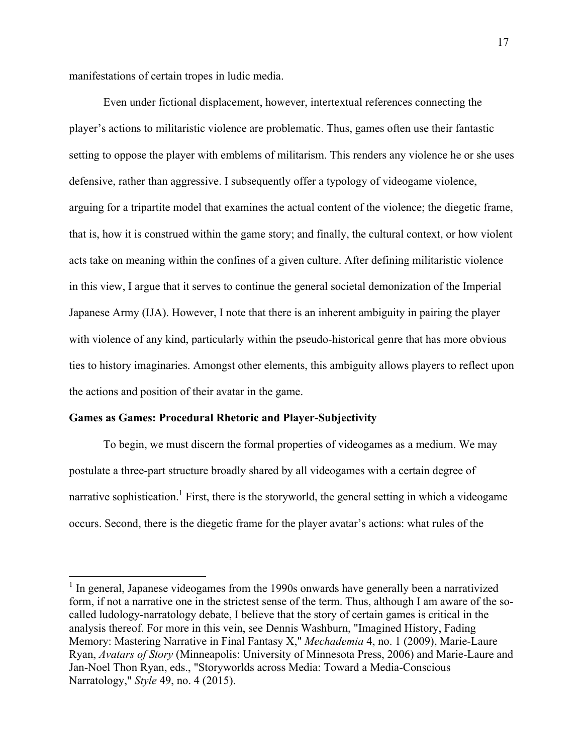manifestations of certain tropes in ludic media.

Even under fictional displacement, however, intertextual references connecting the player's actions to militaristic violence are problematic. Thus, games often use their fantastic setting to oppose the player with emblems of militarism. This renders any violence he or she uses defensive, rather than aggressive. I subsequently offer a typology of videogame violence, arguing for a tripartite model that examines the actual content of the violence; the diegetic frame, that is, how it is construed within the game story; and finally, the cultural context, or how violent acts take on meaning within the confines of a given culture. After defining militaristic violence in this view, I argue that it serves to continue the general societal demonization of the Imperial Japanese Army (IJA). However, I note that there is an inherent ambiguity in pairing the player with violence of any kind, particularly within the pseudo-historical genre that has more obvious ties to history imaginaries. Amongst other elements, this ambiguity allows players to reflect upon the actions and position of their avatar in the game.

**Games as Games: Procedural Rhetoric and Player-Subjectivity**

To begin, we must discern the formal properties of videogames as a medium. We may postulate a three-part structure broadly shared by all videogames with a certain degree of narrative sophistication.[1] First, there is the storyworld, the general setting in which a videogame occurs. Second, there is the diegetic frame for the player avatar's actions: what rules of the

[1] In general, Japanese videogames from the 1990s onwards have generally been a narrativized form, if not a narrative one in the strictest sense of the term. Thus, although I am aware of the so-called ludology-narratology debate, I believe that the story of certain games is critical in the analysis thereof. For more in this vein, see Dennis Washburn, "Imagined History, Fading Memory: Mastering Narrative in Final Fantasy X," *Mechademia* 4, no. 1 (2009), Marie-Laure Ryan, *Avatars of Story* (Minneapolis: University of Minnesota Press, 2006) and Marie-Laure and Jan-Noel Thon Ryan, eds., "Storyworlds across Media: Toward a Media-Conscious Narratology," *Style* 49, no. 4 (2015).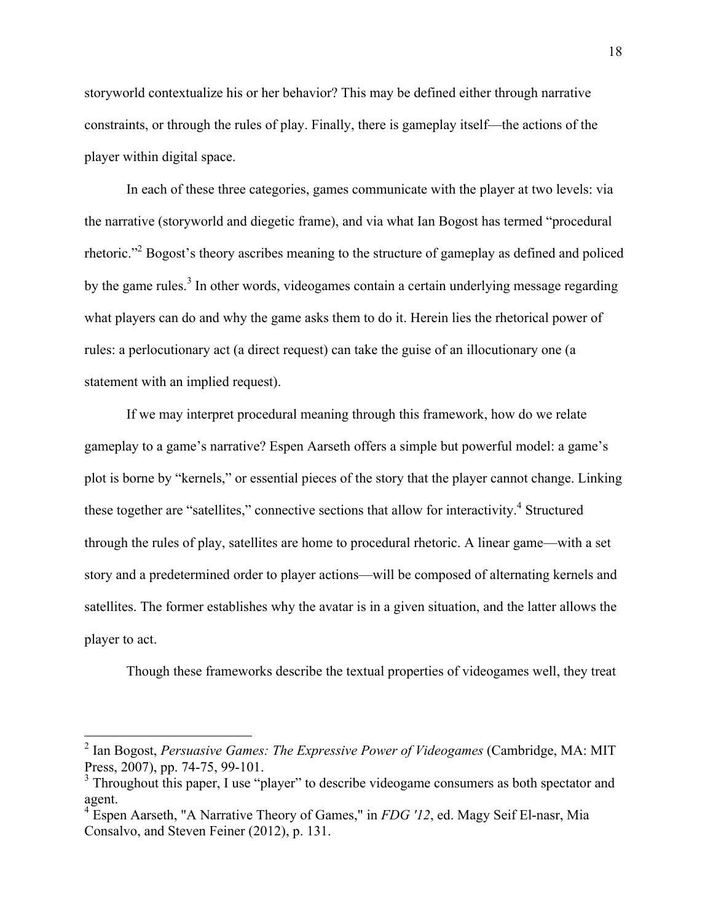storyworld contextualize his or her behavior? This may be defined either through narrative constraints, or through the rules of play. Finally, there is gameplay itself—the actions of the player within digital space.

In each of these three categories, games communicate with the player at two levels: via the narrative (storyworld and diegetic frame), and via what Ian Bogost has termed "procedural rhetoric."[2] Bogost's theory ascribes meaning to the structure of gameplay as defined and policed by the game rules.[3] In other words, videogames contain a certain underlying message regarding what players can do and why the game asks them to do it. Herein lies the rhetorical power of rules: a perlocutionary act (a direct request) can take the guise of an illocutionary one (a statement with an implied request).

If we may interpret procedural meaning through this framework, how do we relate gameplay to a game's narrative? Espen Aarseth offers a simple but powerful model: a game's plot is borne by "kernels," or essential pieces of the story that the player cannot change. Linking these together are "satellites," connective sections that allow for interactivity.[4] Structured through the rules of play, satellites are home to procedural rhetoric. A linear game—with a set story and a predetermined order to player actions—will be composed of alternating kernels and satellites. The former establishes why the avatar is in a given situation, and the latter allows the player to act.

Though these frameworks describe the textual properties of videogames well, they treat

---

[2] Ian Bogost, *Persuasive Games: The Expressive Power of Videogames* (Cambridge, MA: MIT Press, 2007), pp. 74-75, 99-101.

[3] Throughout this paper, I use "player" to describe videogame consumers as both spectator and agent.

[4] Espen Aarseth, "A Narrative Theory of Games," in *FDG '12*, ed. Magy Seif El-nasr, Mia Consalvo, and Steven Feiner (2012), p. 131.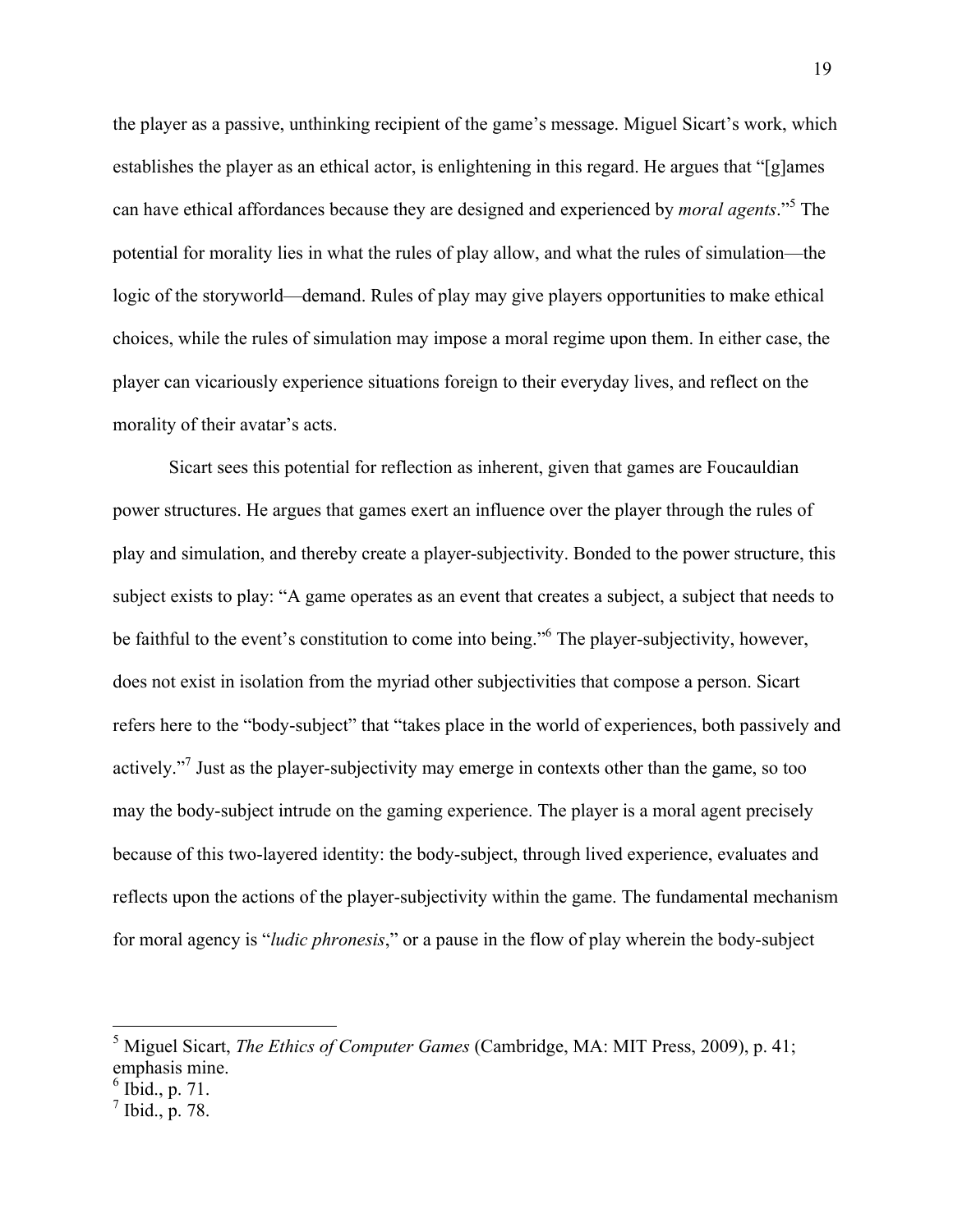the player as a passive, unthinking recipient of the game's message. Miguel Sicart's work, which establishes the player as an ethical actor, is enlightening in this regard. He argues that "[g]ames can have ethical affordances because they are designed and experienced by *moral agents*."[5] The potential for morality lies in what the rules of play allow, and what the rules of simulation—the logic of the storyworld—demand. Rules of play may give players opportunities to make ethical choices, while the rules of simulation may impose a moral regime upon them. In either case, the player can vicariously experience situations foreign to their everyday lives, and reflect on the morality of their avatar's acts.

Sicart sees this potential for reflection as inherent, given that games are Foucauldian power structures. He argues that games exert an influence over the player through the rules of play and simulation, and thereby create a player-subjectivity. Bonded to the power structure, this subject exists to play: "A game operates as an event that creates a subject, a subject that needs to be faithful to the event's constitution to come into being."[6] The player-subjectivity, however, does not exist in isolation from the myriad other subjectivities that compose a person. Sicart refers here to the "body-subject" that "takes place in the world of experiences, both passively and actively."[7] Just as the player-subjectivity may emerge in contexts other than the game, so too may the body-subject intrude on the gaming experience. The player is a moral agent precisely because of this two-layered identity: the body-subject, through lived experience, evaluates and reflects upon the actions of the player-subjectivity within the game. The fundamental mechanism for moral agency is "*ludic phronesis*," or a pause in the flow of play wherein the body-subject

---

[5] Miguel Sicart, *The Ethics of Computer Games* (Cambridge, MA: MIT Press, 2009), p. 41; emphasis mine.
[6] Ibid., p. 71.
[7] Ibid., p. 78.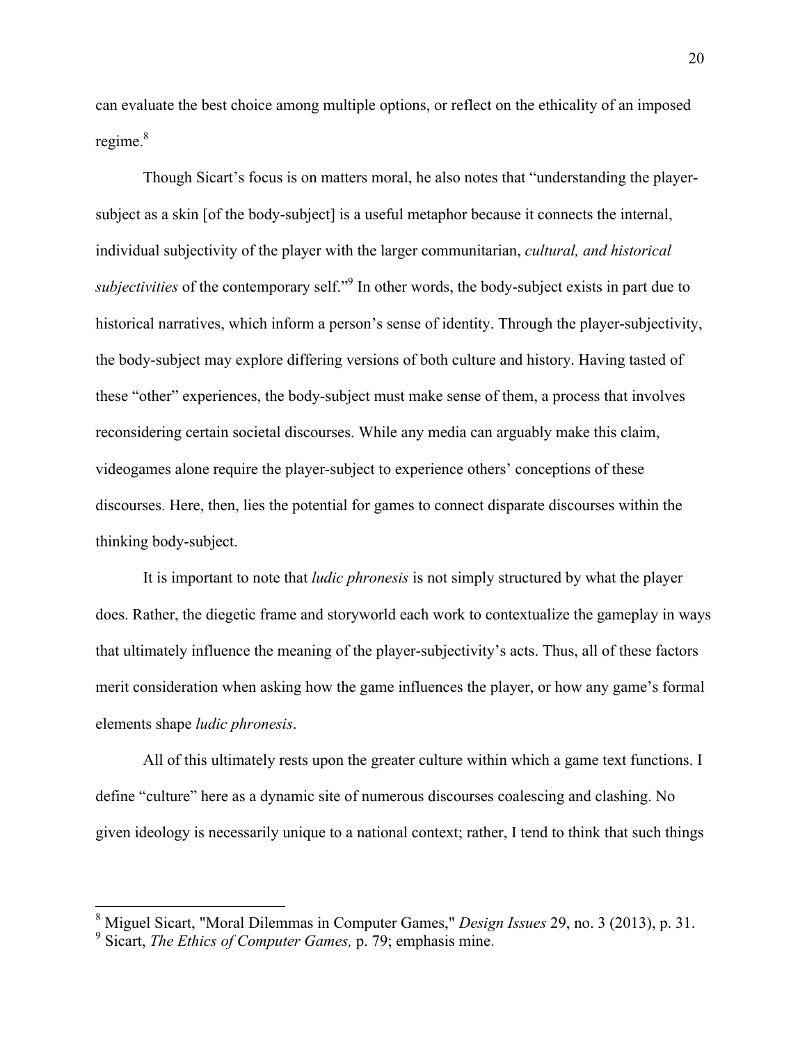can evaluate the best choice among multiple options, or reflect on the ethicality of an imposed regime.[8]

Though Sicart's focus is on matters moral, he also notes that "understanding the player-subject as a skin [of the body-subject] is a useful metaphor because it connects the internal, individual subjectivity of the player with the larger communitarian, *cultural, and historical subjectivities* of the contemporary self."[9] In other words, the body-subject exists in part due to historical narratives, which inform a person's sense of identity. Through the player-subjectivity, the body-subject may explore differing versions of both culture and history. Having tasted of these "other" experiences, the body-subject must make sense of them, a process that involves reconsidering certain societal discourses. While any media can arguably make this claim, videogames alone require the player-subject to experience others' conceptions of these discourses. Here, then, lies the potential for games to connect disparate discourses within the thinking body-subject.

It is important to note that *ludic phronesis* is not simply structured by what the player does. Rather, the diegetic frame and storyworld each work to contextualize the gameplay in ways that ultimately influence the meaning of the player-subjectivity's acts. Thus, all of these factors merit consideration when asking how the game influences the player, or how any game's formal elements shape *ludic phronesis*.

All of this ultimately rests upon the greater culture within which a game text functions. I define "culture" here as a dynamic site of numerous discourses coalescing and clashing. No given ideology is necessarily unique to a national context; rather, I tend to think that such things

---

[8] Miguel Sicart, "Moral Dilemmas in Computer Games," *Design Issues* 29, no. 3 (2013), p. 31.

[9] Sicart, *The Ethics of Computer Games,* p. 79; emphasis mine.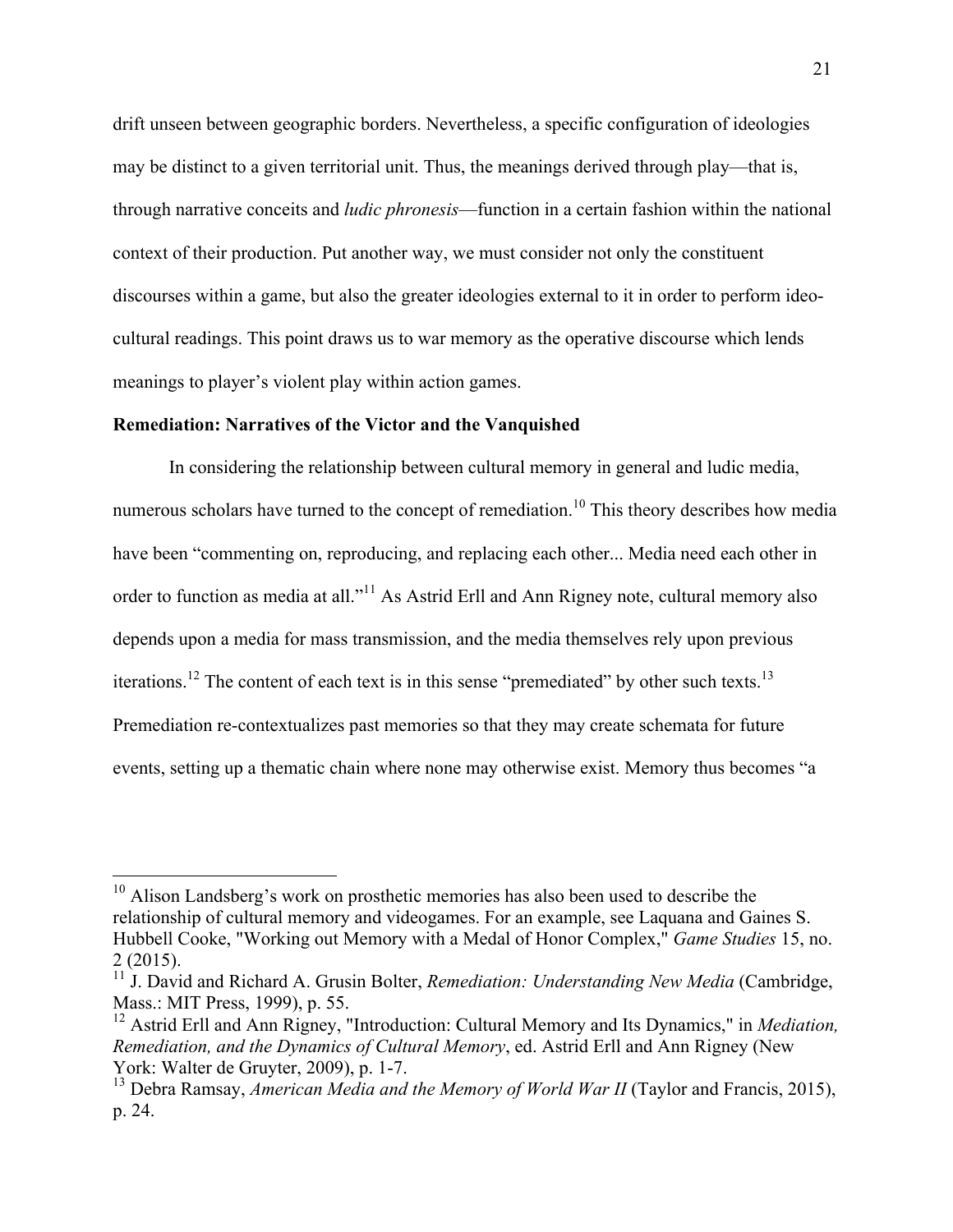drift unseen between geographic borders. Nevertheless, a specific configuration of ideologies may be distinct to a given territorial unit. Thus, the meanings derived through play—that is, through narrative conceits and *ludic phronesis*—function in a certain fashion within the national context of their production. Put another way, we must consider not only the constituent discourses within a game, but also the greater ideologies external to it in order to perform ideo-cultural readings. This point draws us to war memory as the operative discourse which lends meanings to player's violent play within action games.

**Remediation: Narratives of the Victor and the Vanquished**

In considering the relationship between cultural memory in general and ludic media, numerous scholars have turned to the concept of remediation.[10] This theory describes how media have been "commenting on, reproducing, and replacing each other... Media need each other in order to function as media at all."[11] As Astrid Erll and Ann Rigney note, cultural memory also depends upon a media for mass transmission, and the media themselves rely upon previous iterations.[12] The content of each text is in this sense "premediated" by other such texts.[13] Premediation re-contextualizes past memories so that they may create schemata for future events, setting up a thematic chain where none may otherwise exist. Memory thus becomes "a

---

[10] Alison Landsberg's work on prosthetic memories has also been used to describe the relationship of cultural memory and videogames. For an example, see Laquana and Gaines S. Hubbell Cooke, "Working out Memory with a Medal of Honor Complex," *Game Studies* 15, no. 2 (2015).

[11] J. David and Richard A. Grusin Bolter, *Remediation: Understanding New Media* (Cambridge, Mass.: MIT Press, 1999), p. 55.

[12] Astrid Erll and Ann Rigney, "Introduction: Cultural Memory and Its Dynamics," in *Mediation, Remediation, and the Dynamics of Cultural Memory*, ed. Astrid Erll and Ann Rigney (New York: Walter de Gruyter, 2009), p. 1-7.

[13] Debra Ramsay, *American Media and the Memory of World War II* (Taylor and Francis, 2015), p. 24.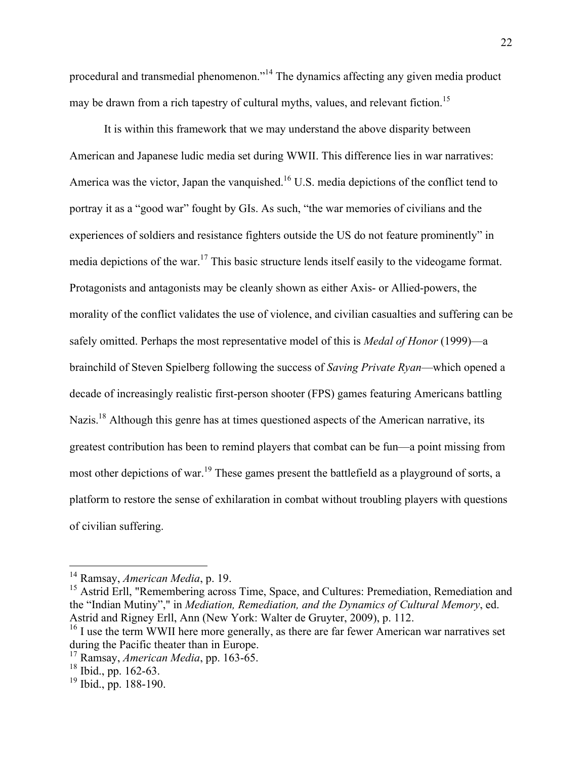procedural and transmedial phenomenon."[14] The dynamics affecting any given media product may be drawn from a rich tapestry of cultural myths, values, and relevant fiction.[15]

It is within this framework that we may understand the above disparity between American and Japanese ludic media set during WWII. This difference lies in war narratives: America was the victor, Japan the vanquished.[16] U.S. media depictions of the conflict tend to portray it as a "good war" fought by GIs. As such, "the war memories of civilians and the experiences of soldiers and resistance fighters outside the US do not feature prominently" in media depictions of the war.[17] This basic structure lends itself easily to the videogame format. Protagonists and antagonists may be cleanly shown as either Axis- or Allied-powers, the morality of the conflict validates the use of violence, and civilian casualties and suffering can be safely omitted. Perhaps the most representative model of this is *Medal of Honor* (1999)—a brainchild of Steven Spielberg following the success of *Saving Private Ryan*—which opened a decade of increasingly realistic first-person shooter (FPS) games featuring Americans battling Nazis.[18] Although this genre has at times questioned aspects of the American narrative, its greatest contribution has been to remind players that combat can be fun—a point missing from most other depictions of war.[19] These games present the battlefield as a playground of sorts, a platform to restore the sense of exhilaration in combat without troubling players with questions of civilian suffering.

---

[14] Ramsay, *American Media*, p. 19.

[15] Astrid Erll, "Remembering across Time, Space, and Cultures: Premediation, Remediation and the "Indian Mutiny"," in *Mediation, Remediation, and the Dynamics of Cultural Memory*, ed. Astrid and Rigney Erll, Ann (New York: Walter de Gruyter, 2009), p. 112.

[16] I use the term WWII here more generally, as there are far fewer American war narratives set during the Pacific theater than in Europe.

[17] Ramsay, *American Media*, pp. 163-65.

[18] Ibid., pp. 162-63.

[19] Ibid., pp. 188-190.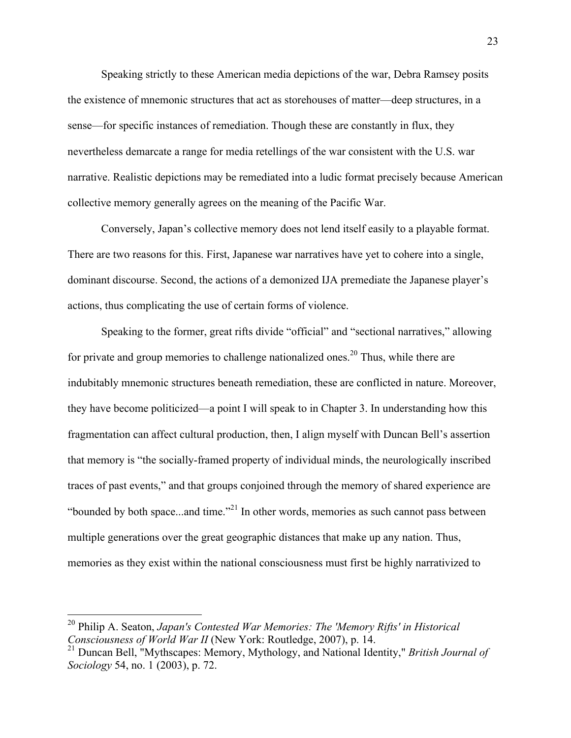Speaking strictly to these American media depictions of the war, Debra Ramsey posits the existence of mnemonic structures that act as storehouses of matter—deep structures, in a sense—for specific instances of remediation. Though these are constantly in flux, they nevertheless demarcate a range for media retellings of the war consistent with the U.S. war narrative. Realistic depictions may be remediated into a ludic format precisely because American collective memory generally agrees on the meaning of the Pacific War.

Conversely, Japan's collective memory does not lend itself easily to a playable format. There are two reasons for this. First, Japanese war narratives have yet to cohere into a single, dominant discourse. Second, the actions of a demonized IJA premediate the Japanese player's actions, thus complicating the use of certain forms of violence.

Speaking to the former, great rifts divide "official" and "sectional narratives," allowing for private and group memories to challenge nationalized ones.[20] Thus, while there are indubitably mnemonic structures beneath remediation, these are conflicted in nature. Moreover, they have become politicized—a point I will speak to in Chapter 3. In understanding how this fragmentation can affect cultural production, then, I align myself with Duncan Bell's assertion that memory is "the socially-framed property of individual minds, the neurologically inscribed traces of past events," and that groups conjoined through the memory of shared experience are "bounded by both space...and time."[21] In other words, memories as such cannot pass between multiple generations over the great geographic distances that make up any nation. Thus, memories as they exist within the national consciousness must first be highly narrativized to

---

[20] Philip A. Seaton, *Japan's Contested War Memories: The 'Memory Rifts' in Historical Consciousness of World War II* (New York: Routledge, 2007), p. 14.

[21] Duncan Bell, "Mythscapes: Memory, Mythology, and National Identity," *British Journal of Sociology* 54, no. 1 (2003), p. 72.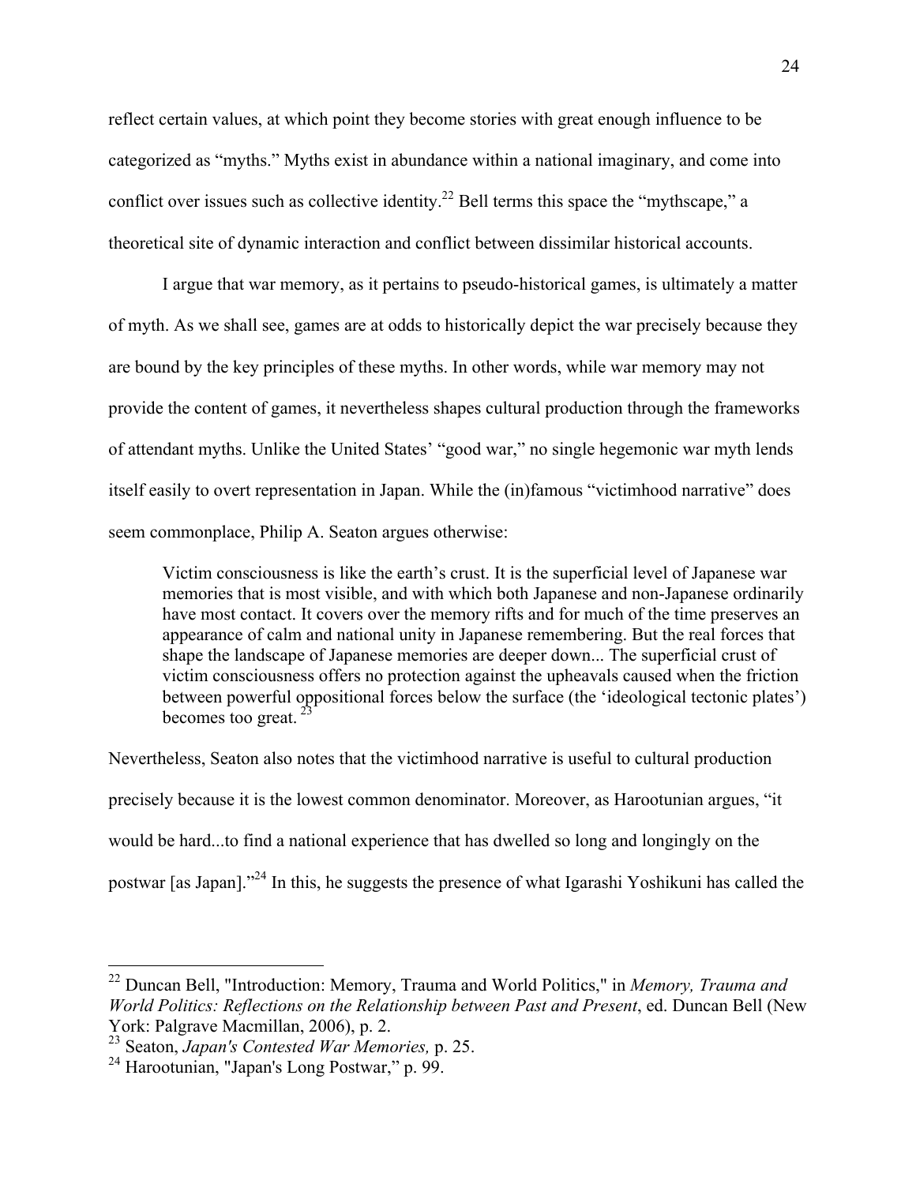reflect certain values, at which point they become stories with great enough influence to be categorized as “myths.” Myths exist in abundance within a national imaginary, and come into conflict over issues such as collective identity.[22] Bell terms this space the “mythscape,” a theoretical site of dynamic interaction and conflict between dissimilar historical accounts.

I argue that war memory, as it pertains to pseudo-historical games, is ultimately a matter of myth. As we shall see, games are at odds to historically depict the war precisely because they are bound by the key principles of these myths. In other words, while war memory may not provide the content of games, it nevertheless shapes cultural production through the frameworks of attendant myths. Unlike the United States’ “good war,” no single hegemonic war myth lends itself easily to overt representation in Japan. While the (in)famous “victimhood narrative” does seem commonplace, Philip A. Seaton argues otherwise:

> Victim consciousness is like the earth’s crust. It is the superficial level of Japanese war memories that is most visible, and with which both Japanese and non-Japanese ordinarily have most contact. It covers over the memory rifts and for much of the time preserves an appearance of calm and national unity in Japanese remembering. But the real forces that shape the landscape of Japanese memories are deeper down... The superficial crust of victim consciousness offers no protection against the upheavals caused when the friction between powerful oppositional forces below the surface (the ‘ideological tectonic plates’) becomes too great.[23]

Nevertheless, Seaton also notes that the victimhood narrative is useful to cultural production precisely because it is the lowest common denominator. Moreover, as Harootunian argues, “it would be hard...to find a national experience that has dwelled so long and longingly on the postwar [as Japan].”[24] In this, he suggests the presence of what Igarashi Yoshikuni has called the

---

[22] Duncan Bell, "Introduction: Memory, Trauma and World Politics," in *Memory, Trauma and World Politics: Reflections on the Relationship between Past and Present*, ed. Duncan Bell (New York: Palgrave Macmillan, 2006), p. 2.

[23] Seaton, *Japan's Contested War Memories,* p. 25.

[24] Harootunian, "Japan's Long Postwar," p. 99.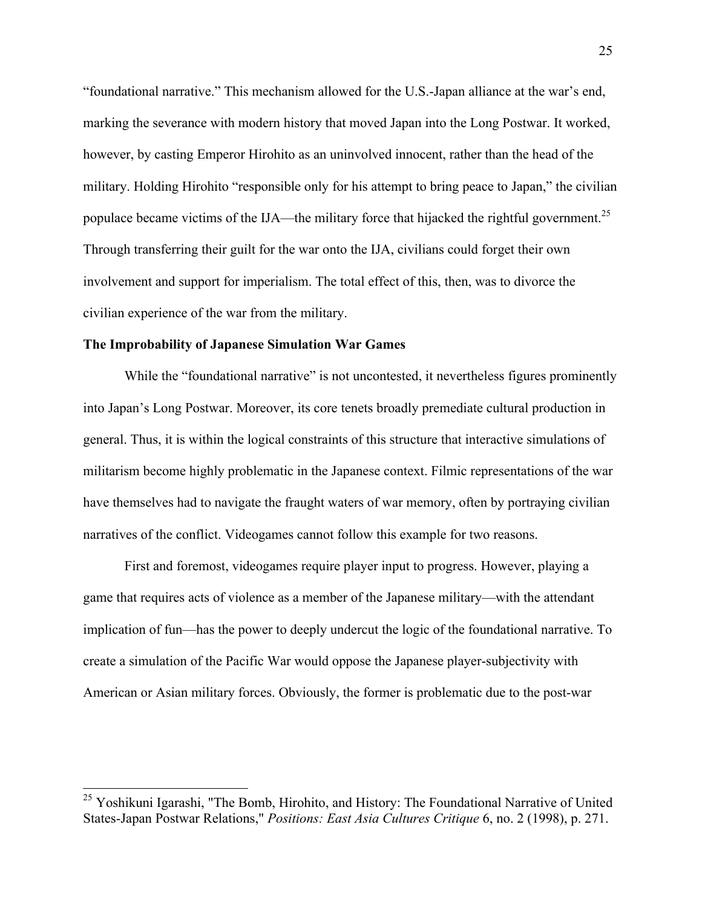"foundational narrative." This mechanism allowed for the U.S.-Japan alliance at the war's end, marking the severance with modern history that moved Japan into the Long Postwar. It worked, however, by casting Emperor Hirohito as an uninvolved innocent, rather than the head of the military. Holding Hirohito "responsible only for his attempt to bring peace to Japan," the civilian populace became victims of the IJA—the military force that hijacked the rightful government.[25] Through transferring their guilt for the war onto the IJA, civilians could forget their own involvement and support for imperialism. The total effect of this, then, was to divorce the civilian experience of the war from the military.

**The Improbability of Japanese Simulation War Games**

While the "foundational narrative" is not uncontested, it nevertheless figures prominently into Japan's Long Postwar. Moreover, its core tenets broadly premediate cultural production in general. Thus, it is within the logical constraints of this structure that interactive simulations of militarism become highly problematic in the Japanese context. Filmic representations of the war have themselves had to navigate the fraught waters of war memory, often by portraying civilian narratives of the conflict. Videogames cannot follow this example for two reasons.

First and foremost, videogames require player input to progress. However, playing a game that requires acts of violence as a member of the Japanese military—with the attendant implication of fun—has the power to deeply undercut the logic of the foundational narrative. To create a simulation of the Pacific War would oppose the Japanese player-subjectivity with American or Asian military forces. Obviously, the former is problematic due to the post-war

---

[25] Yoshikuni Igarashi, "The Bomb, Hirohito, and History: The Foundational Narrative of United States-Japan Postwar Relations," *Positions: East Asia Cultures Critique* 6, no. 2 (1998), p. 271.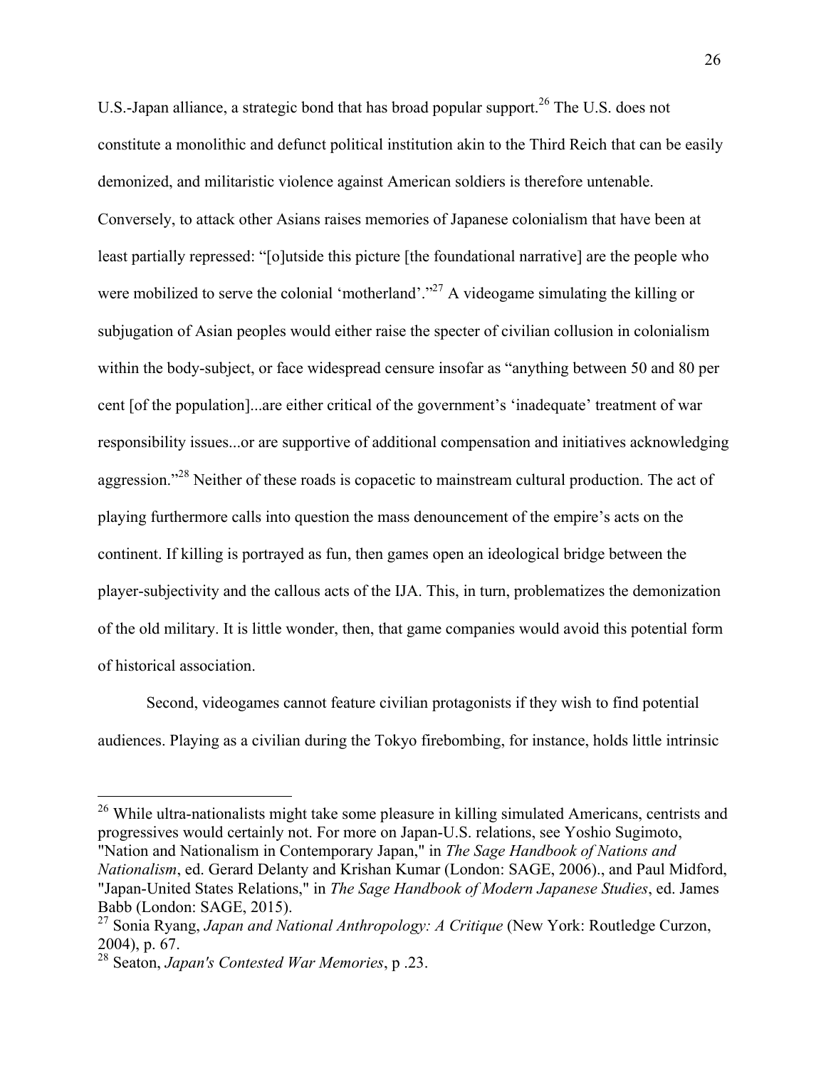U.S.-Japan alliance, a strategic bond that has broad popular support.[26] The U.S. does not constitute a monolithic and defunct political institution akin to the Third Reich that can be easily demonized, and militaristic violence against American soldiers is therefore untenable. Conversely, to attack other Asians raises memories of Japanese colonialism that have been at least partially repressed: "[o]utside this picture [the foundational narrative] are the people who were mobilized to serve the colonial 'motherland'."[27] A videogame simulating the killing or subjugation of Asian peoples would either raise the specter of civilian collusion in colonialism within the body-subject, or face widespread censure insofar as "anything between 50 and 80 per cent [of the population]...are either critical of the government's 'inadequate' treatment of war responsibility issues...or are supportive of additional compensation and initiatives acknowledging aggression."[28] Neither of these roads is copacetic to mainstream cultural production. The act of playing furthermore calls into question the mass denouncement of the empire's acts on the continent. If killing is portrayed as fun, then games open an ideological bridge between the player-subjectivity and the callous acts of the IJA. This, in turn, problematizes the demonization of the old military. It is little wonder, then, that game companies would avoid this potential form of historical association.

Second, videogames cannot feature civilian protagonists if they wish to find potential audiences. Playing as a civilian during the Tokyo firebombing, for instance, holds little intrinsic

---

[26] While ultra-nationalists might take some pleasure in killing simulated Americans, centrists and progressives would certainly not. For more on Japan-U.S. relations, see Yoshio Sugimoto, "Nation and Nationalism in Contemporary Japan," in *The Sage Handbook of Nations and Nationalism*, ed. Gerard Delanty and Krishan Kumar (London: SAGE, 2006)., and Paul Midford, "Japan-United States Relations," in *The Sage Handbook of Modern Japanese Studies*, ed. James Babb (London: SAGE, 2015).

[27] Sonia Ryang, *Japan and National Anthropology: A Critique* (New York: Routledge Curzon, 2004), p. 67.

[28] Seaton, *Japan's Contested War Memories*, p .23.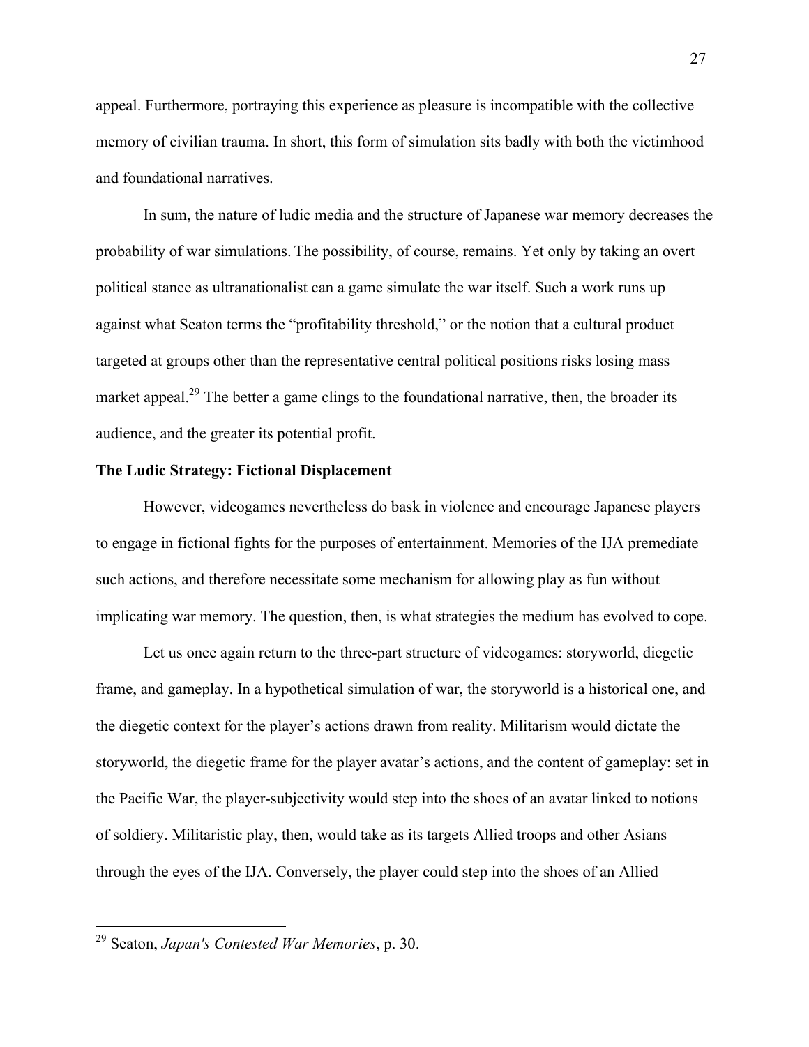appeal. Furthermore, portraying this experience as pleasure is incompatible with the collective memory of civilian trauma. In short, this form of simulation sits badly with both the victimhood and foundational narratives.

In sum, the nature of ludic media and the structure of Japanese war memory decreases the probability of war simulations. The possibility, of course, remains. Yet only by taking an overt political stance as ultranationalist can a game simulate the war itself. Such a work runs up against what Seaton terms the "profitability threshold," or the notion that a cultural product targeted at groups other than the representative central political positions risks losing mass market appeal.[29] The better a game clings to the foundational narrative, then, the broader its audience, and the greater its potential profit.

**The Ludic Strategy: Fictional Displacement**

However, videogames nevertheless do bask in violence and encourage Japanese players to engage in fictional fights for the purposes of entertainment. Memories of the IJA premediate such actions, and therefore necessitate some mechanism for allowing play as fun without implicating war memory. The question, then, is what strategies the medium has evolved to cope.

Let us once again return to the three-part structure of videogames: storyworld, diegetic frame, and gameplay. In a hypothetical simulation of war, the storyworld is a historical one, and the diegetic context for the player's actions drawn from reality. Militarism would dictate the storyworld, the diegetic frame for the player avatar's actions, and the content of gameplay: set in the Pacific War, the player-subjectivity would step into the shoes of an avatar linked to notions of soldiery. Militaristic play, then, would take as its targets Allied troops and other Asians through the eyes of the IJA. Conversely, the player could step into the shoes of an Allied

[29] Seaton, *Japan's Contested War Memories*, p. 30.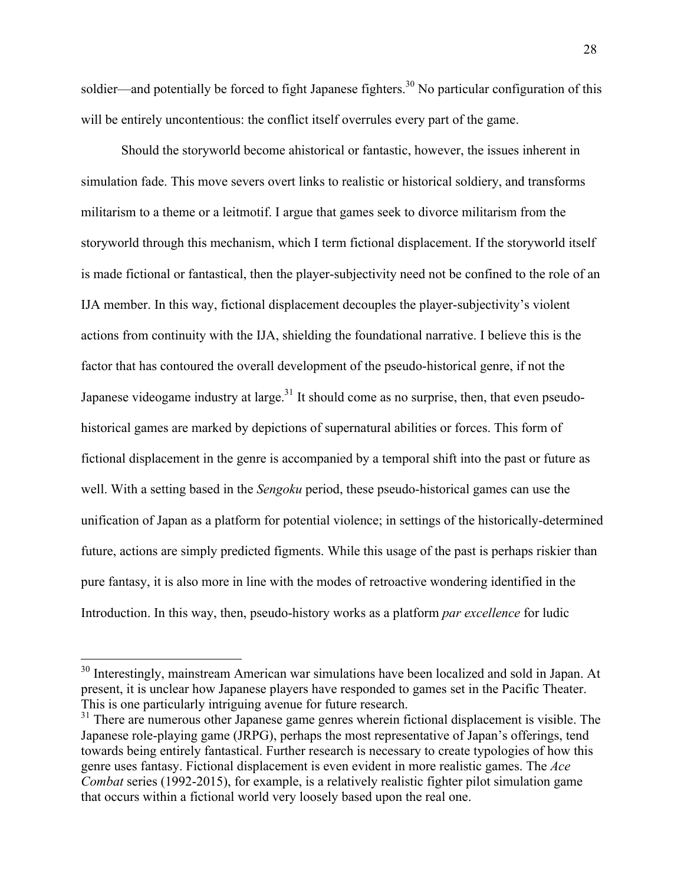soldier—and potentially be forced to fight Japanese fighters.[30] No particular configuration of this will be entirely uncontentious: the conflict itself overrules every part of the game.

Should the storyworld become ahistorical or fantastic, however, the issues inherent in simulation fade. This move severs overt links to realistic or historical soldiery, and transforms militarism to a theme or a leitmotif. I argue that games seek to divorce militarism from the storyworld through this mechanism, which I term fictional displacement. If the storyworld itself is made fictional or fantastical, then the player-subjectivity need not be confined to the role of an IJA member. In this way, fictional displacement decouples the player-subjectivity's violent actions from continuity with the IJA, shielding the foundational narrative. I believe this is the factor that has contoured the overall development of the pseudo-historical genre, if not the Japanese videogame industry at large.[31] It should come as no surprise, then, that even pseudo-historical games are marked by depictions of supernatural abilities or forces. This form of fictional displacement in the genre is accompanied by a temporal shift into the past or future as well. With a setting based in the *Sengoku* period, these pseudo-historical games can use the unification of Japan as a platform for potential violence; in settings of the historically-determined future, actions are simply predicted figments. While this usage of the past is perhaps riskier than pure fantasy, it is also more in line with the modes of retroactive wondering identified in the Introduction. In this way, then, pseudo-history works as a platform *par excellence* for ludic

---

[30] Interestingly, mainstream American war simulations have been localized and sold in Japan. At present, it is unclear how Japanese players have responded to games set in the Pacific Theater. This is one particularly intriguing avenue for future research.

[31] There are numerous other Japanese game genres wherein fictional displacement is visible. The Japanese role-playing game (JRPG), perhaps the most representative of Japan's offerings, tend towards being entirely fantastical. Further research is necessary to create typologies of how this genre uses fantasy. Fictional displacement is even evident in more realistic games. The *Ace Combat* series (1992-2015), for example, is a relatively realistic fighter pilot simulation game that occurs within a fictional world very loosely based upon the real one.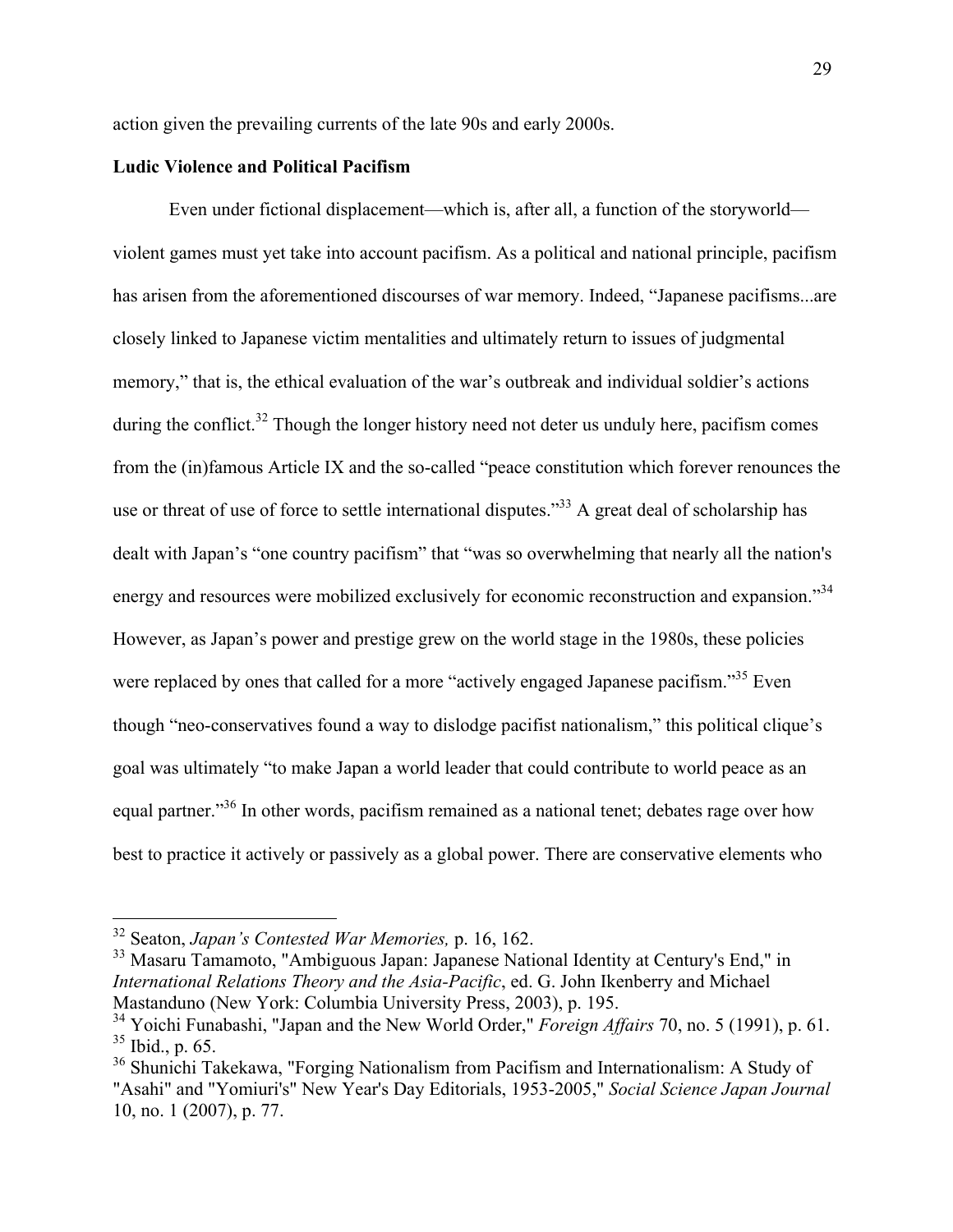action given the prevailing currents of the late 90s and early 2000s.

**Ludic Violence and Political Pacifism**

Even under fictional displacement—which is, after all, a function of the storyworld—violent games must yet take into account pacifism. As a political and national principle, pacifism has arisen from the aforementioned discourses of war memory. Indeed, "Japanese pacifisms...are closely linked to Japanese victim mentalities and ultimately return to issues of judgmental memory," that is, the ethical evaluation of the war's outbreak and individual soldier's actions during the conflict.[32] Though the longer history need not deter us unduly here, pacifism comes from the (in)famous Article IX and the so-called "peace constitution which forever renounces the use or threat of use of force to settle international disputes."[33] A great deal of scholarship has dealt with Japan's "one country pacifism" that "was so overwhelming that nearly all the nation's energy and resources were mobilized exclusively for economic reconstruction and expansion."[34] However, as Japan's power and prestige grew on the world stage in the 1980s, these policies were replaced by ones that called for a more "actively engaged Japanese pacifism."[35] Even though "neo-conservatives found a way to dislodge pacifist nationalism," this political clique's goal was ultimately "to make Japan a world leader that could contribute to world peace as an equal partner."[36] In other words, pacifism remained as a national tenet; debates rage over how best to practice it actively or passively as a global power. There are conservative elements who

---

[32] Seaton, *Japan's Contested War Memories,* p. 16, 162.

[33] Masaru Tamamoto, "Ambiguous Japan: Japanese National Identity at Century's End," in *International Relations Theory and the Asia-Pacific*, ed. G. John Ikenberry and Michael Mastanduno (New York: Columbia University Press, 2003), p. 195.

[34] Yoichi Funabashi, "Japan and the New World Order," *Foreign Affairs* 70, no. 5 (1991), p. 61.

[35] Ibid., p. 65.

[36] Shunichi Takekawa, "Forging Nationalism from Pacifism and Internationalism: A Study of "Asahi" and "Yomiuri's" New Year's Day Editorials, 1953-2005," *Social Science Japan Journal* 10, no. 1 (2007), p. 77.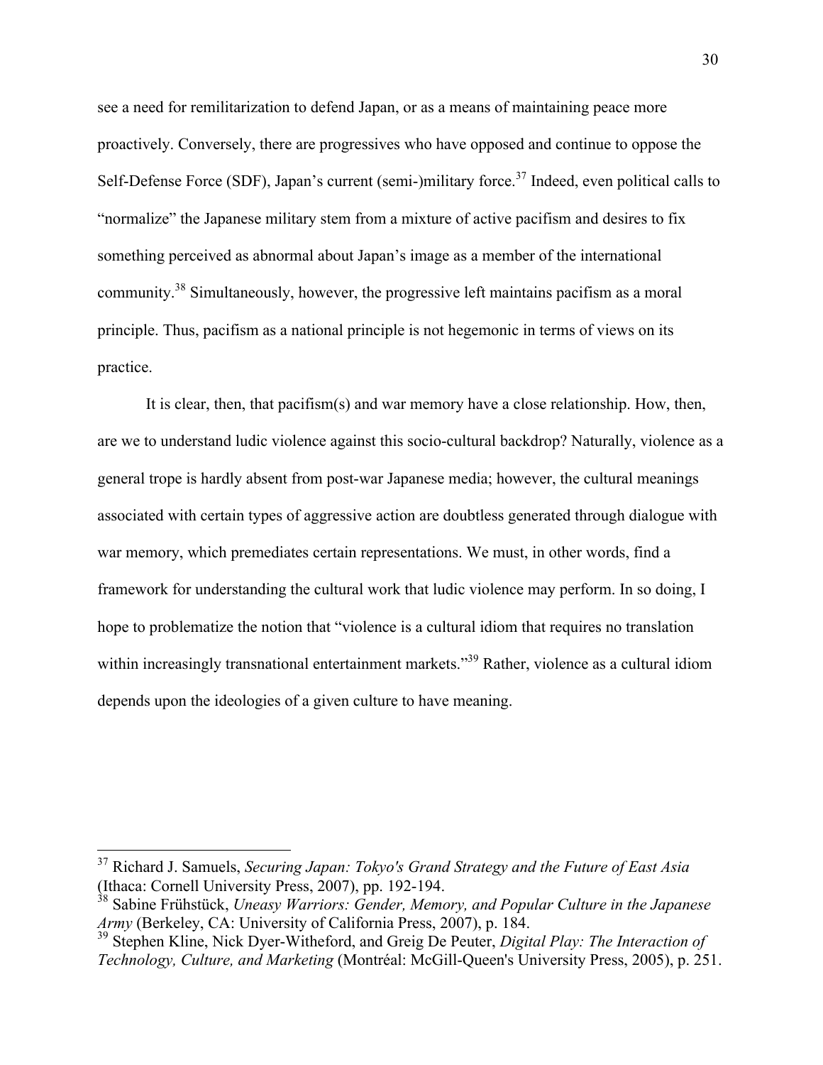see a need for remilitarization to defend Japan, or as a means of maintaining peace more proactively. Conversely, there are progressives who have opposed and continue to oppose the Self-Defense Force (SDF), Japan's current (semi-)military force.[37] Indeed, even political calls to "normalize" the Japanese military stem from a mixture of active pacifism and desires to fix something perceived as abnormal about Japan's image as a member of the international community.[38] Simultaneously, however, the progressive left maintains pacifism as a moral principle. Thus, pacifism as a national principle is not hegemonic in terms of views on its practice.

It is clear, then, that pacifism(s) and war memory have a close relationship. How, then, are we to understand ludic violence against this socio-cultural backdrop? Naturally, violence as a general trope is hardly absent from post-war Japanese media; however, the cultural meanings associated with certain types of aggressive action are doubtless generated through dialogue with war memory, which premediates certain representations. We must, in other words, find a framework for understanding the cultural work that ludic violence may perform. In so doing, I hope to problematize the notion that "violence is a cultural idiom that requires no translation within increasingly transnational entertainment markets."[39] Rather, violence as a cultural idiom depends upon the ideologies of a given culture to have meaning.

---

[37] Richard J. Samuels, *Securing Japan: Tokyo's Grand Strategy and the Future of East Asia* (Ithaca: Cornell University Press, 2007), pp. 192-194.

[38] Sabine Frühstück, *Uneasy Warriors: Gender, Memory, and Popular Culture in the Japanese Army* (Berkeley, CA: University of California Press, 2007), p. 184.

[39] Stephen Kline, Nick Dyer-Witheford, and Greig De Peuter, *Digital Play: The Interaction of Technology, Culture, and Marketing* (Montréal: McGill-Queen's University Press, 2005), p. 251.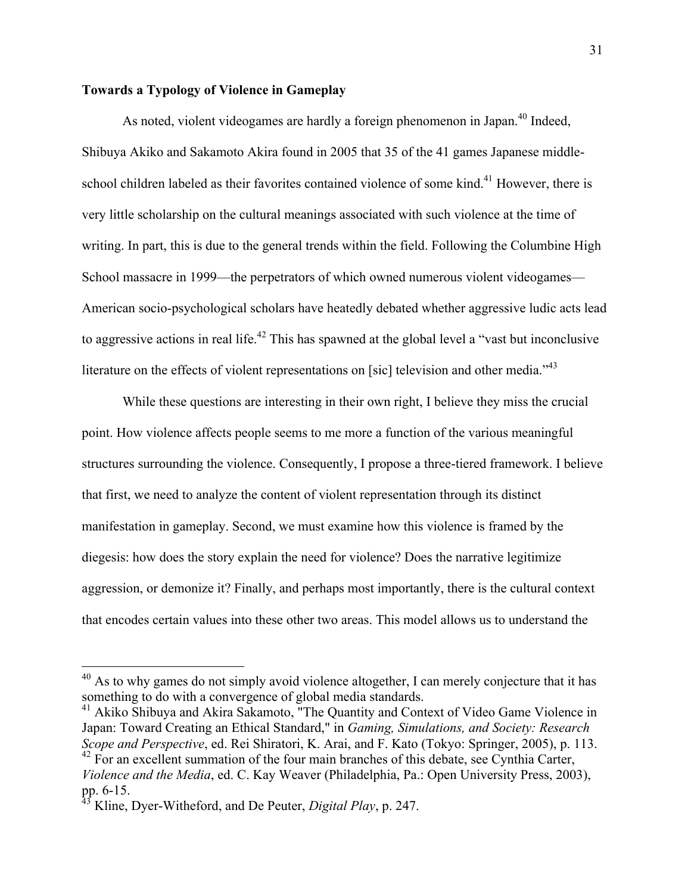**Towards a Typology of Violence in Gameplay**

As noted, violent videogames are hardly a foreign phenomenon in Japan.[40] Indeed, Shibuya Akiko and Sakamoto Akira found in 2005 that 35 of the 41 games Japanese middle-school children labeled as their favorites contained violence of some kind.[41] However, there is very little scholarship on the cultural meanings associated with such violence at the time of writing. In part, this is due to the general trends within the field. Following the Columbine High School massacre in 1999—the perpetrators of which owned numerous violent videogames—American socio-psychological scholars have heatedly debated whether aggressive ludic acts lead to aggressive actions in real life.[42] This has spawned at the global level a "vast but inconclusive literature on the effects of violent representations on [sic] television and other media."[43]

While these questions are interesting in their own right, I believe they miss the crucial point. How violence affects people seems to me more a function of the various meaningful structures surrounding the violence. Consequently, I propose a three-tiered framework. I believe that first, we need to analyze the content of violent representation through its distinct manifestation in gameplay. Second, we must examine how this violence is framed by the diegesis: how does the story explain the need for violence? Does the narrative legitimize aggression, or demonize it? Finally, and perhaps most importantly, there is the cultural context that encodes certain values into these other two areas. This model allows us to understand the

---

[40] As to why games do not simply avoid violence altogether, I can merely conjecture that it has something to do with a convergence of global media standards.

[41] Akiko Shibuya and Akira Sakamoto, "The Quantity and Context of Video Game Violence in Japan: Toward Creating an Ethical Standard," in *Gaming, Simulations, and Society: Research Scope and Perspective*, ed. Rei Shiratori, K. Arai, and F. Kato (Tokyo: Springer, 2005), p. 113.

[42] For an excellent summation of the four main branches of this debate, see Cynthia Carter, *Violence and the Media*, ed. C. Kay Weaver (Philadelphia, Pa.: Open University Press, 2003), pp. 6-15.

[43] Kline, Dyer-Witheford, and De Peuter, *Digital Play*, p. 247.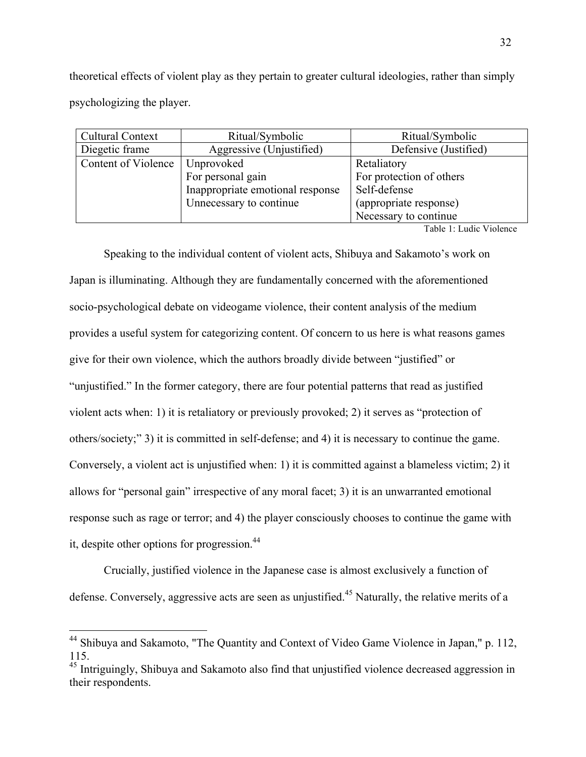theoretical effects of violent play as they pertain to greater cultural ideologies, rather than simply psychologizing the player.

| Cultural Context | Ritual/Symbolic | Ritual/Symbolic |
|---|---|---|
| Diegetic frame | Aggressive (Unjustified) | Defensive (Justified) |
| Content of Violence | Unprovoked<br>For personal gain<br>Inappropriate emotional response<br>Unnecessary to continue | Retaliatory<br>For protection of others<br>Self-defense<br>(appropriate response)<br>Necessary to continue |

Table 1: Ludic Violence

Speaking to the individual content of violent acts, Shibuya and Sakamoto's work on Japan is illuminating. Although they are fundamentally concerned with the aforementioned socio-psychological debate on videogame violence, their content analysis of the medium provides a useful system for categorizing content. Of concern to us here is what reasons games give for their own violence, which the authors broadly divide between "justified" or "unjustified." In the former category, there are four potential patterns that read as justified violent acts when: 1) it is retaliatory or previously provoked; 2) it serves as "protection of others/society;" 3) it is committed in self-defense; and 4) it is necessary to continue the game. Conversely, a violent act is unjustified when: 1) it is committed against a blameless victim; 2) it allows for "personal gain" irrespective of any moral facet; 3) it is an unwarranted emotional response such as rage or terror; and 4) the player consciously chooses to continue the game with it, despite other options for progression.[44]

Crucially, justified violence in the Japanese case is almost exclusively a function of defense. Conversely, aggressive acts are seen as unjustified.[45] Naturally, the relative merits of a

---

[44] Shibuya and Sakamoto, "The Quantity and Context of Video Game Violence in Japan," p. 112, 115.

[45] Intriguingly, Shibuya and Sakamoto also find that unjustified violence decreased aggression in their respondents.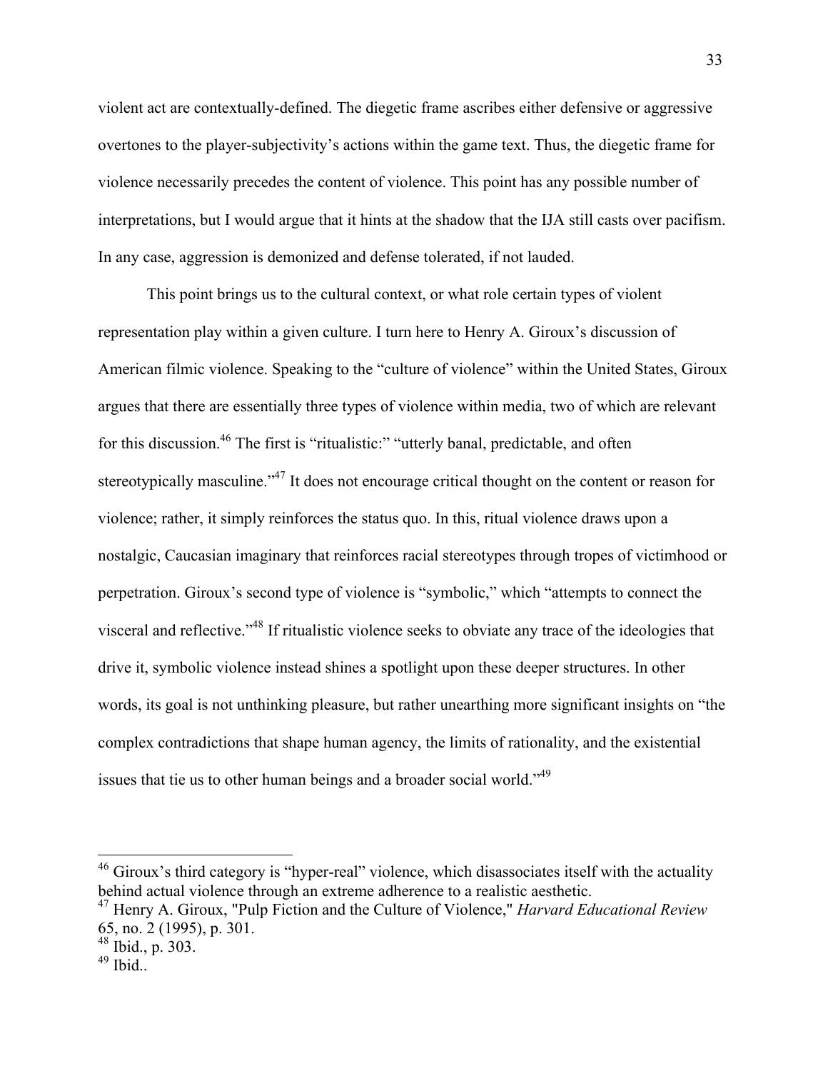violent act are contextually-defined. The diegetic frame ascribes either defensive or aggressive overtones to the player-subjectivity's actions within the game text. Thus, the diegetic frame for violence necessarily precedes the content of violence. This point has any possible number of interpretations, but I would argue that it hints at the shadow that the IJA still casts over pacifism. In any case, aggression is demonized and defense tolerated, if not lauded.

This point brings us to the cultural context, or what role certain types of violent representation play within a given culture. I turn here to Henry A. Giroux's discussion of American filmic violence. Speaking to the "culture of violence" within the United States, Giroux argues that there are essentially three types of violence within media, two of which are relevant for this discussion.[46] The first is "ritualistic:" "utterly banal, predictable, and often stereotypically masculine."[47] It does not encourage critical thought on the content or reason for violence; rather, it simply reinforces the status quo. In this, ritual violence draws upon a nostalgic, Caucasian imaginary that reinforces racial stereotypes through tropes of victimhood or perpetration. Giroux's second type of violence is "symbolic," which "attempts to connect the visceral and reflective."[48] If ritualistic violence seeks to obviate any trace of the ideologies that drive it, symbolic violence instead shines a spotlight upon these deeper structures. In other words, its goal is not unthinking pleasure, but rather unearthing more significant insights on "the complex contradictions that shape human agency, the limits of rationality, and the existential issues that tie us to other human beings and a broader social world."[49]

---

[46] Giroux's third category is "hyper-real" violence, which disassociates itself with the actuality behind actual violence through an extreme adherence to a realistic aesthetic.

[47] Henry A. Giroux, "Pulp Fiction and the Culture of Violence," *Harvard Educational Review* 65, no. 2 (1995), p. 301.

[48] Ibid., p. 303.

[49] Ibid..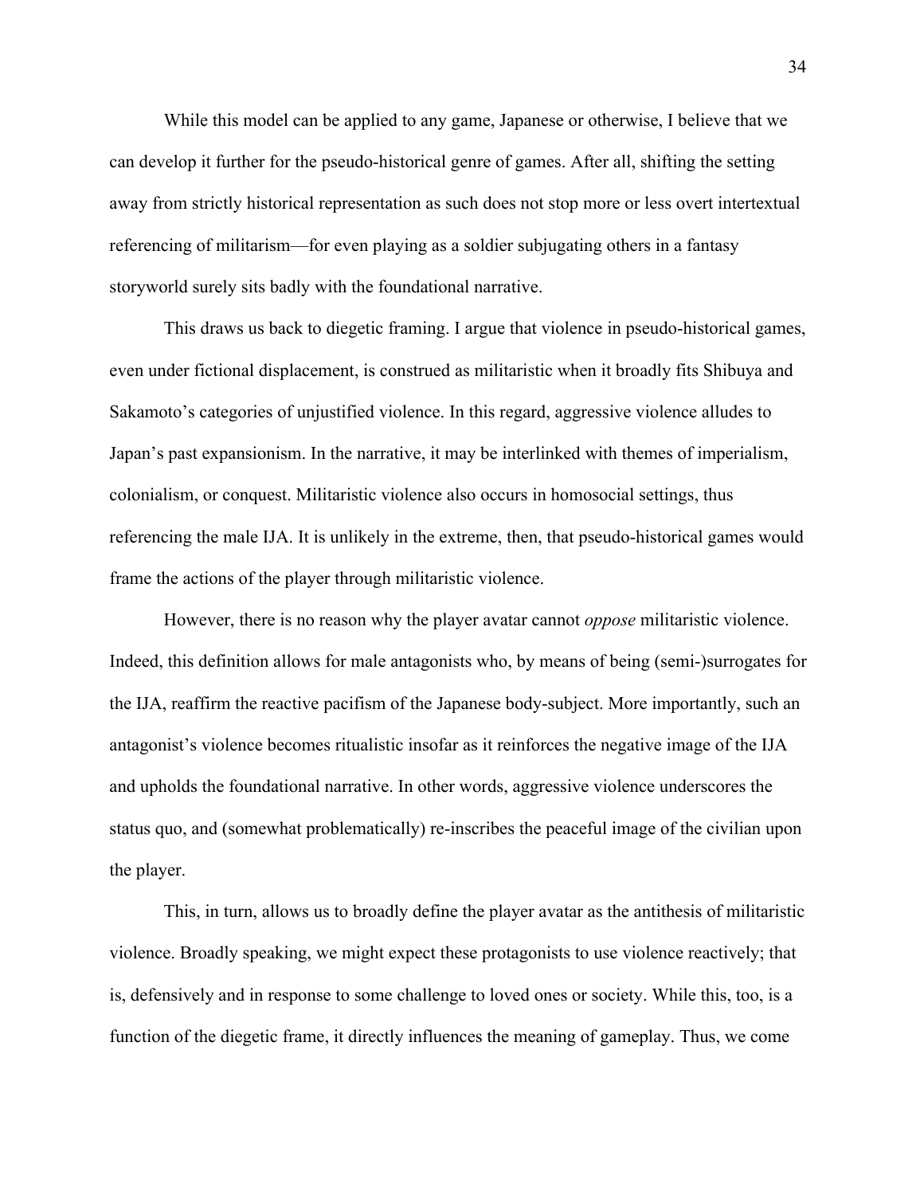While this model can be applied to any game, Japanese or otherwise, I believe that we can develop it further for the pseudo-historical genre of games. After all, shifting the setting away from strictly historical representation as such does not stop more or less overt intertextual referencing of militarism—for even playing as a soldier subjugating others in a fantasy storyworld surely sits badly with the foundational narrative.

This draws us back to diegetic framing. I argue that violence in pseudo-historical games, even under fictional displacement, is construed as militaristic when it broadly fits Shibuya and Sakamoto's categories of unjustified violence. In this regard, aggressive violence alludes to Japan's past expansionism. In the narrative, it may be interlinked with themes of imperialism, colonialism, or conquest. Militaristic violence also occurs in homosocial settings, thus referencing the male IJA. It is unlikely in the extreme, then, that pseudo-historical games would frame the actions of the player through militaristic violence.

However, there is no reason why the player avatar cannot *oppose* militaristic violence. Indeed, this definition allows for male antagonists who, by means of being (semi-)surrogates for the IJA, reaffirm the reactive pacifism of the Japanese body-subject. More importantly, such an antagonist's violence becomes ritualistic insofar as it reinforces the negative image of the IJA and upholds the foundational narrative. In other words, aggressive violence underscores the status quo, and (somewhat problematically) re-inscribes the peaceful image of the civilian upon the player.

This, in turn, allows us to broadly define the player avatar as the antithesis of militaristic violence. Broadly speaking, we might expect these protagonists to use violence reactively; that is, defensively and in response to some challenge to loved ones or society. While this, too, is a function of the diegetic frame, it directly influences the meaning of gameplay. Thus, we come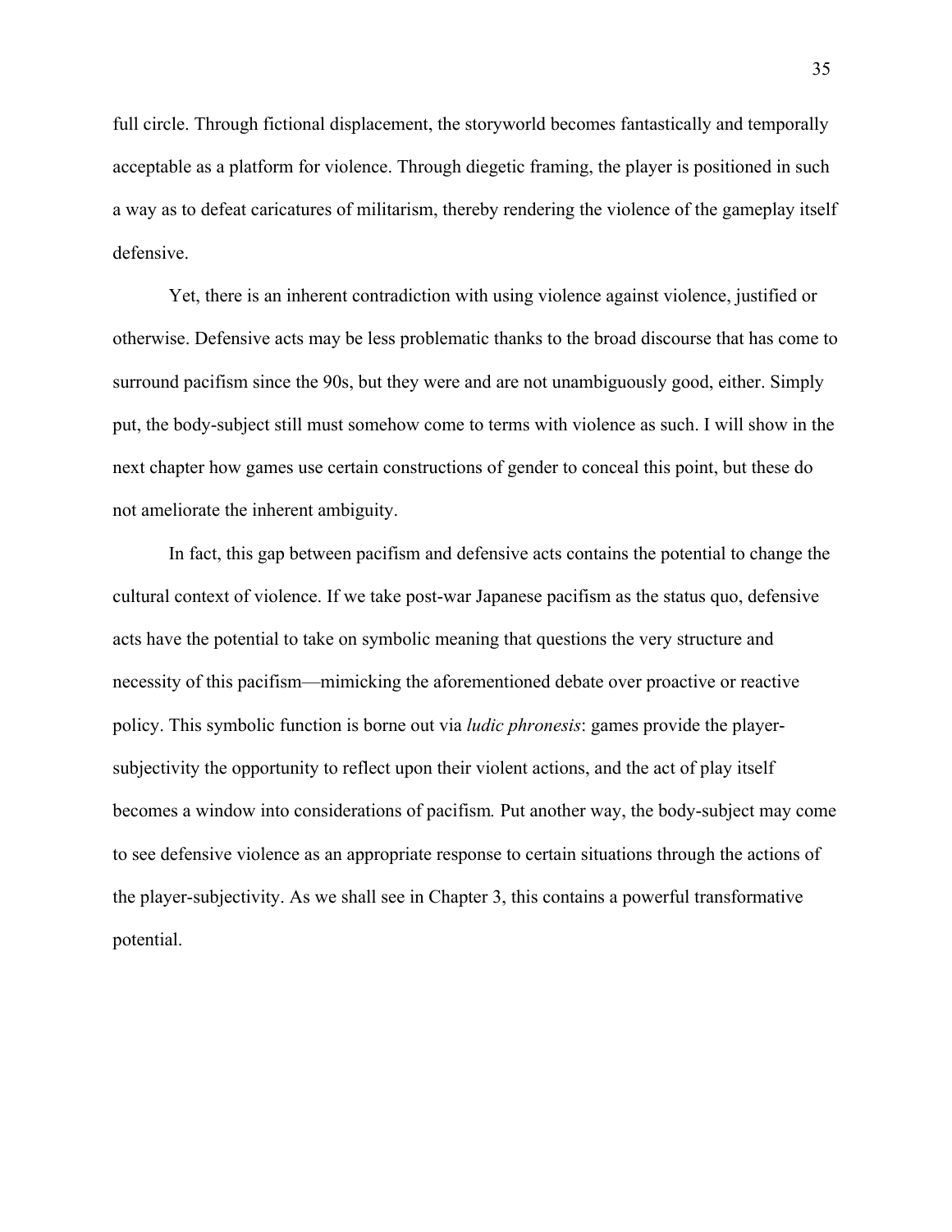full circle. Through fictional displacement, the storyworld becomes fantastically and temporally acceptable as a platform for violence. Through diegetic framing, the player is positioned in such a way as to defeat caricatures of militarism, thereby rendering the violence of the gameplay itself defensive.

Yet, there is an inherent contradiction with using violence against violence, justified or otherwise. Defensive acts may be less problematic thanks to the broad discourse that has come to surround pacifism since the 90s, but they were and are not unambiguously good, either. Simply put, the body-subject still must somehow come to terms with violence as such. I will show in the next chapter how games use certain constructions of gender to conceal this point, but these do not ameliorate the inherent ambiguity.

In fact, this gap between pacifism and defensive acts contains the potential to change the cultural context of violence. If we take post-war Japanese pacifism as the status quo, defensive acts have the potential to take on symbolic meaning that questions the very structure and necessity of this pacifism—mimicking the aforementioned debate over proactive or reactive policy. This symbolic function is borne out via *ludic phronesis*: games provide the player-subjectivity the opportunity to reflect upon their violent actions, and the act of play itself becomes a window into considerations of pacifism. Put another way, the body-subject may come to see defensive violence as an appropriate response to certain situations through the actions of the player-subjectivity. As we shall see in Chapter 3, this contains a powerful transformative potential.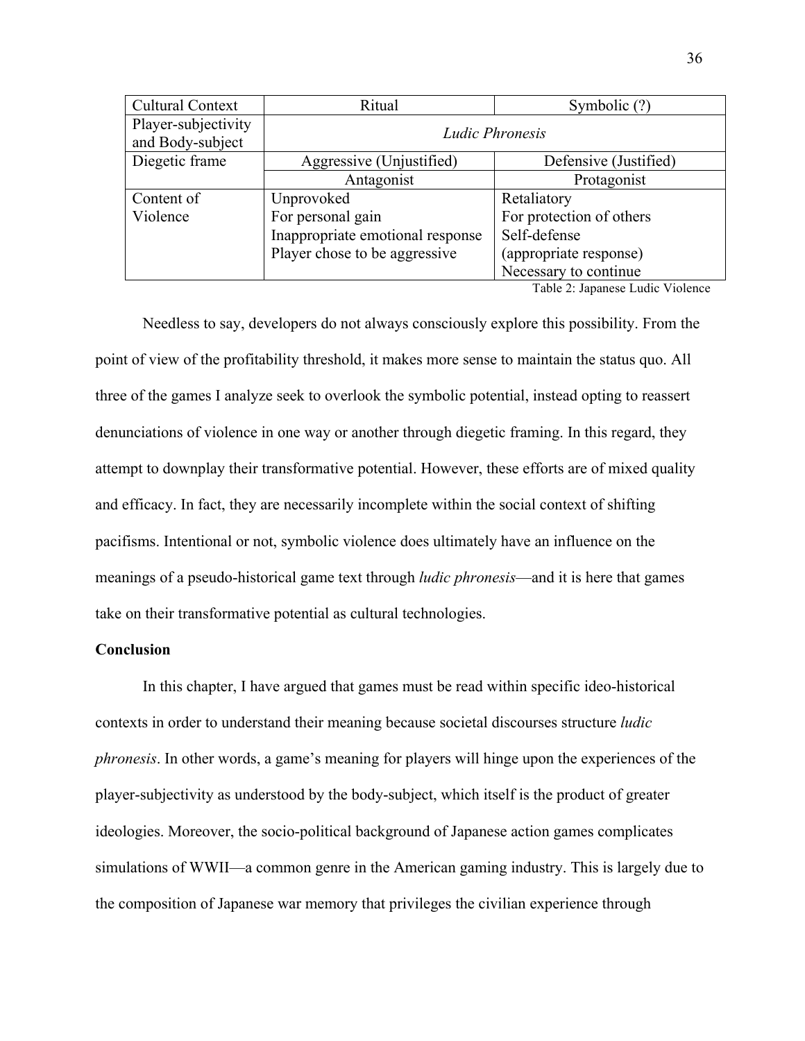| Cultural Context | Ritual | Symbolic (?) |
|---|---|---|
| Player-subjectivity and Body-subject | *Ludic Phronesis* | |
| Diegetic frame | Aggressive (Unjustified) | Defensive (Justified) |
| | Antagonist | Protagonist |
| Content of Violence | Unprovoked<br>For personal gain<br>Inappropriate emotional response<br>Player chose to be aggressive | Retaliatory<br>For protection of others<br>Self-defense<br>(appropriate response)<br>Necessary to continue |

Table 2: Japanese Ludic Violence

Needless to say, developers do not always consciously explore this possibility. From the point of view of the profitability threshold, it makes more sense to maintain the status quo. All three of the games I analyze seek to overlook the symbolic potential, instead opting to reassert denunciations of violence in one way or another through diegetic framing. In this regard, they attempt to downplay their transformative potential. However, these efforts are of mixed quality and efficacy. In fact, they are necessarily incomplete within the social context of shifting pacifisms. Intentional or not, symbolic violence does ultimately have an influence on the meanings of a pseudo-historical game text through *ludic phronesis*—and it is here that games take on their transformative potential as cultural technologies.

**Conclusion**

In this chapter, I have argued that games must be read within specific ideo-historical contexts in order to understand their meaning because societal discourses structure *ludic phronesis*. In other words, a game's meaning for players will hinge upon the experiences of the player-subjectivity as understood by the body-subject, which itself is the product of greater ideologies. Moreover, the socio-political background of Japanese action games complicates simulations of WWII—a common genre in the American gaming industry. This is largely due to the composition of Japanese war memory that privileges the civilian experience through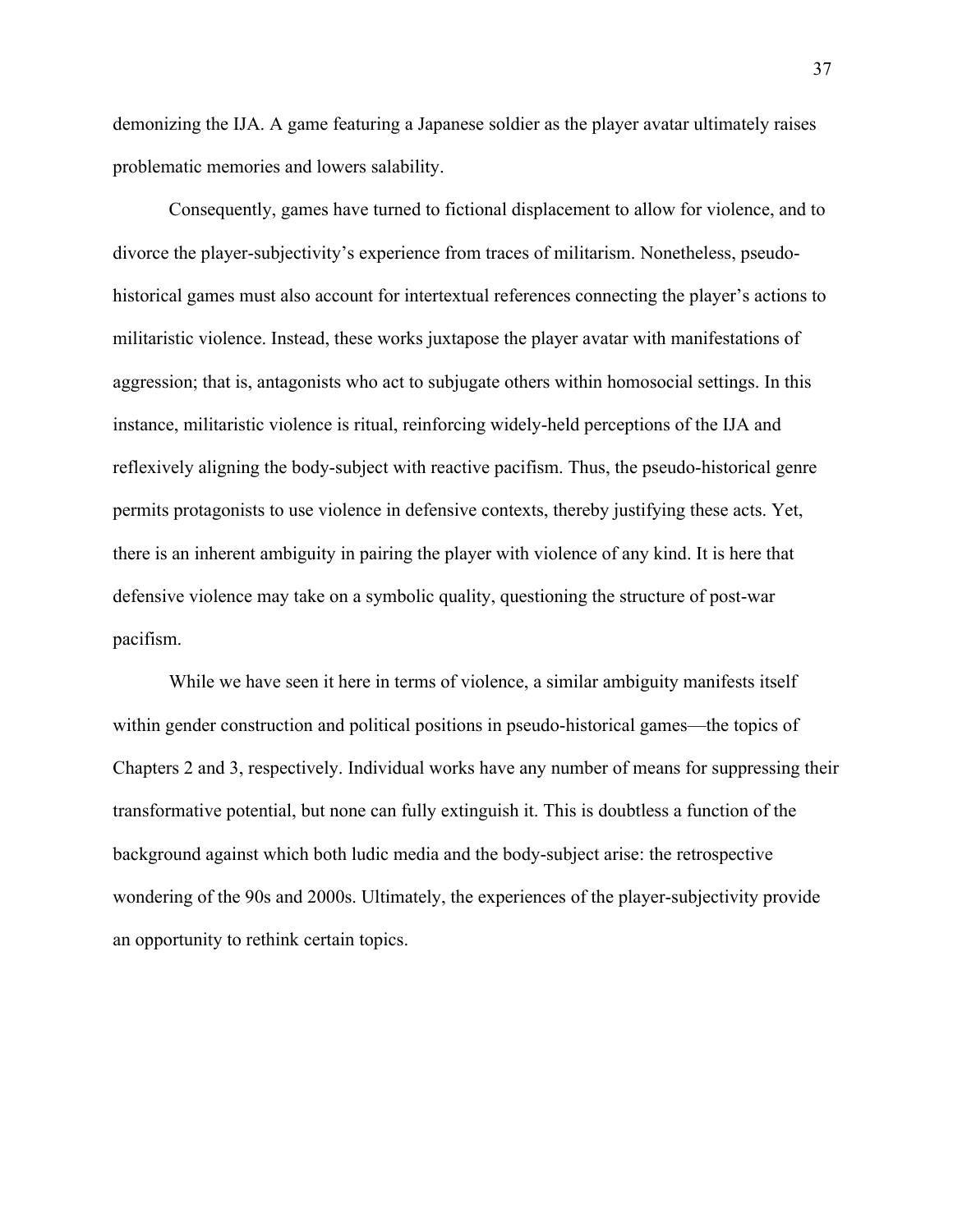demonizing the IJA. A game featuring a Japanese soldier as the player avatar ultimately raises problematic memories and lowers salability.

Consequently, games have turned to fictional displacement to allow for violence, and to divorce the player-subjectivity's experience from traces of militarism. Nonetheless, pseudo-historical games must also account for intertextual references connecting the player's actions to militaristic violence. Instead, these works juxtapose the player avatar with manifestations of aggression; that is, antagonists who act to subjugate others within homosocial settings. In this instance, militaristic violence is ritual, reinforcing widely-held perceptions of the IJA and reflexively aligning the body-subject with reactive pacifism. Thus, the pseudo-historical genre permits protagonists to use violence in defensive contexts, thereby justifying these acts. Yet, there is an inherent ambiguity in pairing the player with violence of any kind. It is here that defensive violence may take on a symbolic quality, questioning the structure of post-war pacifism.

While we have seen it here in terms of violence, a similar ambiguity manifests itself within gender construction and political positions in pseudo-historical games—the topics of Chapters 2 and 3, respectively. Individual works have any number of means for suppressing their transformative potential, but none can fully extinguish it. This is doubtless a function of the background against which both ludic media and the body-subject arise: the retrospective wondering of the 90s and 2000s. Ultimately, the experiences of the player-subjectivity provide an opportunity to rethink certain topics.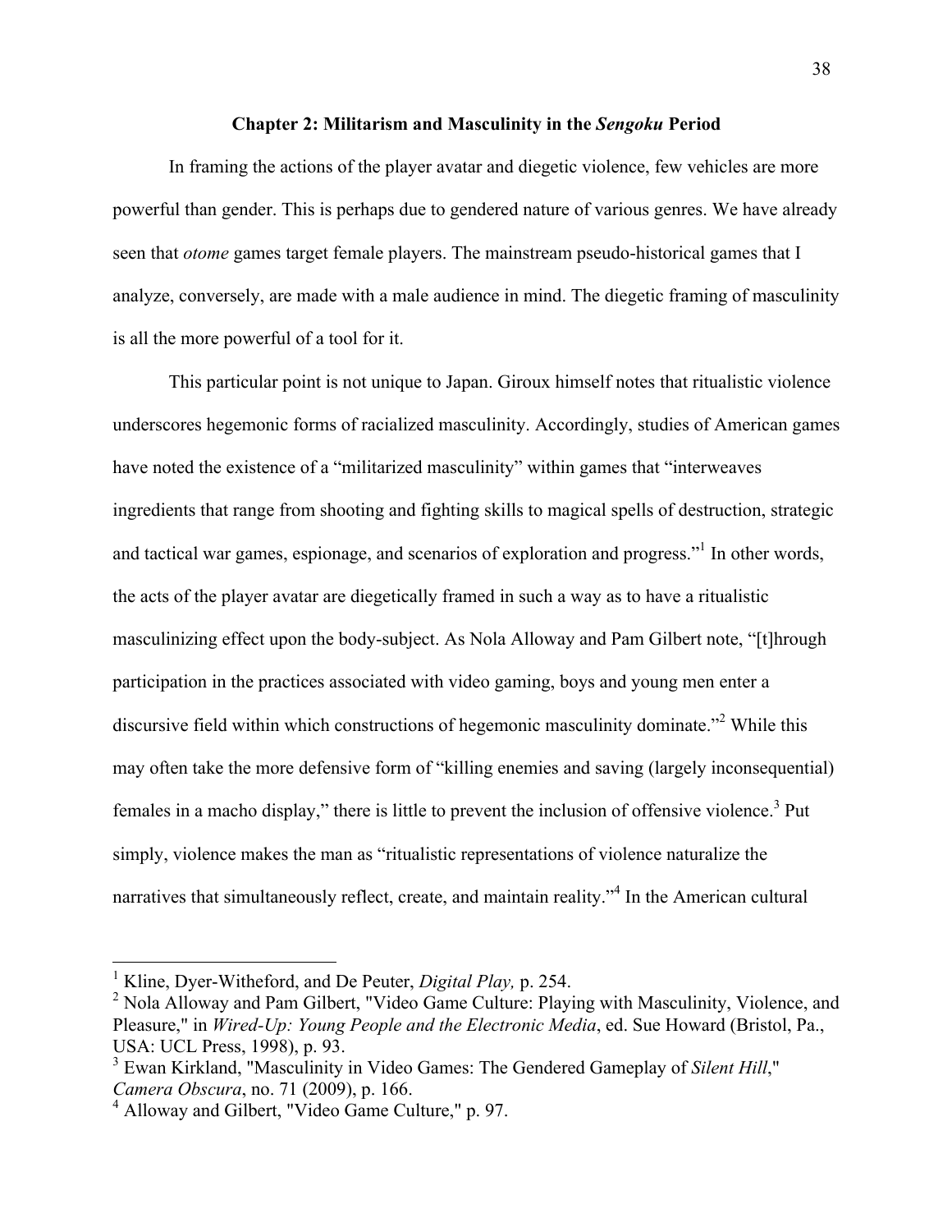## Chapter 2: Militarism and Masculinity in the *Sengoku* Period

In framing the actions of the player avatar and diegetic violence, few vehicles are more powerful than gender. This is perhaps due to gendered nature of various genres. We have already seen that *otome* games target female players. The mainstream pseudo-historical games that I analyze, conversely, are made with a male audience in mind. The diegetic framing of masculinity is all the more powerful of a tool for it.

This particular point is not unique to Japan. Giroux himself notes that ritualistic violence underscores hegemonic forms of racialized masculinity. Accordingly, studies of American games have noted the existence of a "militarized masculinity" within games that "interweaves ingredients that range from shooting and fighting skills to magical spells of destruction, strategic and tactical war games, espionage, and scenarios of exploration and progress."[1] In other words, the acts of the player avatar are diegetically framed in such a way as to have a ritualistic masculinizing effect upon the body-subject. As Nola Alloway and Pam Gilbert note, "[t]hrough participation in the practices associated with video gaming, boys and young men enter a discursive field within which constructions of hegemonic masculinity dominate."[2] While this may often take the more defensive form of "killing enemies and saving (largely inconsequential) females in a macho display," there is little to prevent the inclusion of offensive violence.[3] Put simply, violence makes the man as "ritualistic representations of violence naturalize the narratives that simultaneously reflect, create, and maintain reality."[4] In the American cultural

---

[1] Kline, Dyer-Witheford, and De Peuter, *Digital Play,* p. 254.

[2] Nola Alloway and Pam Gilbert, "Video Game Culture: Playing with Masculinity, Violence, and Pleasure," in *Wired-Up: Young People and the Electronic Media*, ed. Sue Howard (Bristol, Pa., USA: UCL Press, 1998), p. 93.

[3] Ewan Kirkland, "Masculinity in Video Games: The Gendered Gameplay of *Silent Hill*," *Camera Obscura*, no. 71 (2009), p. 166.

[4] Alloway and Gilbert, "Video Game Culture," p. 97.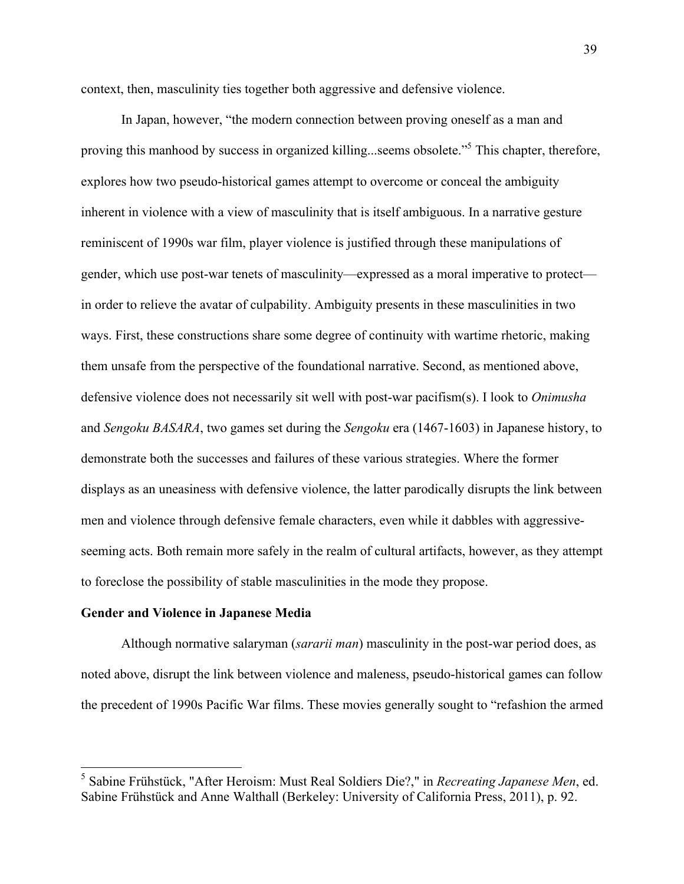context, then, masculinity ties together both aggressive and defensive violence.

In Japan, however, "the modern connection between proving oneself as a man and proving this manhood by success in organized killing...seems obsolete."[5] This chapter, therefore, explores how two pseudo-historical games attempt to overcome or conceal the ambiguity inherent in violence with a view of masculinity that is itself ambiguous. In a narrative gesture reminiscent of 1990s war film, player violence is justified through these manipulations of gender, which use post-war tenets of masculinity—expressed as a moral imperative to protect—in order to relieve the avatar of culpability. Ambiguity presents in these masculinities in two ways. First, these constructions share some degree of continuity with wartime rhetoric, making them unsafe from the perspective of the foundational narrative. Second, as mentioned above, defensive violence does not necessarily sit well with post-war pacifism(s). I look to *Onimusha* and *Sengoku BASARA*, two games set during the *Sengoku* era (1467-1603) in Japanese history, to demonstrate both the successes and failures of these various strategies. Where the former displays as an uneasiness with defensive violence, the latter parodically disrupts the link between men and violence through defensive female characters, even while it dabbles with aggressive-seeming acts. Both remain more safely in the realm of cultural artifacts, however, as they attempt to foreclose the possibility of stable masculinities in the mode they propose.

**Gender and Violence in Japanese Media**

Although normative salaryman (*sararii man*) masculinity in the post-war period does, as noted above, disrupt the link between violence and maleness, pseudo-historical games can follow the precedent of 1990s Pacific War films. These movies generally sought to "refashion the armed

[5] Sabine Frühstück, "After Heroism: Must Real Soldiers Die?," in *Recreating Japanese Men*, ed. Sabine Frühstück and Anne Walthall (Berkeley: University of California Press, 2011), p. 92.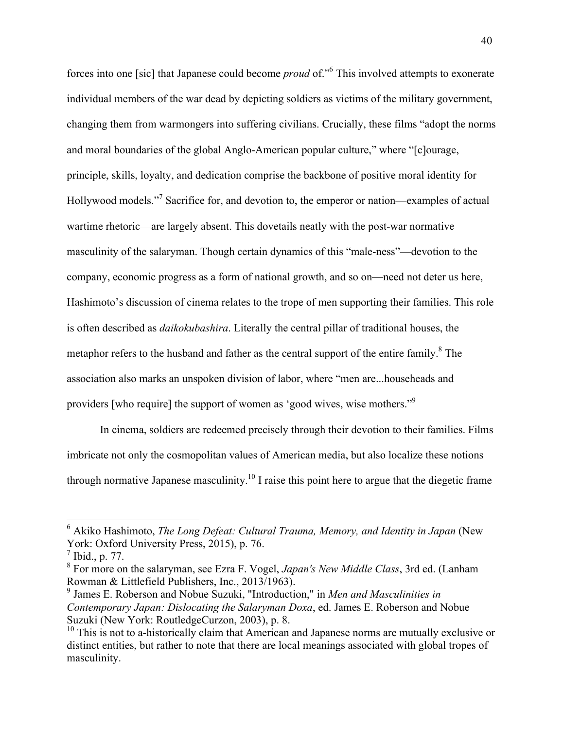forces into one [sic] that Japanese could become *proud* of."[6] This involved attempts to exonerate individual members of the war dead by depicting soldiers as victims of the military government, changing them from warmongers into suffering civilians. Crucially, these films "adopt the norms and moral boundaries of the global Anglo-American popular culture," where "[c]ourage, principle, skills, loyalty, and dedication comprise the backbone of positive moral identity for Hollywood models."[7] Sacrifice for, and devotion to, the emperor or nation—examples of actual wartime rhetoric—are largely absent. This dovetails neatly with the post-war normative masculinity of the salaryman. Though certain dynamics of this "male-ness"—devotion to the company, economic progress as a form of national growth, and so on—need not deter us here, Hashimoto's discussion of cinema relates to the trope of men supporting their families. This role is often described as *daikokubashira*. Literally the central pillar of traditional houses, the metaphor refers to the husband and father as the central support of the entire family.[8] The association also marks an unspoken division of labor, where "men are...househeads and providers [who require] the support of women as 'good wives, wise mothers.'"[9]

In cinema, soldiers are redeemed precisely through their devotion to their families. Films imbricate not only the cosmopolitan values of American media, but also localize these notions through normative Japanese masculinity.[10] I raise this point here to argue that the diegetic frame

---

[6] Akiko Hashimoto, *The Long Defeat: Cultural Trauma, Memory, and Identity in Japan* (New York: Oxford University Press, 2015), p. 76.

[7] Ibid., p. 77.

[8] For more on the salaryman, see Ezra F. Vogel, *Japan's New Middle Class*, 3rd ed. (Lanham Rowman & Littlefield Publishers, Inc., 2013/1963).

[9] James E. Roberson and Nobue Suzuki, "Introduction," in *Men and Masculinities in Contemporary Japan: Dislocating the Salaryman Doxa*, ed. James E. Roberson and Nobue Suzuki (New York: RoutledgeCurzon, 2003), p. 8.

[10] This is not to a-historically claim that American and Japanese norms are mutually exclusive or distinct entities, but rather to note that there are local meanings associated with global tropes of masculinity.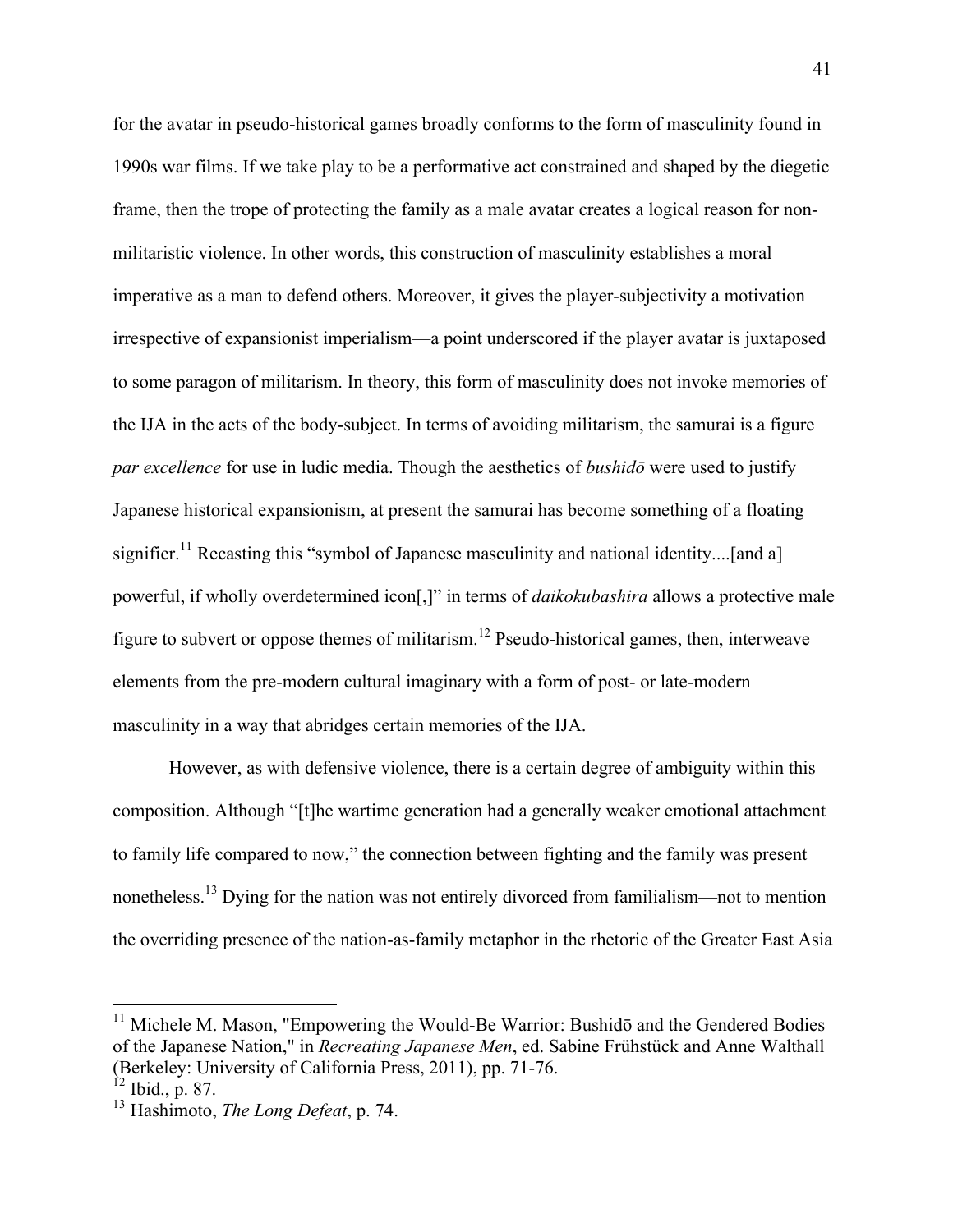for the avatar in pseudo-historical games broadly conforms to the form of masculinity found in 1990s war films. If we take play to be a performative act constrained and shaped by the diegetic frame, then the trope of protecting the family as a male avatar creates a logical reason for non-militaristic violence. In other words, this construction of masculinity establishes a moral imperative as a man to defend others. Moreover, it gives the player-subjectivity a motivation irrespective of expansionist imperialism—a point underscored if the player avatar is juxtaposed to some paragon of militarism. In theory, this form of masculinity does not invoke memories of the IJA in the acts of the body-subject. In terms of avoiding militarism, the samurai is a figure *par excellence* for use in ludic media. Though the aesthetics of *bushidō* were used to justify Japanese historical expansionism, at present the samurai has become something of a floating signifier.[11] Recasting this "symbol of Japanese masculinity and national identity....[and a] powerful, if wholly overdetermined icon[,]" in terms of *daikokubashira* allows a protective male figure to subvert or oppose themes of militarism.[12] Pseudo-historical games, then, interweave elements from the pre-modern cultural imaginary with a form of post- or late-modern masculinity in a way that abridges certain memories of the IJA.

However, as with defensive violence, there is a certain degree of ambiguity within this composition. Although "[t]he wartime generation had a generally weaker emotional attachment to family life compared to now," the connection between fighting and the family was present nonetheless.[13] Dying for the nation was not entirely divorced from familialism—not to mention the overriding presence of the nation-as-family metaphor in the rhetoric of the Greater East Asia

---

[11] Michele M. Mason, "Empowering the Would-Be Warrior: Bushidō and the Gendered Bodies of the Japanese Nation," in *Recreating Japanese Men*, ed. Sabine Frühstück and Anne Walthall (Berkeley: University of California Press, 2011), pp. 71-76.

[12] Ibid., p. 87.

[13] Hashimoto, *The Long Defeat*, p. 74.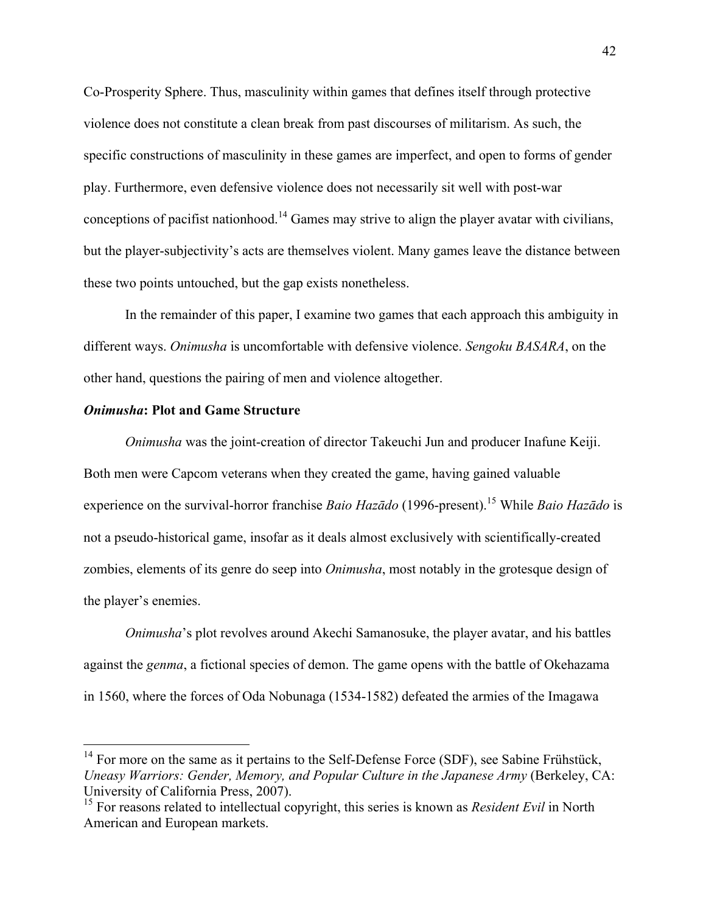Co-Prosperity Sphere. Thus, masculinity within games that defines itself through protective violence does not constitute a clean break from past discourses of militarism. As such, the specific constructions of masculinity in these games are imperfect, and open to forms of gender play. Furthermore, even defensive violence does not necessarily sit well with post-war conceptions of pacifist nationhood.[14] Games may strive to align the player avatar with civilians, but the player-subjectivity's acts are themselves violent. Many games leave the distance between these two points untouched, but the gap exists nonetheless.

In the remainder of this paper, I examine two games that each approach this ambiguity in different ways. *Onimusha* is uncomfortable with defensive violence. *Sengoku BASARA*, on the other hand, questions the pairing of men and violence altogether.

### *Onimusha*: Plot and Game Structure

*Onimusha* was the joint-creation of director Takeuchi Jun and producer Inafune Keiji. Both men were Capcom veterans when they created the game, having gained valuable experience on the survival-horror franchise *Baio Hazādo* (1996-present).[15] While *Baio Hazādo* is not a pseudo-historical game, insofar as it deals almost exclusively with scientifically-created zombies, elements of its genre do seep into *Onimusha*, most notably in the grotesque design of the player's enemies.

*Onimusha*'s plot revolves around Akechi Samanosuke, the player avatar, and his battles against the *genma*, a fictional species of demon. The game opens with the battle of Okehazama in 1560, where the forces of Oda Nobunaga (1534-1582) defeated the armies of the Imagawa

---

[14] For more on the same as it pertains to the Self-Defense Force (SDF), see Sabine Frühstück, *Uneasy Warriors: Gender, Memory, and Popular Culture in the Japanese Army* (Berkeley, CA: University of California Press, 2007).

[15] For reasons related to intellectual copyright, this series is known as *Resident Evil* in North American and European markets.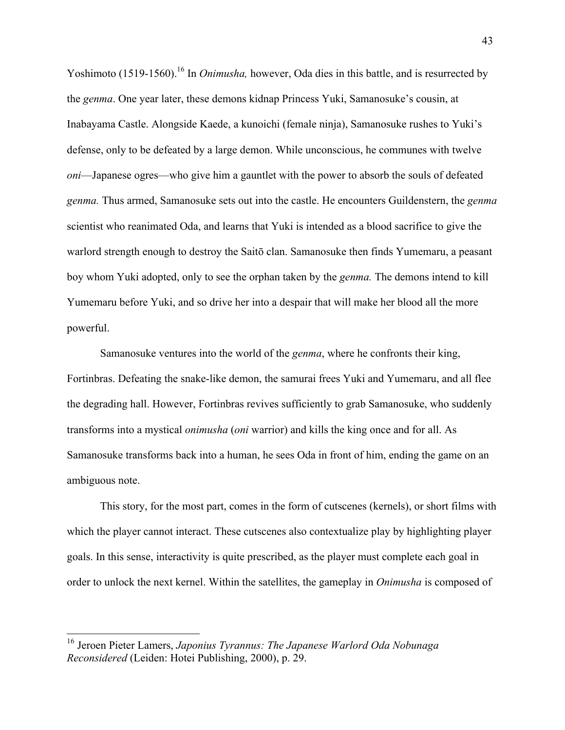Yoshimoto (1519-1560).[16] In *Onimusha,* however, Oda dies in this battle, and is resurrected by the *genma*. One year later, these demons kidnap Princess Yuki, Samanosuke's cousin, at Inabayama Castle. Alongside Kaede, a kunoichi (female ninja), Samanosuke rushes to Yuki's defense, only to be defeated by a large demon. While unconscious, he communes with twelve *oni*—Japanese ogres—who give him a gauntlet with the power to absorb the souls of defeated *genma.* Thus armed, Samanosuke sets out into the castle. He encounters Guildenstern, the *genma* scientist who reanimated Oda, and learns that Yuki is intended as a blood sacrifice to give the warlord strength enough to destroy the Saitō clan. Samanosuke then finds Yumemaru, a peasant boy whom Yuki adopted, only to see the orphan taken by the *genma.* The demons intend to kill Yumemaru before Yuki, and so drive her into a despair that will make her blood all the more powerful.

Samanosuke ventures into the world of the *genma*, where he confronts their king, Fortinbras. Defeating the snake-like demon, the samurai frees Yuki and Yumemaru, and all flee the degrading hall. However, Fortinbras revives sufficiently to grab Samanosuke, who suddenly transforms into a mystical *onimusha* (*oni* warrior) and kills the king once and for all. As Samanosuke transforms back into a human, he sees Oda in front of him, ending the game on an ambiguous note.

This story, for the most part, comes in the form of cutscenes (kernels), or short films with which the player cannot interact. These cutscenes also contextualize play by highlighting player goals. In this sense, interactivity is quite prescribed, as the player must complete each goal in order to unlock the next kernel. Within the satellites, the gameplay in *Onimusha* is composed of

---

[16] Jeroen Pieter Lamers, *Japonius Tyrannus: The Japanese Warlord Oda Nobunaga Reconsidered* (Leiden: Hotei Publishing, 2000), p. 29.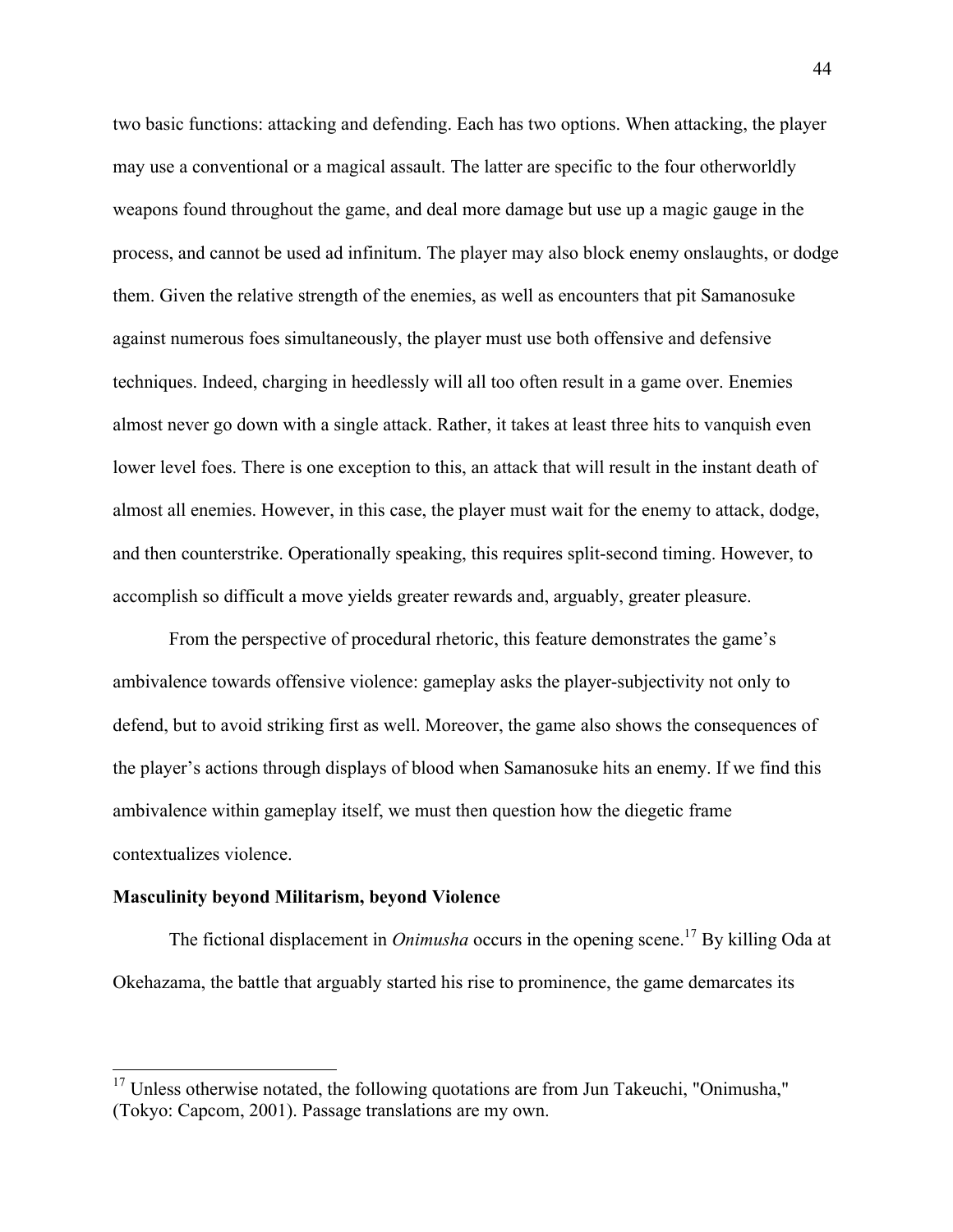two basic functions: attacking and defending. Each has two options. When attacking, the player may use a conventional or a magical assault. The latter are specific to the four otherworldly weapons found throughout the game, and deal more damage but use up a magic gauge in the process, and cannot be used ad infinitum. The player may also block enemy onslaughts, or dodge them. Given the relative strength of the enemies, as well as encounters that pit Samanosuke against numerous foes simultaneously, the player must use both offensive and defensive techniques. Indeed, charging in heedlessly will all too often result in a game over. Enemies almost never go down with a single attack. Rather, it takes at least three hits to vanquish even lower level foes. There is one exception to this, an attack that will result in the instant death of almost all enemies. However, in this case, the player must wait for the enemy to attack, dodge, and then counterstrike. Operationally speaking, this requires split-second timing. However, to accomplish so difficult a move yields greater rewards and, arguably, greater pleasure.

From the perspective of procedural rhetoric, this feature demonstrates the game's ambivalence towards offensive violence: gameplay asks the player-subjectivity not only to defend, but to avoid striking first as well. Moreover, the game also shows the consequences of the player's actions through displays of blood when Samanosuke hits an enemy. If we find this ambivalence within gameplay itself, we must then question how the diegetic frame contextualizes violence.

**Masculinity beyond Militarism, beyond Violence**

The fictional displacement in *Onimusha* occurs in the opening scene.[17] By killing Oda at Okehazama, the battle that arguably started his rise to prominence, the game demarcates its

[17] Unless otherwise notated, the following quotations are from Jun Takeuchi, "Onimusha," (Tokyo: Capcom, 2001). Passage translations are my own.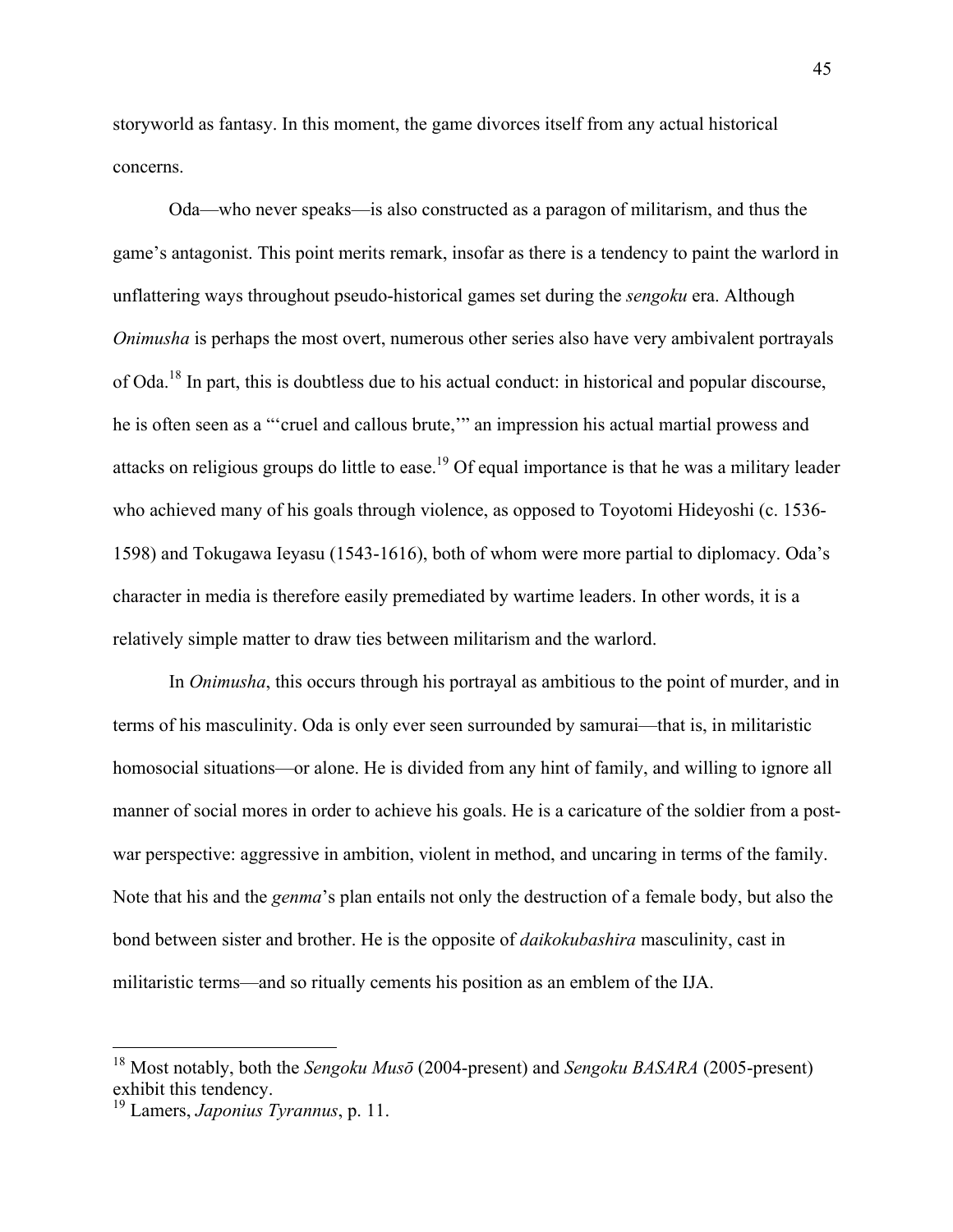storyworld as fantasy. In this moment, the game divorces itself from any actual historical concerns.

Oda—who never speaks—is also constructed as a paragon of militarism, and thus the game's antagonist. This point merits remark, insofar as there is a tendency to paint the warlord in unflattering ways throughout pseudo-historical games set during the *sengoku* era. Although *Onimusha* is perhaps the most overt, numerous other series also have very ambivalent portrayals of Oda.[18] In part, this is doubtless due to his actual conduct: in historical and popular discourse, he is often seen as a "'cruel and callous brute,'" an impression his actual martial prowess and attacks on religious groups do little to ease.[19] Of equal importance is that he was a military leader who achieved many of his goals through violence, as opposed to Toyotomi Hideyoshi (c. 1536-1598) and Tokugawa Ieyasu (1543-1616), both of whom were more partial to diplomacy. Oda's character in media is therefore easily premediated by wartime leaders. In other words, it is a relatively simple matter to draw ties between militarism and the warlord.

In *Onimusha*, this occurs through his portrayal as ambitious to the point of murder, and in terms of his masculinity. Oda is only ever seen surrounded by samurai—that is, in militaristic homosocial situations—or alone. He is divided from any hint of family, and willing to ignore all manner of social mores in order to achieve his goals. He is a caricature of the soldier from a post-war perspective: aggressive in ambition, violent in method, and uncaring in terms of the family. Note that his and the *genma*'s plan entails not only the destruction of a female body, but also the bond between sister and brother. He is the opposite of *daikokubashira* masculinity, cast in militaristic terms—and so ritually cements his position as an emblem of the IJA.

---

[18] Most notably, both the *Sengoku Musō* (2004-present) and *Sengoku BASARA* (2005-present) exhibit this tendency.

[19] Lamers, *Japonius Tyrannus*, p. 11.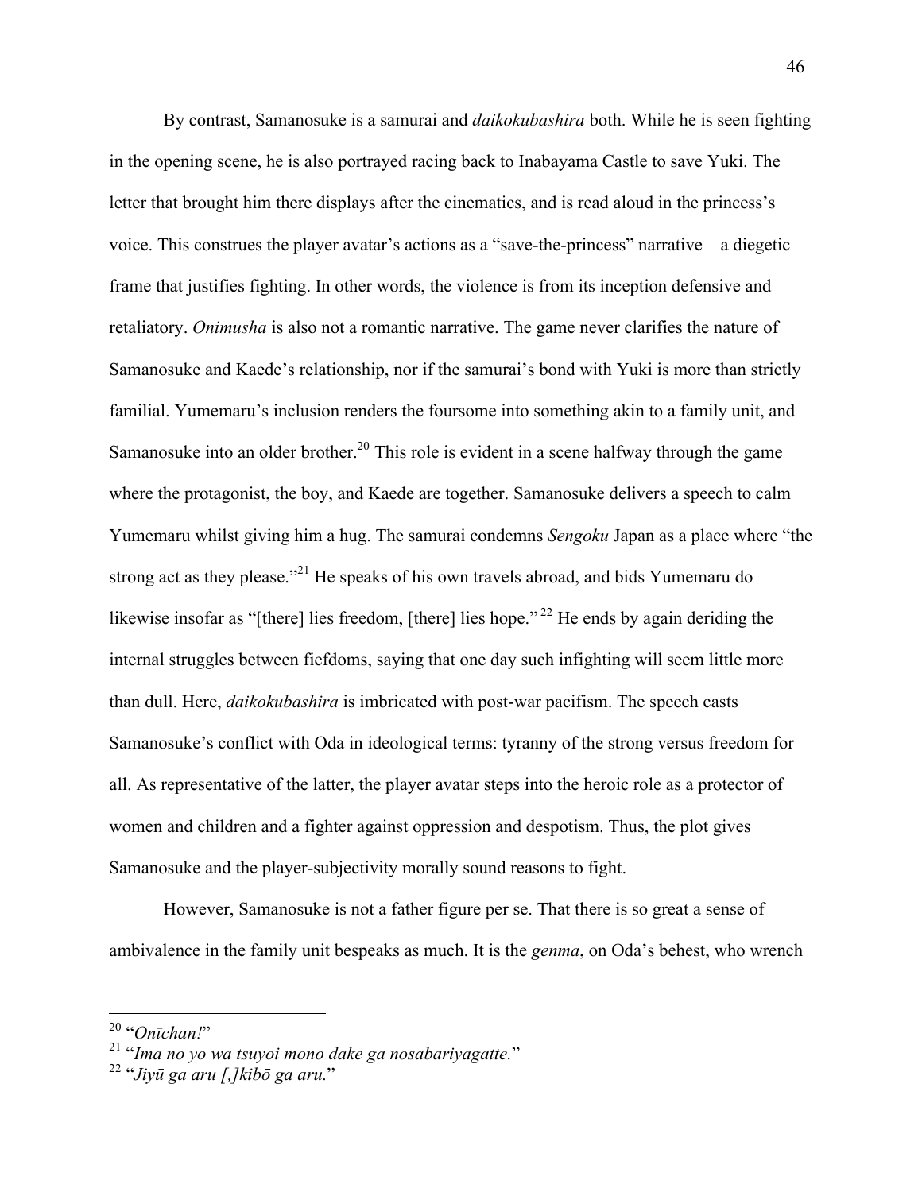By contrast, Samanosuke is a samurai and *daikokubashira* both. While he is seen fighting in the opening scene, he is also portrayed racing back to Inabayama Castle to save Yuki. The letter that brought him there displays after the cinematics, and is read aloud in the princess's voice. This construes the player avatar's actions as a "save-the-princess" narrative—a diegetic frame that justifies fighting. In other words, the violence is from its inception defensive and retaliatory. *Onimusha* is also not a romantic narrative. The game never clarifies the nature of Samanosuke and Kaede's relationship, nor if the samurai's bond with Yuki is more than strictly familial. Yumemaru's inclusion renders the foursome into something akin to a family unit, and Samanosuke into an older brother.[20] This role is evident in a scene halfway through the game where the protagonist, the boy, and Kaede are together. Samanosuke delivers a speech to calm Yumemaru whilst giving him a hug. The samurai condemns *Sengoku* Japan as a place where "the strong act as they please."[21] He speaks of his own travels abroad, and bids Yumemaru do likewise insofar as "[there] lies freedom, [there] lies hope."[22] He ends by again deriding the internal struggles between fiefdoms, saying that one day such infighting will seem little more than dull. Here, *daikokubashira* is imbricated with post-war pacifism. The speech casts Samanosuke's conflict with Oda in ideological terms: tyranny of the strong versus freedom for all. As representative of the latter, the player avatar steps into the heroic role as a protector of women and children and a fighter against oppression and despotism. Thus, the plot gives Samanosuke and the player-subjectivity morally sound reasons to fight.

However, Samanosuke is not a father figure per se. That there is so great a sense of ambivalence in the family unit bespeaks as much. It is the *genma*, on Oda's behest, who wrench

---

[20] "*Onīchan!*"

[21] "*Ima no yo wa tsuyoi mono dake ga nosabariyagatte.*"

[22] "*Jiyū ga aru [,]kibō ga aru.*"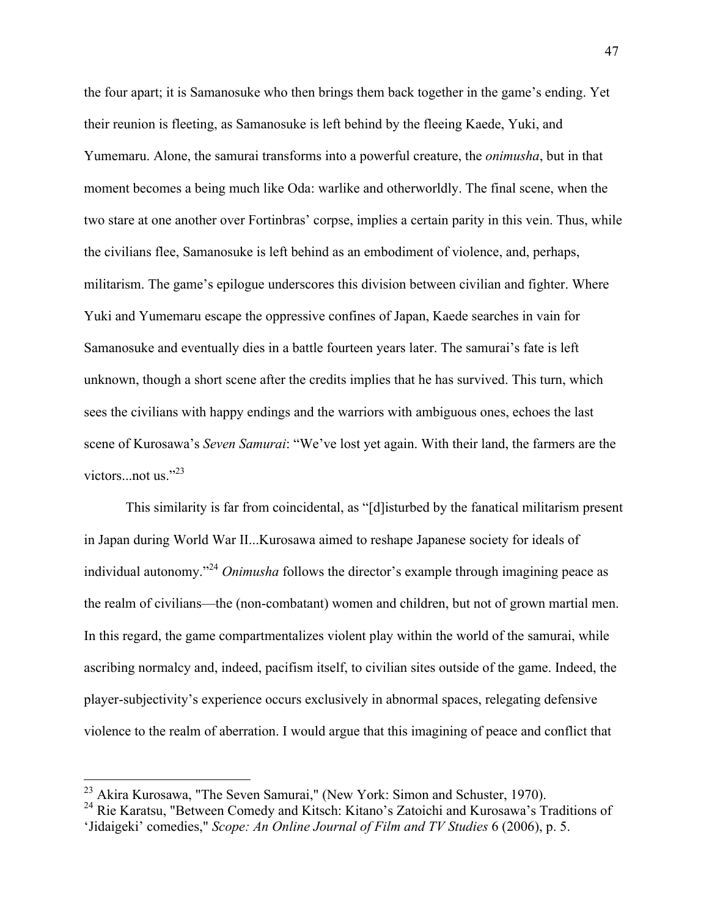the four apart; it is Samanosuke who then brings them back together in the game's ending. Yet their reunion is fleeting, as Samanosuke is left behind by the fleeing Kaede, Yuki, and Yumemaru. Alone, the samurai transforms into a powerful creature, the *onimusha*, but in that moment becomes a being much like Oda: warlike and otherworldly. The final scene, when the two stare at one another over Fortinbras' corpse, implies a certain parity in this vein. Thus, while the civilians flee, Samanosuke is left behind as an embodiment of violence, and, perhaps, militarism. The game's epilogue underscores this division between civilian and fighter. Where Yuki and Yumemaru escape the oppressive confines of Japan, Kaede searches in vain for Samanosuke and eventually dies in a battle fourteen years later. The samurai's fate is left unknown, though a short scene after the credits implies that he has survived. This turn, which sees the civilians with happy endings and the warriors with ambiguous ones, echoes the last scene of Kurosawa's *Seven Samurai*: "We've lost yet again. With their land, the farmers are the victors...not us."[23]

This similarity is far from coincidental, as "[d]isturbed by the fanatical militarism present in Japan during World War II...Kurosawa aimed to reshape Japanese society for ideals of individual autonomy."[24] *Onimusha* follows the director's example through imagining peace as the realm of civilians—the (non-combatant) women and children, but not of grown martial men. In this regard, the game compartmentalizes violent play within the world of the samurai, while ascribing normalcy and, indeed, pacifism itself, to civilian sites outside of the game. Indeed, the player-subjectivity's experience occurs exclusively in abnormal spaces, relegating defensive violence to the realm of aberration. I would argue that this imagining of peace and conflict that

---

[23] Akira Kurosawa, "The Seven Samurai," (New York: Simon and Schuster, 1970).

[24] Rie Karatsu, "Between Comedy and Kitsch: Kitano's Zatoichi and Kurosawa's Traditions of 'Jidaigeki' comedies," *Scope: An Online Journal of Film and TV Studies* 6 (2006), p. 5.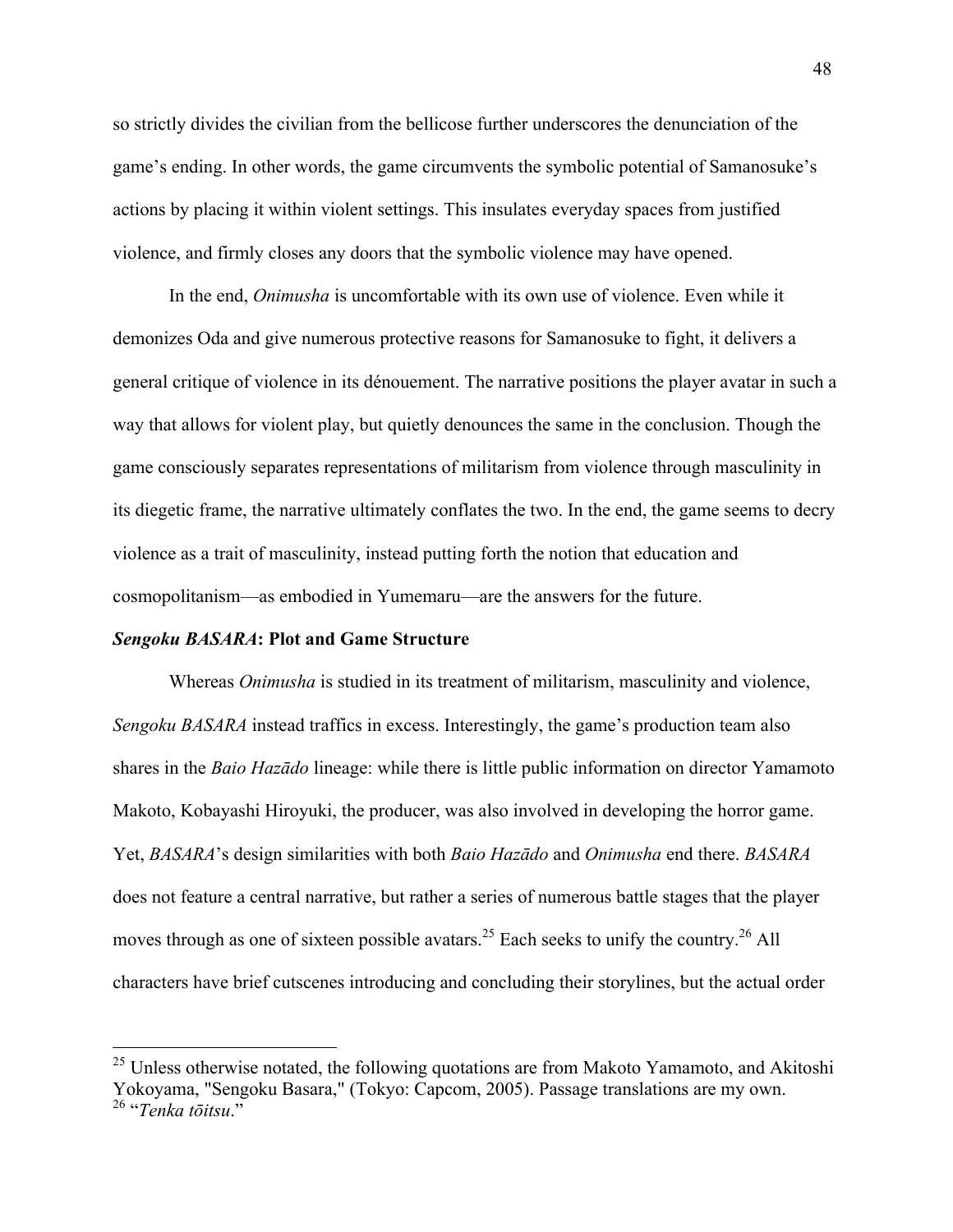so strictly divides the civilian from the bellicose further underscores the denunciation of the game's ending. In other words, the game circumvents the symbolic potential of Samanosuke's actions by placing it within violent settings. This insulates everyday spaces from justified violence, and firmly closes any doors that the symbolic violence may have opened.

In the end, *Onimusha* is uncomfortable with its own use of violence. Even while it demonizes Oda and give numerous protective reasons for Samanosuke to fight, it delivers a general critique of violence in its dénouement. The narrative positions the player avatar in such a way that allows for violent play, but quietly denounces the same in the conclusion. Though the game consciously separates representations of militarism from violence through masculinity in its diegetic frame, the narrative ultimately conflates the two. In the end, the game seems to decry violence as a trait of masculinity, instead putting forth the notion that education and cosmopolitanism—as embodied in Yumemaru—are the answers for the future.

### ***Sengoku BASARA*: Plot and Game Structure**

Whereas *Onimusha* is studied in its treatment of militarism, masculinity and violence, *Sengoku BASARA* instead traffics in excess. Interestingly, the game's production team also shares in the *Baio Hazādo* lineage: while there is little public information on director Yamamoto Makoto, Kobayashi Hiroyuki, the producer, was also involved in developing the horror game. Yet, *BASARA*'s design similarities with both *Baio Hazādo* and *Onimusha* end there. *BASARA* does not feature a central narrative, but rather a series of numerous battle stages that the player moves through as one of sixteen possible avatars.[25] Each seeks to unify the country.[26] All characters have brief cutscenes introducing and concluding their storylines, but the actual order

---

[25] Unless otherwise notated, the following quotations are from Makoto Yamamoto, and Akitoshi Yokoyama, "Sengoku Basara," (Tokyo: Capcom, 2005). Passage translations are my own.

[26] "*Tenka tōitsu*."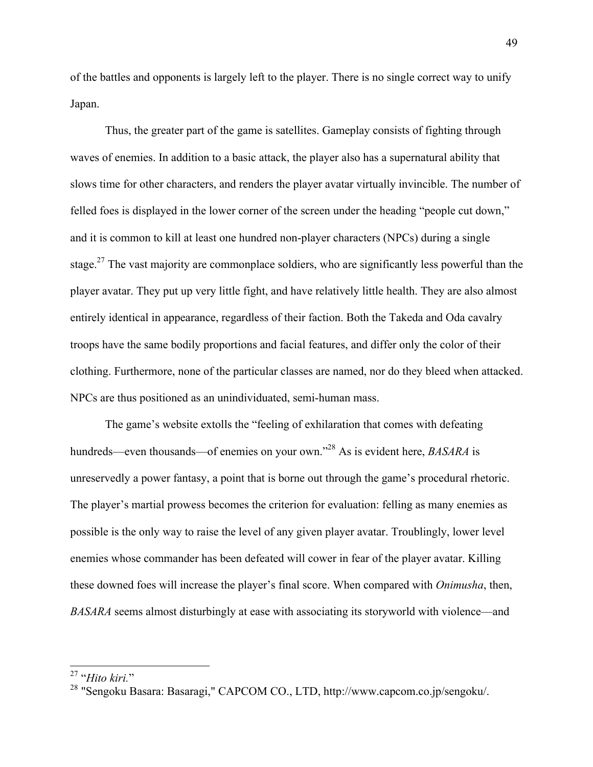of the battles and opponents is largely left to the player. There is no single correct way to unify Japan.

Thus, the greater part of the game is satellites. Gameplay consists of fighting through waves of enemies. In addition to a basic attack, the player also has a supernatural ability that slows time for other characters, and renders the player avatar virtually invincible. The number of felled foes is displayed in the lower corner of the screen under the heading “people cut down,” and it is common to kill at least one hundred non-player characters (NPCs) during a single stage.[27] The vast majority are commonplace soldiers, who are significantly less powerful than the player avatar. They put up very little fight, and have relatively little health. They are also almost entirely identical in appearance, regardless of their faction. Both the Takeda and Oda cavalry troops have the same bodily proportions and facial features, and differ only the color of their clothing. Furthermore, none of the particular classes are named, nor do they bleed when attacked. NPCs are thus positioned as an unindividuated, semi-human mass.

The game’s website extolls the “feeling of exhilaration that comes with defeating hundreds—even thousands—of enemies on your own.”[28] As is evident here, *BASARA* is unreservedly a power fantasy, a point that is borne out through the game’s procedural rhetoric. The player’s martial prowess becomes the criterion for evaluation: felling as many enemies as possible is the only way to raise the level of any given player avatar. Troublingly, lower level enemies whose commander has been defeated will cower in fear of the player avatar. Killing these downed foes will increase the player’s final score. When compared with *Onimusha*, then, *BASARA* seems almost disturbingly at ease with associating its storyworld with violence—and

---

[27] “*Hito kiri.*”

[28] "Sengoku Basara: Basaragi," CAPCOM CO., LTD, http://www.capcom.co.jp/sengoku/.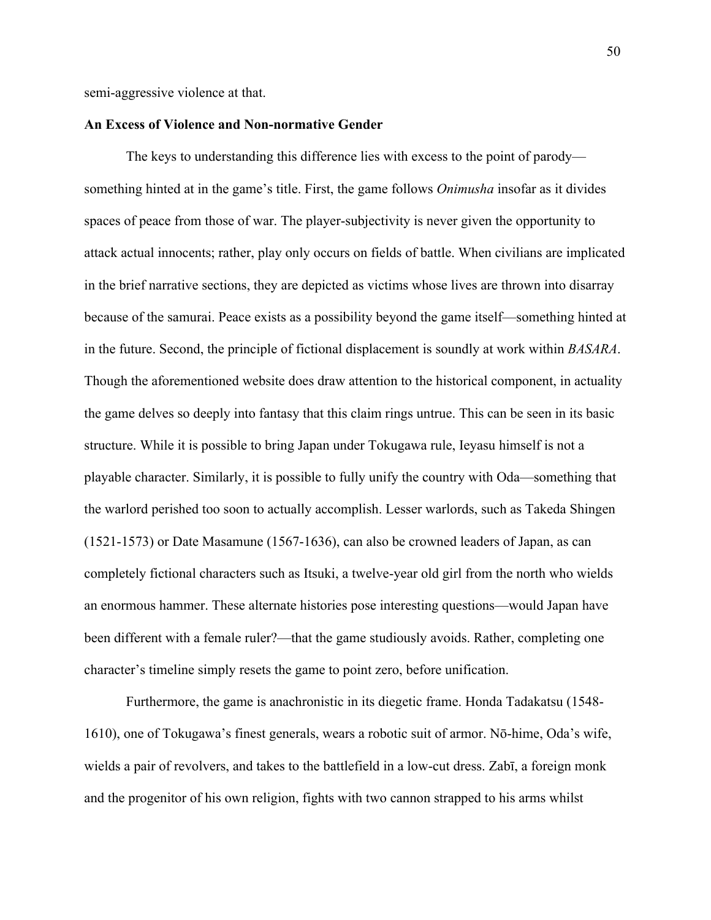semi-aggressive violence at that.

**An Excess of Violence and Non-normative Gender**

The keys to understanding this difference lies with excess to the point of parody—something hinted at in the game's title. First, the game follows *Onimusha* insofar as it divides spaces of peace from those of war. The player-subjectivity is never given the opportunity to attack actual innocents; rather, play only occurs on fields of battle. When civilians are implicated in the brief narrative sections, they are depicted as victims whose lives are thrown into disarray because of the samurai. Peace exists as a possibility beyond the game itself—something hinted at in the future. Second, the principle of fictional displacement is soundly at work within *BASARA*. Though the aforementioned website does draw attention to the historical component, in actuality the game delves so deeply into fantasy that this claim rings untrue. This can be seen in its basic structure. While it is possible to bring Japan under Tokugawa rule, Ieyasu himself is not a playable character. Similarly, it is possible to fully unify the country with Oda—something that the warlord perished too soon to actually accomplish. Lesser warlords, such as Takeda Shingen (1521-1573) or Date Masamune (1567-1636), can also be crowned leaders of Japan, as can completely fictional characters such as Itsuki, a twelve-year old girl from the north who wields an enormous hammer. These alternate histories pose interesting questions—would Japan have been different with a female ruler?—that the game studiously avoids. Rather, completing one character's timeline simply resets the game to point zero, before unification.

Furthermore, the game is anachronistic in its diegetic frame. Honda Tadakatsu (1548-1610), one of Tokugawa's finest generals, wears a robotic suit of armor. Nō-hime, Oda's wife, wields a pair of revolvers, and takes to the battlefield in a low-cut dress. Zabī, a foreign monk and the progenitor of his own religion, fights with two cannon strapped to his arms whilst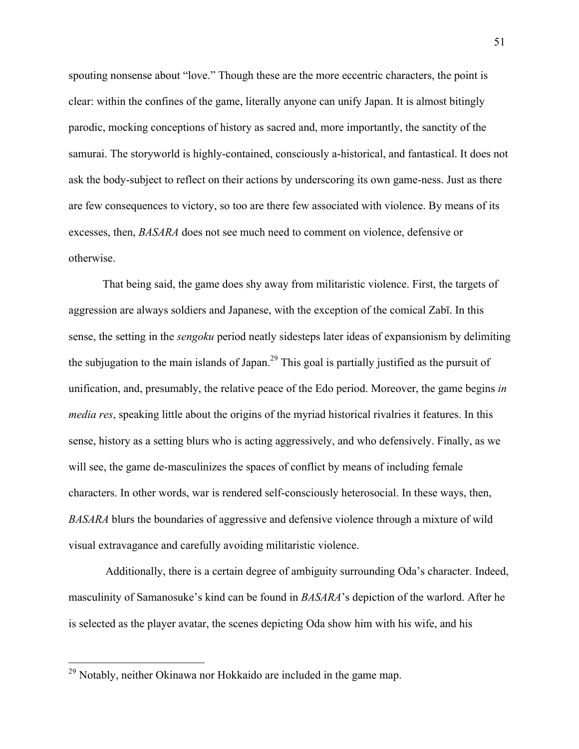spouting nonsense about "love." Though these are the more eccentric characters, the point is clear: within the confines of the game, literally anyone can unify Japan. It is almost bitingly parodic, mocking conceptions of history as sacred and, more importantly, the sanctity of the samurai. The storyworld is highly-contained, consciously a-historical, and fantastical. It does not ask the body-subject to reflect on their actions by underscoring its own game-ness. Just as there are few consequences to victory, so too are there few associated with violence. By means of its excesses, then, *BASARA* does not see much need to comment on violence, defensive or otherwise.

That being said, the game does shy away from militaristic violence. First, the targets of aggression are always soldiers and Japanese, with the exception of the comical Zabī. In this sense, the setting in the *sengoku* period neatly sidesteps later ideas of expansionism by delimiting the subjugation to the main islands of Japan.[29] This goal is partially justified as the pursuit of unification, and, presumably, the relative peace of the Edo period. Moreover, the game begins *in media res*, speaking little about the origins of the myriad historical rivalries it features. In this sense, history as a setting blurs who is acting aggressively, and who defensively. Finally, as we will see, the game de-masculinizes the spaces of conflict by means of including female characters. In other words, war is rendered self-consciously heterosocial. In these ways, then, *BASARA* blurs the boundaries of aggressive and defensive violence through a mixture of wild visual extravagance and carefully avoiding militaristic violence.

Additionally, there is a certain degree of ambiguity surrounding Oda's character. Indeed, masculinity of Samanosuke's kind can be found in *BASARA*'s depiction of the warlord. After he is selected as the player avatar, the scenes depicting Oda show him with his wife, and his

---

[29] Notably, neither Okinawa nor Hokkaido are included in the game map.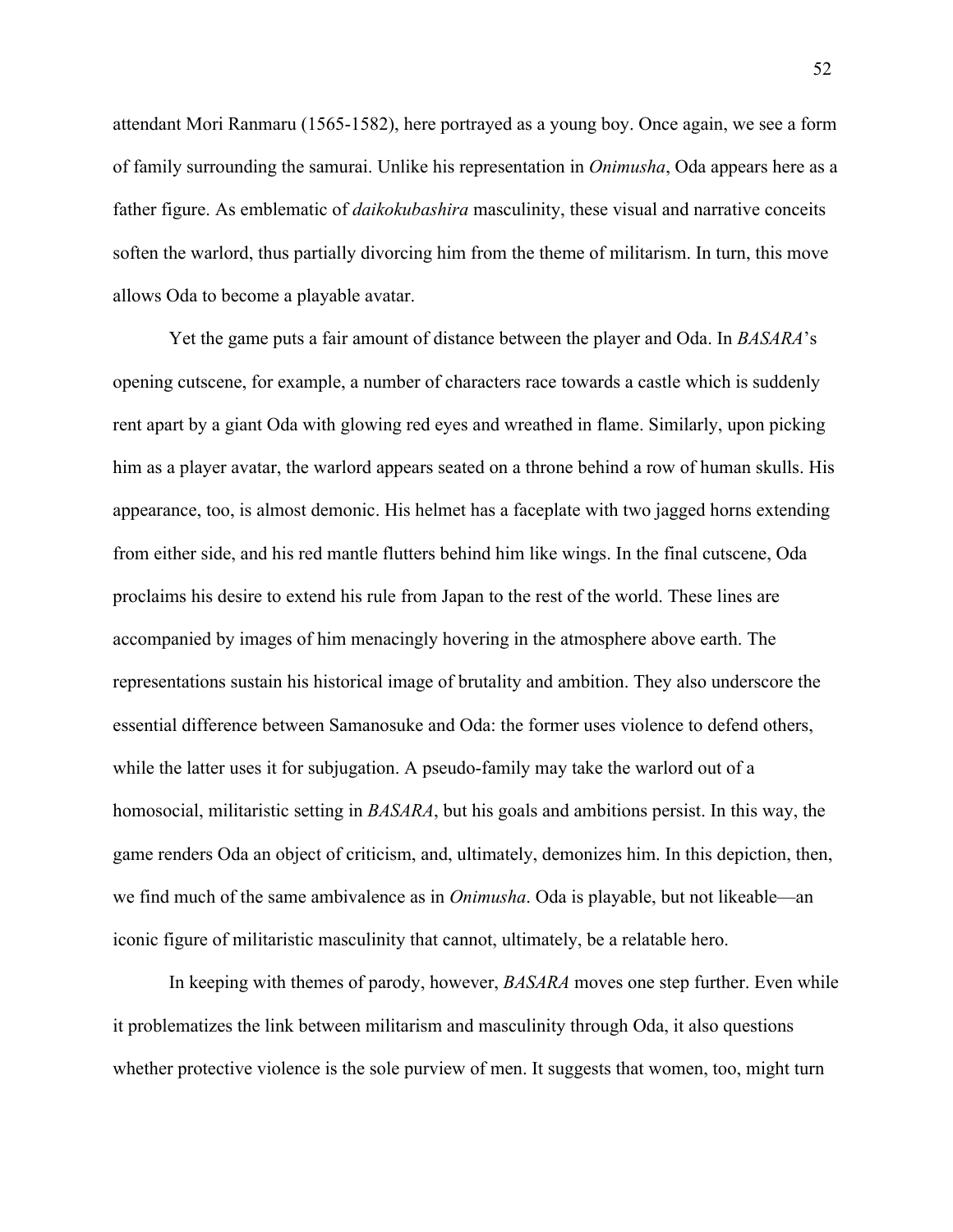attendant Mori Ranmaru (1565-1582), here portrayed as a young boy. Once again, we see a form of family surrounding the samurai. Unlike his representation in *Onimusha*, Oda appears here as a father figure. As emblematic of *daikokubashira* masculinity, these visual and narrative conceits soften the warlord, thus partially divorcing him from the theme of militarism. In turn, this move allows Oda to become a playable avatar.

Yet the game puts a fair amount of distance between the player and Oda. In *BASARA*'s opening cutscene, for example, a number of characters race towards a castle which is suddenly rent apart by a giant Oda with glowing red eyes and wreathed in flame. Similarly, upon picking him as a player avatar, the warlord appears seated on a throne behind a row of human skulls. His appearance, too, is almost demonic. His helmet has a faceplate with two jagged horns extending from either side, and his red mantle flutters behind him like wings. In the final cutscene, Oda proclaims his desire to extend his rule from Japan to the rest of the world. These lines are accompanied by images of him menacingly hovering in the atmosphere above earth. The representations sustain his historical image of brutality and ambition. They also underscore the essential difference between Samanosuke and Oda: the former uses violence to defend others, while the latter uses it for subjugation. A pseudo-family may take the warlord out of a homosocial, militaristic setting in *BASARA*, but his goals and ambitions persist. In this way, the game renders Oda an object of criticism, and, ultimately, demonizes him. In this depiction, then, we find much of the same ambivalence as in *Onimusha*. Oda is playable, but not likeable—an iconic figure of militaristic masculinity that cannot, ultimately, be a relatable hero.

In keeping with themes of parody, however, *BASARA* moves one step further. Even while it problematizes the link between militarism and masculinity through Oda, it also questions whether protective violence is the sole purview of men. It suggests that women, too, might turn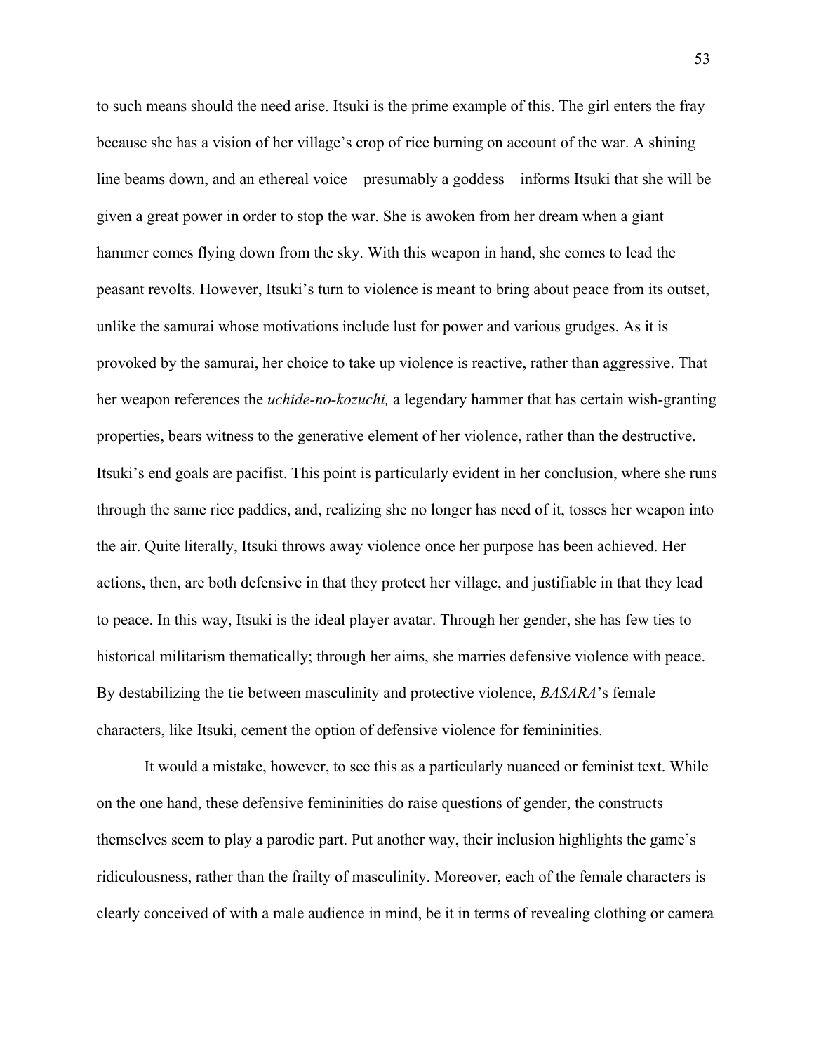to such means should the need arise. Itsuki is the prime example of this. The girl enters the fray because she has a vision of her village's crop of rice burning on account of the war. A shining line beams down, and an ethereal voice—presumably a goddess—informs Itsuki that she will be given a great power in order to stop the war. She is awoken from her dream when a giant hammer comes flying down from the sky. With this weapon in hand, she comes to lead the peasant revolts. However, Itsuki's turn to violence is meant to bring about peace from its outset, unlike the samurai whose motivations include lust for power and various grudges. As it is provoked by the samurai, her choice to take up violence is reactive, rather than aggressive. That her weapon references the *uchide-no-kozuchi,* a legendary hammer that has certain wish-granting properties, bears witness to the generative element of her violence, rather than the destructive. Itsuki's end goals are pacifist. This point is particularly evident in her conclusion, where she runs through the same rice paddies, and, realizing she no longer has need of it, tosses her weapon into the air. Quite literally, Itsuki throws away violence once her purpose has been achieved. Her actions, then, are both defensive in that they protect her village, and justifiable in that they lead to peace. In this way, Itsuki is the ideal player avatar. Through her gender, she has few ties to historical militarism thematically; through her aims, she marries defensive violence with peace. By destabilizing the tie between masculinity and protective violence, *BASARA*'s female characters, like Itsuki, cement the option of defensive violence for femininities.

It would a mistake, however, to see this as a particularly nuanced or feminist text. While on the one hand, these defensive femininities do raise questions of gender, the constructs themselves seem to play a parodic part. Put another way, their inclusion highlights the game's ridiculousness, rather than the frailty of masculinity. Moreover, each of the female characters is clearly conceived of with a male audience in mind, be it in terms of revealing clothing or camera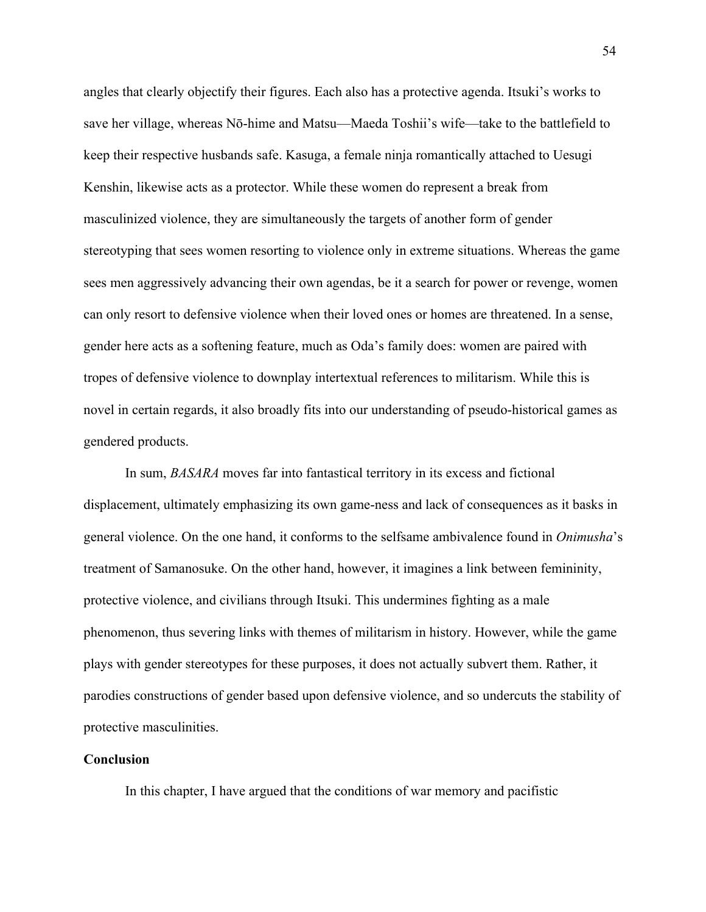angles that clearly objectify their figures. Each also has a protective agenda. Itsuki's works to save her village, whereas Nō-hime and Matsu—Maeda Toshii's wife—take to the battlefield to keep their respective husbands safe. Kasuga, a female ninja romantically attached to Uesugi Kenshin, likewise acts as a protector. While these women do represent a break from masculinized violence, they are simultaneously the targets of another form of gender stereotyping that sees women resorting to violence only in extreme situations. Whereas the game sees men aggressively advancing their own agendas, be it a search for power or revenge, women can only resort to defensive violence when their loved ones or homes are threatened. In a sense, gender here acts as a softening feature, much as Oda's family does: women are paired with tropes of defensive violence to downplay intertextual references to militarism. While this is novel in certain regards, it also broadly fits into our understanding of pseudo-historical games as gendered products.

In sum, *BASARA* moves far into fantastical territory in its excess and fictional displacement, ultimately emphasizing its own game-ness and lack of consequences as it basks in general violence. On the one hand, it conforms to the selfsame ambivalence found in *Onimusha*'s treatment of Samanosuke. On the other hand, however, it imagines a link between femininity, protective violence, and civilians through Itsuki. This undermines fighting as a male phenomenon, thus severing links with themes of militarism in history. However, while the game plays with gender stereotypes for these purposes, it does not actually subvert them. Rather, it parodies constructions of gender based upon defensive violence, and so undercuts the stability of protective masculinities.

## Conclusion

In this chapter, I have argued that the conditions of war memory and pacifistic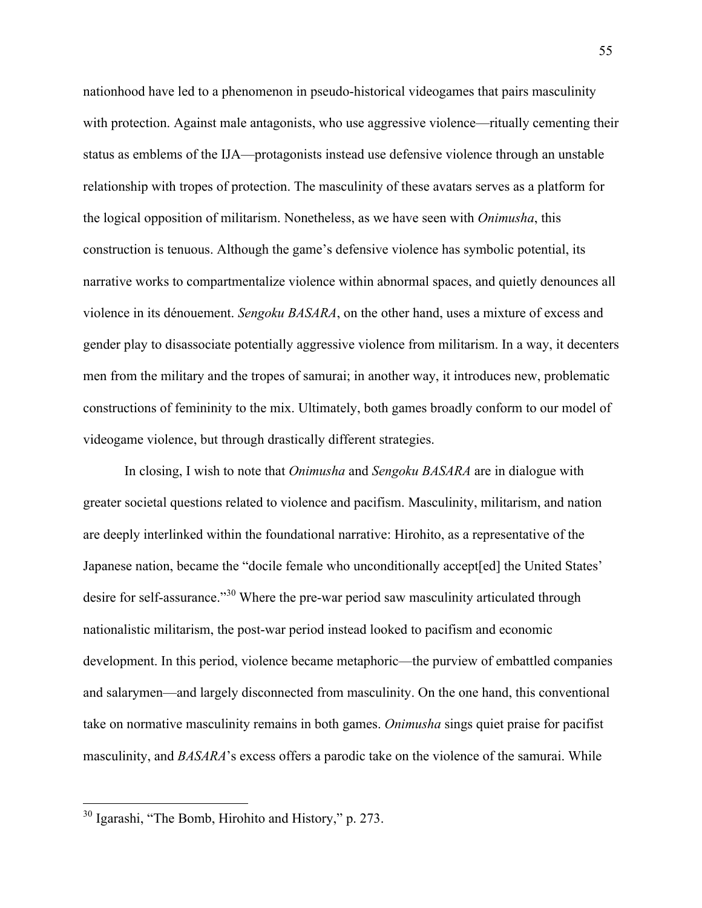nationhood have led to a phenomenon in pseudo-historical videogames that pairs masculinity with protection. Against male antagonists, who use aggressive violence—ritually cementing their status as emblems of the IJA—protagonists instead use defensive violence through an unstable relationship with tropes of protection. The masculinity of these avatars serves as a platform for the logical opposition of militarism. Nonetheless, as we have seen with *Onimusha*, this construction is tenuous. Although the game's defensive violence has symbolic potential, its narrative works to compartmentalize violence within abnormal spaces, and quietly denounces all violence in its dénouement. *Sengoku BASARA*, on the other hand, uses a mixture of excess and gender play to disassociate potentially aggressive violence from militarism. In a way, it decenters men from the military and the tropes of samurai; in another way, it introduces new, problematic constructions of femininity to the mix. Ultimately, both games broadly conform to our model of videogame violence, but through drastically different strategies.

In closing, I wish to note that *Onimusha* and *Sengoku BASARA* are in dialogue with greater societal questions related to violence and pacifism. Masculinity, militarism, and nation are deeply interlinked within the foundational narrative: Hirohito, as a representative of the Japanese nation, became the "docile female who unconditionally accept[ed] the United States' desire for self-assurance."[30] Where the pre-war period saw masculinity articulated through nationalistic militarism, the post-war period instead looked to pacifism and economic development. In this period, violence became metaphoric—the purview of embattled companies and salarymen—and largely disconnected from masculinity. On the one hand, this conventional take on normative masculinity remains in both games. *Onimusha* sings quiet praise for pacifist masculinity, and *BASARA*'s excess offers a parodic take on the violence of the samurai. While

---

[30] Igarashi, "The Bomb, Hirohito and History," p. 273.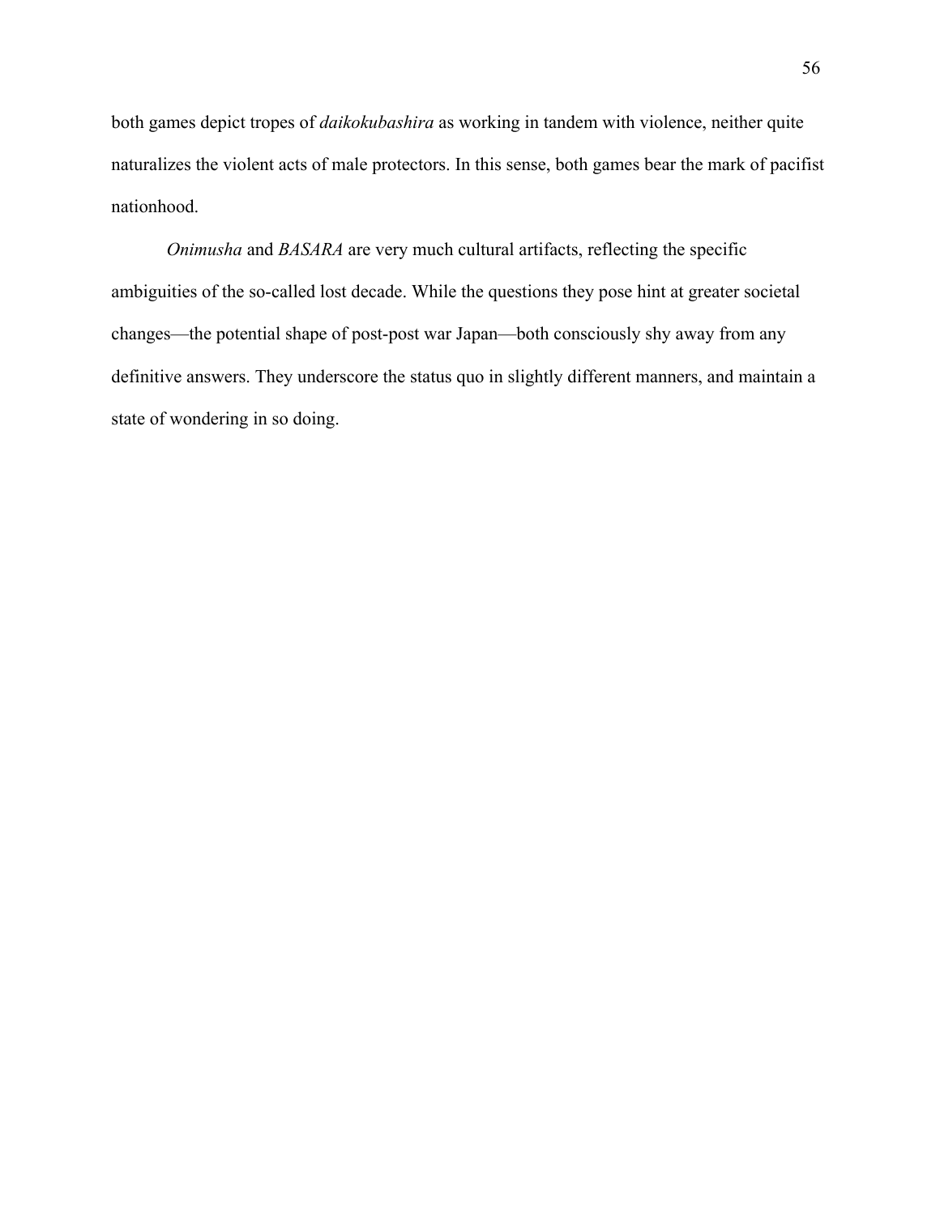both games depict tropes of *daikokubashira* as working in tandem with violence, neither quite naturalizes the violent acts of male protectors. In this sense, both games bear the mark of pacifist nationhood.

*Onimusha* and *BASARA* are very much cultural artifacts, reflecting the specific ambiguities of the so-called lost decade. While the questions they pose hint at greater societal changes—the potential shape of post-post war Japan—both consciously shy away from any definitive answers. They underscore the status quo in slightly different manners, and maintain a state of wondering in so doing.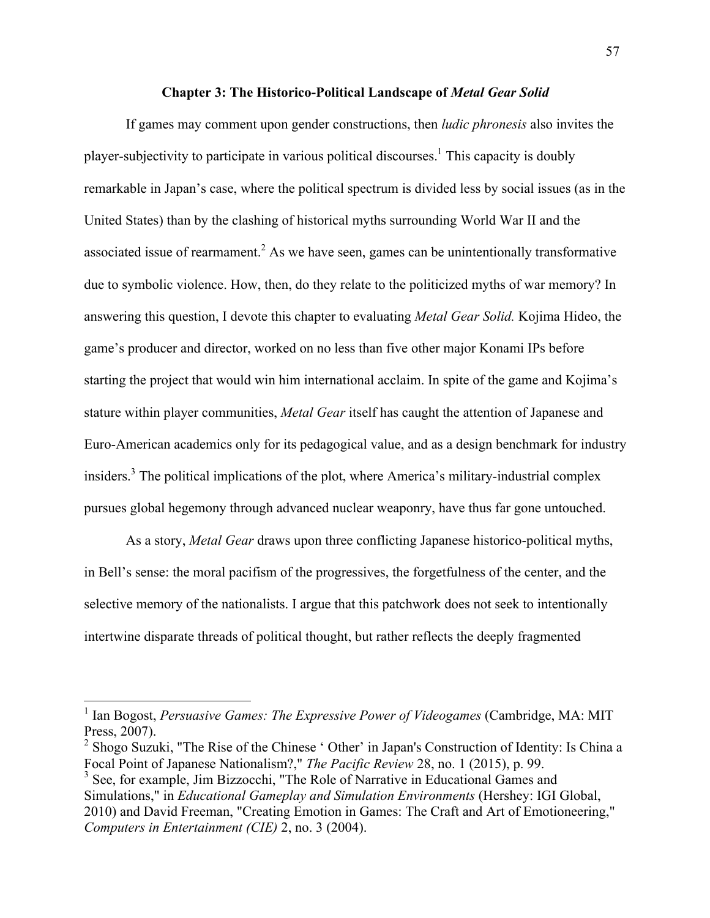## Chapter 3: The Historico-Political Landscape of *Metal Gear Solid*

If games may comment upon gender constructions, then *ludic phronesis* also invites the player-subjectivity to participate in various political discourses.[1] This capacity is doubly remarkable in Japan's case, where the political spectrum is divided less by social issues (as in the United States) than by the clashing of historical myths surrounding World War II and the associated issue of rearmament.[2] As we have seen, games can be unintentionally transformative due to symbolic violence. How, then, do they relate to the politicized myths of war memory? In answering this question, I devote this chapter to evaluating *Metal Gear Solid.* Kojima Hideo, the game's producer and director, worked on no less than five other major Konami IPs before starting the project that would win him international acclaim. In spite of the game and Kojima's stature within player communities, *Metal Gear* itself has caught the attention of Japanese and Euro-American academics only for its pedagogical value, and as a design benchmark for industry insiders.[3] The political implications of the plot, where America's military-industrial complex pursues global hegemony through advanced nuclear weaponry, have thus far gone untouched.

As a story, *Metal Gear* draws upon three conflicting Japanese historico-political myths, in Bell's sense: the moral pacifism of the progressives, the forgetfulness of the center, and the selective memory of the nationalists. I argue that this patchwork does not seek to intentionally intertwine disparate threads of political thought, but rather reflects the deeply fragmented

---

[1] Ian Bogost, *Persuasive Games: The Expressive Power of Videogames* (Cambridge, MA: MIT Press, 2007).

[2] Shogo Suzuki, "The Rise of the Chinese ' Other' in Japan's Construction of Identity: Is China a Focal Point of Japanese Nationalism?," *The Pacific Review* 28, no. 1 (2015), p. 99.

[3] See, for example, Jim Bizzocchi, "The Role of Narrative in Educational Games and Simulations," in *Educational Gameplay and Simulation Environments* (Hershey: IGI Global, 2010) and David Freeman, "Creating Emotion in Games: The Craft and Art of Emotioneering," *Computers in Entertainment (CIE)* 2, no. 3 (2004).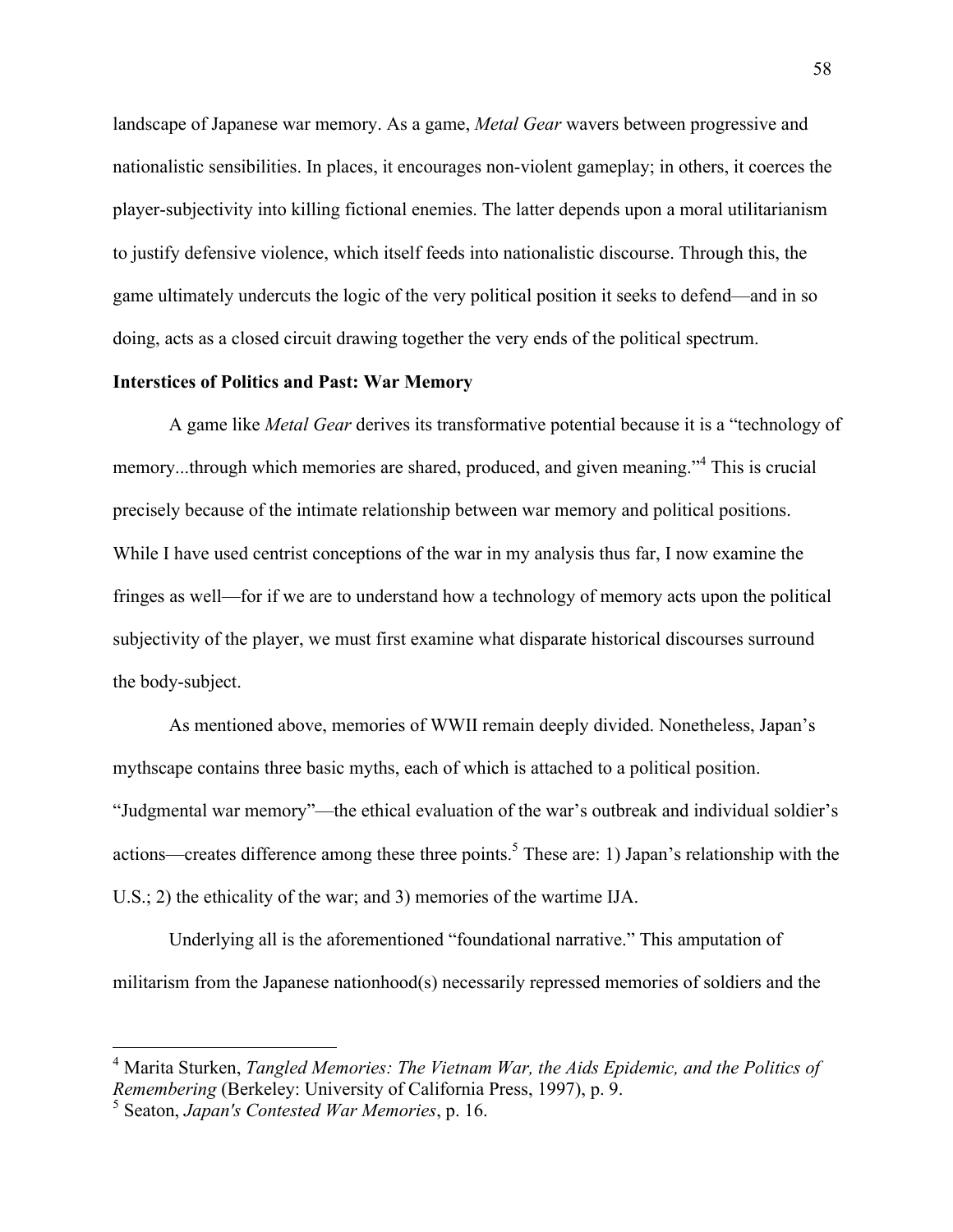landscape of Japanese war memory. As a game, *Metal Gear* wavers between progressive and nationalistic sensibilities. In places, it encourages non-violent gameplay; in others, it coerces the player-subjectivity into killing fictional enemies. The latter depends upon a moral utilitarianism to justify defensive violence, which itself feeds into nationalistic discourse. Through this, the game ultimately undercuts the logic of the very political position it seeks to defend—and in so doing, acts as a closed circuit drawing together the very ends of the political spectrum.

**Interstices of Politics and Past: War Memory**

A game like *Metal Gear* derives its transformative potential because it is a "technology of memory...through which memories are shared, produced, and given meaning."[4] This is crucial precisely because of the intimate relationship between war memory and political positions. While I have used centrist conceptions of the war in my analysis thus far, I now examine the fringes as well—for if we are to understand how a technology of memory acts upon the political subjectivity of the player, we must first examine what disparate historical discourses surround the body-subject.

As mentioned above, memories of WWII remain deeply divided. Nonetheless, Japan's mythscape contains three basic myths, each of which is attached to a political position. "Judgmental war memory"—the ethical evaluation of the war's outbreak and individual soldier's actions—creates difference among these three points.[5] These are: 1) Japan's relationship with the U.S.; 2) the ethicality of the war; and 3) memories of the wartime IJA.

Underlying all is the aforementioned "foundational narrative." This amputation of militarism from the Japanese nationhood(s) necessarily repressed memories of soldiers and the

---

[4] Marita Sturken, *Tangled Memories: The Vietnam War, the Aids Epidemic, and the Politics of Remembering* (Berkeley: University of California Press, 1997), p. 9.

[5] Seaton, *Japan's Contested War Memories*, p. 16.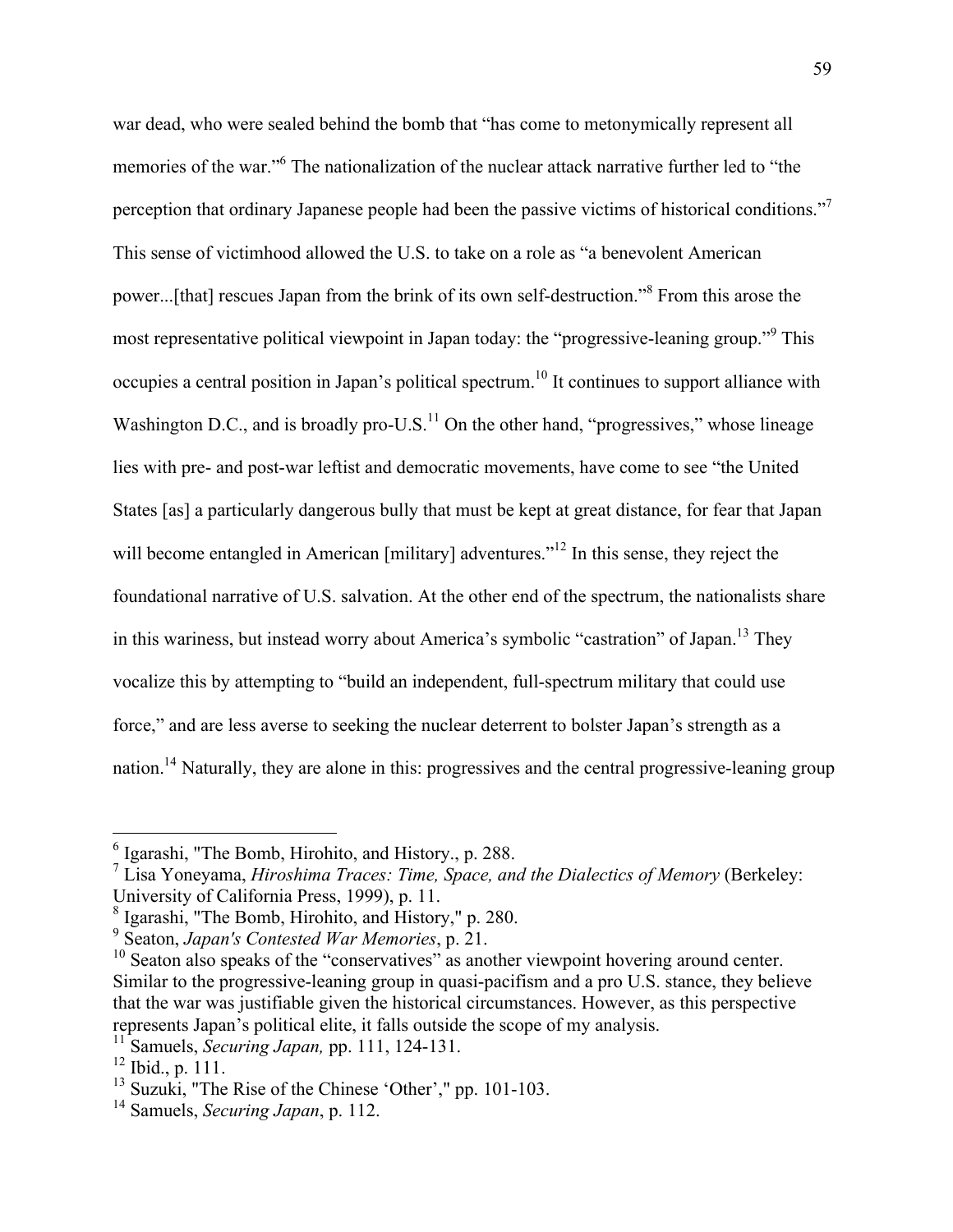war dead, who were sealed behind the bomb that "has come to metonymically represent all memories of the war."[6] The nationalization of the nuclear attack narrative further led to "the perception that ordinary Japanese people had been the passive victims of historical conditions."[7] This sense of victimhood allowed the U.S. to take on a role as "a benevolent American power...[that] rescues Japan from the brink of its own self-destruction."[8] From this arose the most representative political viewpoint in Japan today: the "progressive-leaning group."[9] This occupies a central position in Japan's political spectrum.[10] It continues to support alliance with Washington D.C., and is broadly pro-U.S.[11] On the other hand, "progressives," whose lineage lies with pre- and post-war leftist and democratic movements, have come to see "the United States [as] a particularly dangerous bully that must be kept at great distance, for fear that Japan will become entangled in American [military] adventures."[12] In this sense, they reject the foundational narrative of U.S. salvation. At the other end of the spectrum, the nationalists share in this wariness, but instead worry about America's symbolic "castration" of Japan.[13] They vocalize this by attempting to "build an independent, full-spectrum military that could use force," and are less averse to seeking the nuclear deterrent to bolster Japan's strength as a nation.[14] Naturally, they are alone in this: progressives and the central progressive-leaning group

---

[6] Igarashi, "The Bomb, Hirohito, and History., p. 288.

[7] Lisa Yoneyama, *Hiroshima Traces: Time, Space, and the Dialectics of Memory* (Berkeley: University of California Press, 1999), p. 11.

[8] Igarashi, "The Bomb, Hirohito, and History," p. 280.

[9] Seaton, *Japan's Contested War Memories*, p. 21.

[10] Seaton also speaks of the "conservatives" as another viewpoint hovering around center. Similar to the progressive-leaning group in quasi-pacifism and a pro U.S. stance, they believe that the war was justifiable given the historical circumstances. However, as this perspective represents Japan's political elite, it falls outside the scope of my analysis.

[11] Samuels, *Securing Japan,* pp. 111, 124-131.

[12] Ibid., p. 111.

[13] Suzuki, "The Rise of the Chinese 'Other'," pp. 101-103.

[14] Samuels, *Securing Japan*, p. 112.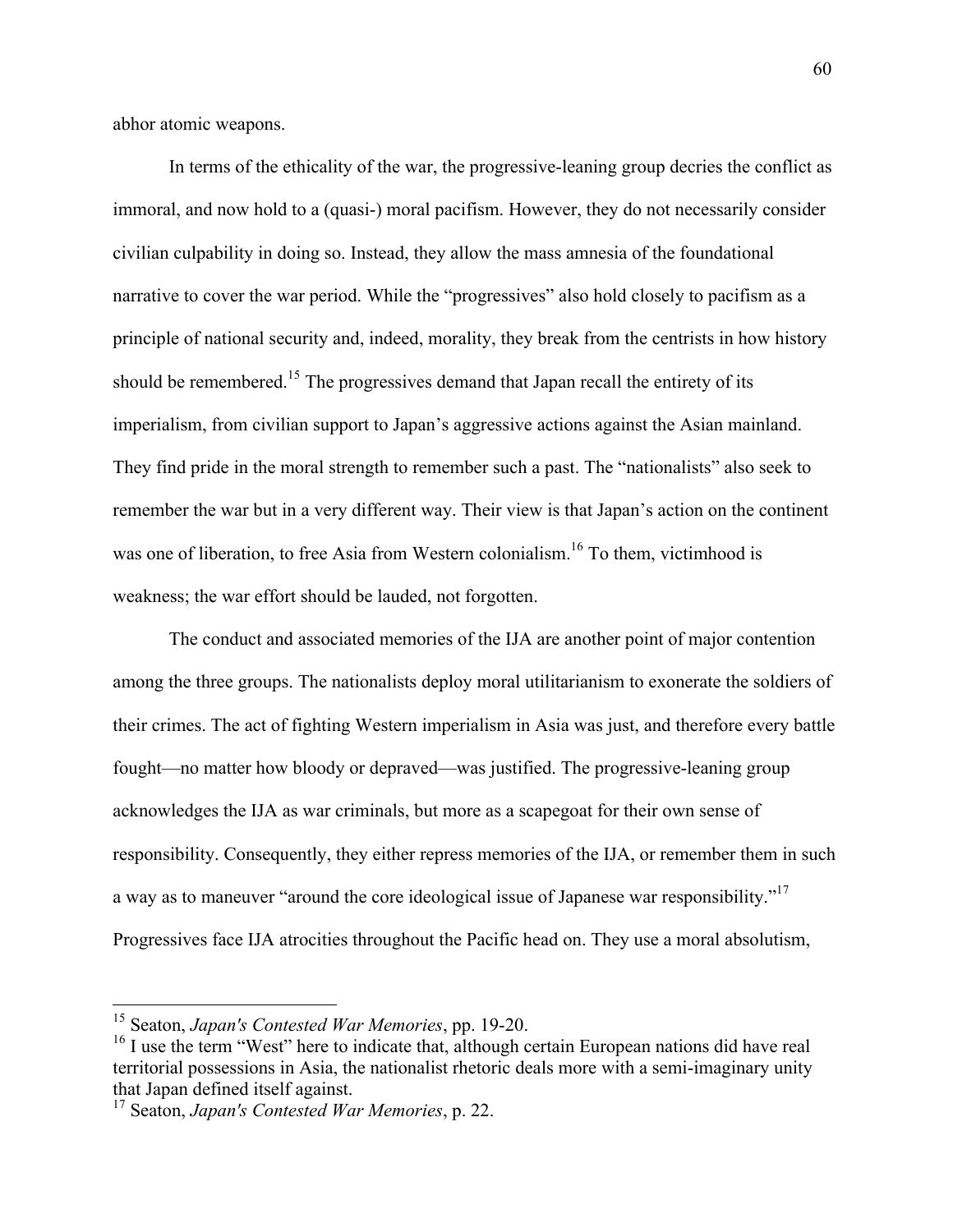abhor atomic weapons.

In terms of the ethicality of the war, the progressive-leaning group decries the conflict as immoral, and now hold to a (quasi-) moral pacifism. However, they do not necessarily consider civilian culpability in doing so. Instead, they allow the mass amnesia of the foundational narrative to cover the war period. While the "progressives" also hold closely to pacifism as a principle of national security and, indeed, morality, they break from the centrists in how history should be remembered.[15] The progressives demand that Japan recall the entirety of its imperialism, from civilian support to Japan's aggressive actions against the Asian mainland. They find pride in the moral strength to remember such a past. The "nationalists" also seek to remember the war but in a very different way. Their view is that Japan's action on the continent was one of liberation, to free Asia from Western colonialism.[16] To them, victimhood is weakness; the war effort should be lauded, not forgotten.

The conduct and associated memories of the IJA are another point of major contention among the three groups. The nationalists deploy moral utilitarianism to exonerate the soldiers of their crimes. The act of fighting Western imperialism in Asia was just, and therefore every battle fought—no matter how bloody or depraved—was justified. The progressive-leaning group acknowledges the IJA as war criminals, but more as a scapegoat for their own sense of responsibility. Consequently, they either repress memories of the IJA, or remember them in such a way as to maneuver "around the core ideological issue of Japanese war responsibility."[17] Progressives face IJA atrocities throughout the Pacific head on. They use a moral absolutism,

---

[15] Seaton, *Japan's Contested War Memories*, pp. 19-20.

[16] I use the term "West" here to indicate that, although certain European nations did have real territorial possessions in Asia, the nationalist rhetoric deals more with a semi-imaginary unity that Japan defined itself against.

[17] Seaton, *Japan's Contested War Memories*, p. 22.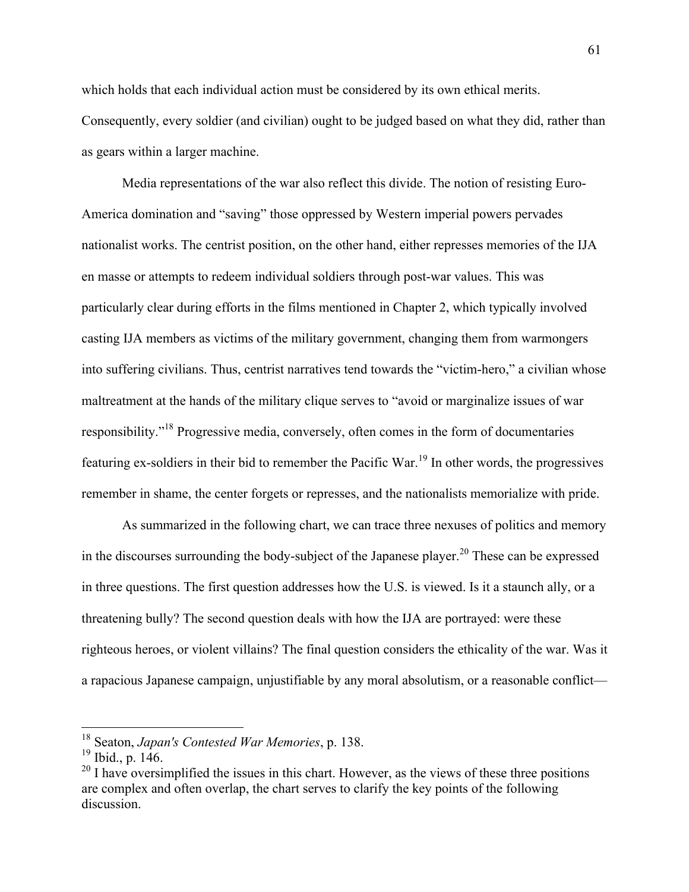which holds that each individual action must be considered by its own ethical merits. Consequently, every soldier (and civilian) ought to be judged based on what they did, rather than as gears within a larger machine.

Media representations of the war also reflect this divide. The notion of resisting Euro-America domination and "saving" those oppressed by Western imperial powers pervades nationalist works. The centrist position, on the other hand, either represses memories of the IJA en masse or attempts to redeem individual soldiers through post-war values. This was particularly clear during efforts in the films mentioned in Chapter 2, which typically involved casting IJA members as victims of the military government, changing them from warmongers into suffering civilians. Thus, centrist narratives tend towards the "victim-hero," a civilian whose maltreatment at the hands of the military clique serves to "avoid or marginalize issues of war responsibility."[18] Progressive media, conversely, often comes in the form of documentaries featuring ex-soldiers in their bid to remember the Pacific War.[19] In other words, the progressives remember in shame, the center forgets or represses, and the nationalists memorialize with pride.

As summarized in the following chart, we can trace three nexuses of politics and memory in the discourses surrounding the body-subject of the Japanese player.[20] These can be expressed in three questions. The first question addresses how the U.S. is viewed. Is it a staunch ally, or a threatening bully? The second question deals with how the IJA are portrayed: were these righteous heroes, or violent villains? The final question considers the ethicality of the war. Was it a rapacious Japanese campaign, unjustifiable by any moral absolutism, or a reasonable conflict—

---

[18] Seaton, *Japan's Contested War Memories*, p. 138.

[19] Ibid., p. 146.

[20] I have oversimplified the issues in this chart. However, as the views of these three positions are complex and often overlap, the chart serves to clarify the key points of the following discussion.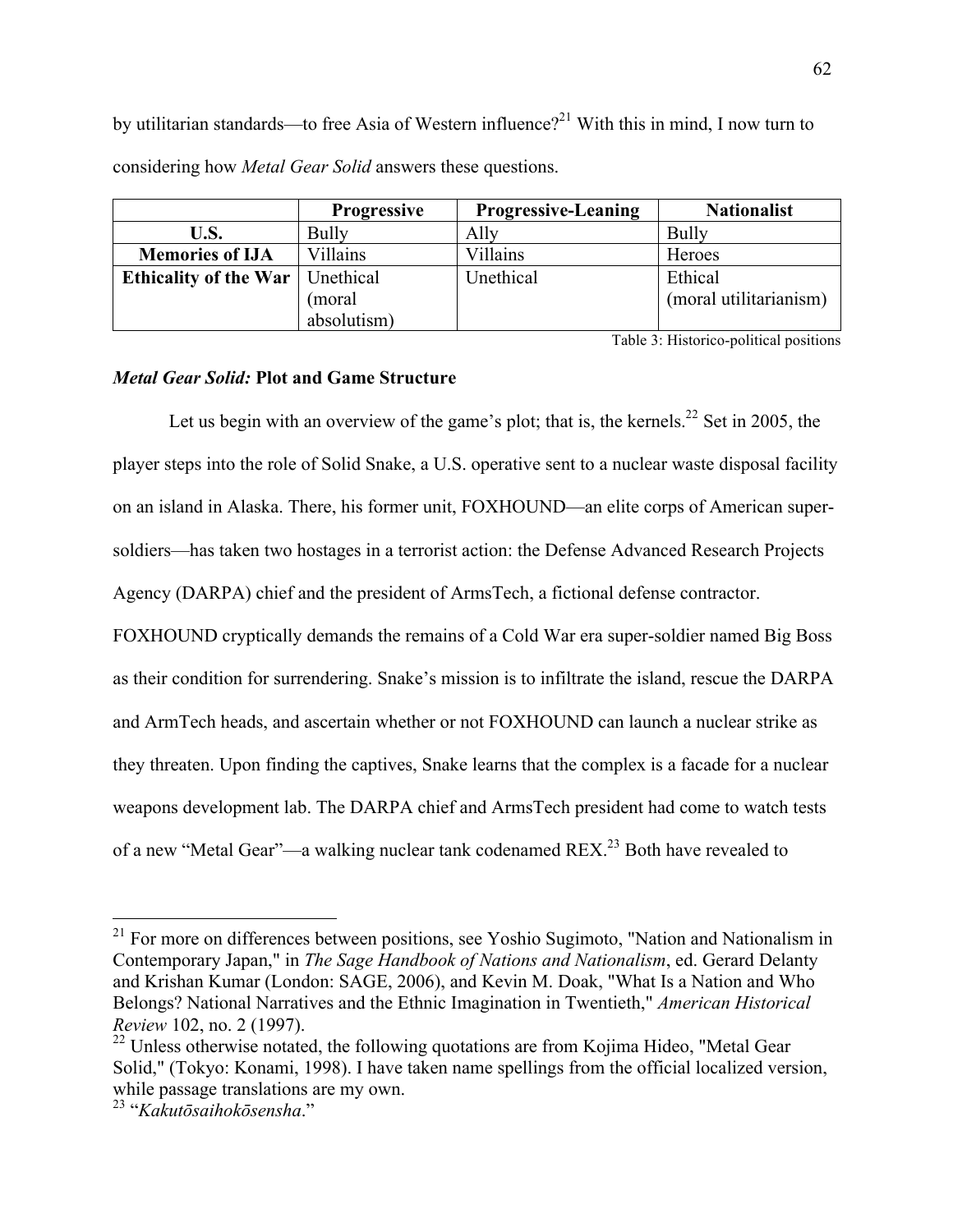by utilitarian standards—to free Asia of Western influence?[21] With this in mind, I now turn to considering how *Metal Gear Solid* answers these questions.

| | Progressive | Progressive-Leaning | Nationalist |
|---|---|---|---|
| **U.S.** | Bully | Ally | Bully |
| **Memories of IJA** | Villains | Villains | Heroes |
| **Ethicality of the War** | Unethical (moral absolutism) | Unethical | Ethical (moral utilitarianism) |

Table 3: Historico-political positions

### *Metal Gear Solid:* Plot and Game Structure

Let us begin with an overview of the game's plot; that is, the kernels.[22] Set in 2005, the player steps into the role of Solid Snake, a U.S. operative sent to a nuclear waste disposal facility on an island in Alaska. There, his former unit, FOXHOUND—an elite corps of American super-soldiers—has taken two hostages in a terrorist action: the Defense Advanced Research Projects Agency (DARPA) chief and the president of ArmsTech, a fictional defense contractor. FOXHOUND cryptically demands the remains of a Cold War era super-soldier named Big Boss as their condition for surrendering. Snake's mission is to infiltrate the island, rescue the DARPA and ArmTech heads, and ascertain whether or not FOXHOUND can launch a nuclear strike as they threaten. Upon finding the captives, Snake learns that the complex is a facade for a nuclear weapons development lab. The DARPA chief and ArmsTech president had come to watch tests of a new "Metal Gear"—a walking nuclear tank codenamed REX.[23] Both have revealed to

---

[21] For more on differences between positions, see Yoshio Sugimoto, "Nation and Nationalism in Contemporary Japan," in *The Sage Handbook of Nations and Nationalism*, ed. Gerard Delanty and Krishan Kumar (London: SAGE, 2006), and Kevin M. Doak, "What Is a Nation and Who Belongs? National Narratives and the Ethnic Imagination in Twentieth," *American Historical Review* 102, no. 2 (1997).

[22] Unless otherwise notated, the following quotations are from Kojima Hideo, "Metal Gear Solid," (Tokyo: Konami, 1998). I have taken name spellings from the official localized version, while passage translations are my own.

[23] "*Kakutōsaihokōsensha*."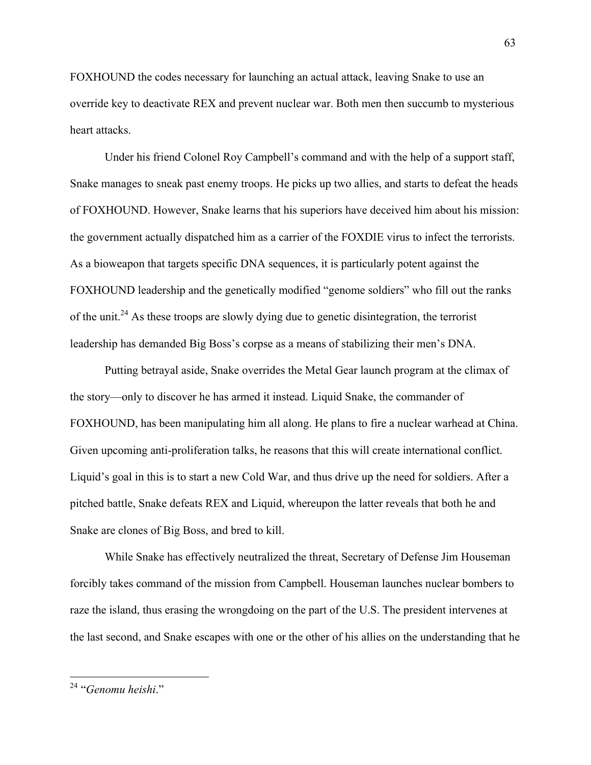FOXHOUND the codes necessary for launching an actual attack, leaving Snake to use an override key to deactivate REX and prevent nuclear war. Both men then succumb to mysterious heart attacks.

Under his friend Colonel Roy Campbell's command and with the help of a support staff, Snake manages to sneak past enemy troops. He picks up two allies, and starts to defeat the heads of FOXHOUND. However, Snake learns that his superiors have deceived him about his mission: the government actually dispatched him as a carrier of the FOXDIE virus to infect the terrorists. As a bioweapon that targets specific DNA sequences, it is particularly potent against the FOXHOUND leadership and the genetically modified "genome soldiers" who fill out the ranks of the unit.[24] As these troops are slowly dying due to genetic disintegration, the terrorist leadership has demanded Big Boss's corpse as a means of stabilizing their men's DNA.

Putting betrayal aside, Snake overrides the Metal Gear launch program at the climax of the story—only to discover he has armed it instead. Liquid Snake, the commander of FOXHOUND, has been manipulating him all along. He plans to fire a nuclear warhead at China. Given upcoming anti-proliferation talks, he reasons that this will create international conflict. Liquid's goal in this is to start a new Cold War, and thus drive up the need for soldiers. After a pitched battle, Snake defeats REX and Liquid, whereupon the latter reveals that both he and Snake are clones of Big Boss, and bred to kill.

While Snake has effectively neutralized the threat, Secretary of Defense Jim Houseman forcibly takes command of the mission from Campbell. Houseman launches nuclear bombers to raze the island, thus erasing the wrongdoing on the part of the U.S. The president intervenes at the last second, and Snake escapes with one or the other of his allies on the understanding that he

[24] "*Genomu heishi*."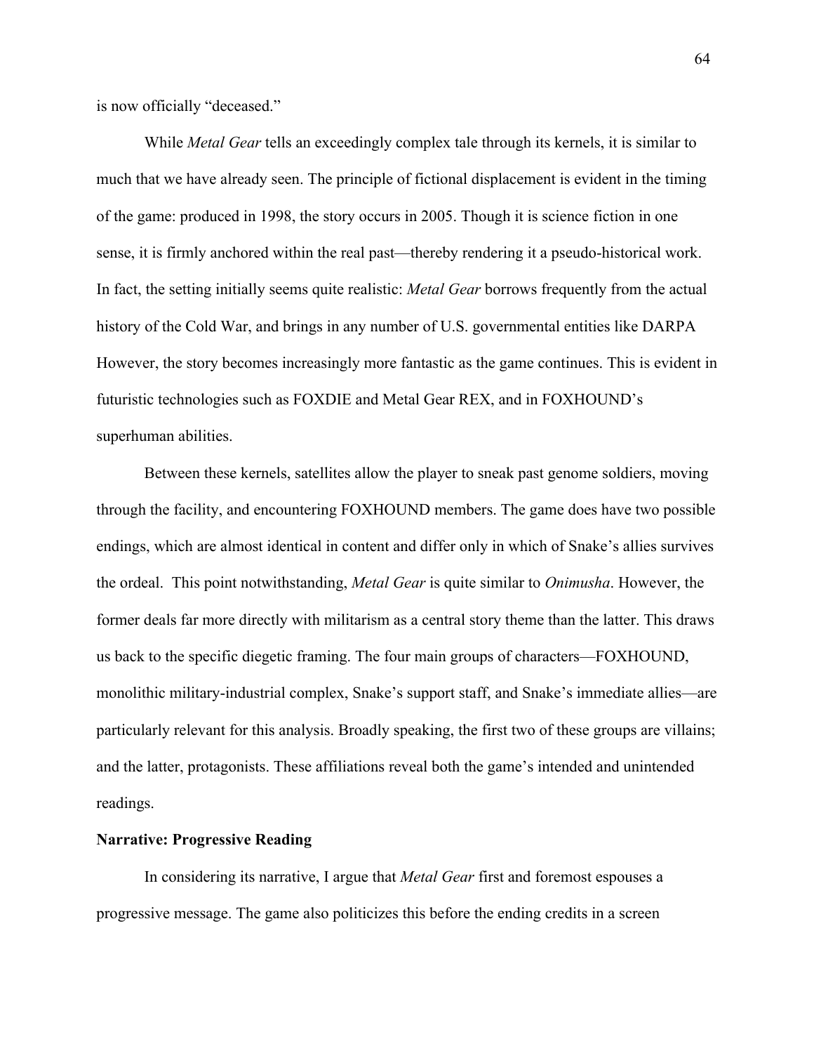is now officially "deceased."

While *Metal Gear* tells an exceedingly complex tale through its kernels, it is similar to much that we have already seen. The principle of fictional displacement is evident in the timing of the game: produced in 1998, the story occurs in 2005. Though it is science fiction in one sense, it is firmly anchored within the real past—thereby rendering it a pseudo-historical work. In fact, the setting initially seems quite realistic: *Metal Gear* borrows frequently from the actual history of the Cold War, and brings in any number of U.S. governmental entities like DARPA However, the story becomes increasingly more fantastic as the game continues. This is evident in futuristic technologies such as FOXDIE and Metal Gear REX, and in FOXHOUND's superhuman abilities.

Between these kernels, satellites allow the player to sneak past genome soldiers, moving through the facility, and encountering FOXHOUND members. The game does have two possible endings, which are almost identical in content and differ only in which of Snake's allies survives the ordeal. This point notwithstanding, *Metal Gear* is quite similar to *Onimusha*. However, the former deals far more directly with militarism as a central story theme than the latter. This draws us back to the specific diegetic framing. The four main groups of characters—FOXHOUND, monolithic military-industrial complex, Snake's support staff, and Snake's immediate allies—are particularly relevant for this analysis. Broadly speaking, the first two of these groups are villains; and the latter, protagonists. These affiliations reveal both the game's intended and unintended readings.

**Narrative: Progressive Reading**

In considering its narrative, I argue that *Metal Gear* first and foremost espouses a progressive message. The game also politicizes this before the ending credits in a screen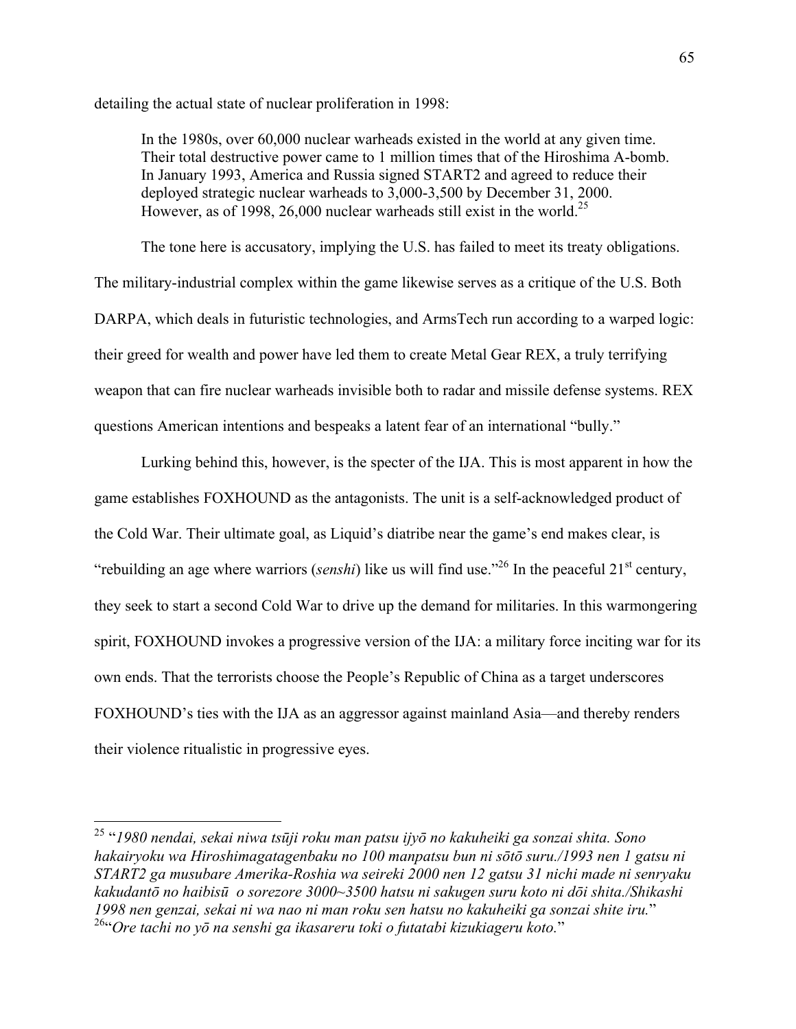detailing the actual state of nuclear proliferation in 1998:

> In the 1980s, over 60,000 nuclear warheads existed in the world at any given time. Their total destructive power came to 1 million times that of the Hiroshima A-bomb. In January 1993, America and Russia signed START2 and agreed to reduce their deployed strategic nuclear warheads to 3,000-3,500 by December 31, 2000. However, as of 1998, 26,000 nuclear warheads still exist in the world.[25]

The tone here is accusatory, implying the U.S. has failed to meet its treaty obligations. The military-industrial complex within the game likewise serves as a critique of the U.S. Both DARPA, which deals in futuristic technologies, and ArmsTech run according to a warped logic: their greed for wealth and power have led them to create Metal Gear REX, a truly terrifying weapon that can fire nuclear warheads invisible both to radar and missile defense systems. REX questions American intentions and bespeaks a latent fear of an international "bully."

Lurking behind this, however, is the specter of the IJA. This is most apparent in how the game establishes FOXHOUND as the antagonists. The unit is a self-acknowledged product of the Cold War. Their ultimate goal, as Liquid's diatribe near the game's end makes clear, is "rebuilding an age where warriors (*senshi*) like us will find use."[26] In the peaceful 21st century, they seek to start a second Cold War to drive up the demand for militaries. In this warmongering spirit, FOXHOUND invokes a progressive version of the IJA: a military force inciting war for its own ends. That the terrorists choose the People's Republic of China as a target underscores FOXHOUND's ties with the IJA as an aggressor against mainland Asia—and thereby renders their violence ritualistic in progressive eyes.

---

[25] "*1980 nendai, sekai niwa tsūji roku man patsu ijyō no kakuheiki ga sonzai shita. Sono hakairyoku wa Hiroshimagatagenbaku no 100 manpatsu bun ni sōtō suru./1993 nen 1 gatsu ni START2 ga musubare Amerika-Roshia wa seireki 2000 nen 12 gatsu 31 nichi made ni senryaku kakudantō no haibisū o sorezore 3000~3500 hatsu ni sakugen suru koto ni dōi shita./Shikashi 1998 nen genzai, sekai ni wa nao ni man roku sen hatsu no kakuheiki ga sonzai shite iru.*"

[26] "*Ore tachi no yō na senshi ga ikasareru toki o futatabi kizukiageru koto.*"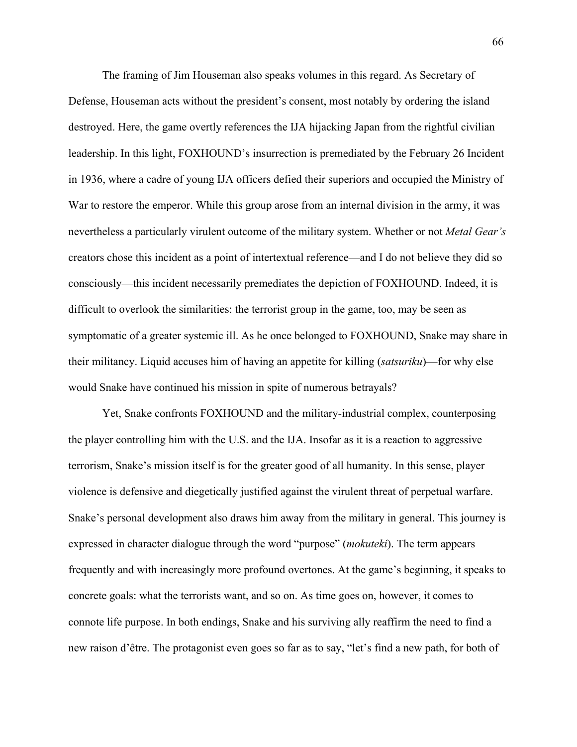The framing of Jim Houseman also speaks volumes in this regard. As Secretary of Defense, Houseman acts without the president's consent, most notably by ordering the island destroyed. Here, the game overtly references the IJA hijacking Japan from the rightful civilian leadership. In this light, FOXHOUND's insurrection is premediated by the February 26 Incident in 1936, where a cadre of young IJA officers defied their superiors and occupied the Ministry of War to restore the emperor. While this group arose from an internal division in the army, it was nevertheless a particularly virulent outcome of the military system. Whether or not *Metal Gear's* creators chose this incident as a point of intertextual reference—and I do not believe they did so consciously—this incident necessarily premediates the depiction of FOXHOUND. Indeed, it is difficult to overlook the similarities: the terrorist group in the game, too, may be seen as symptomatic of a greater systemic ill. As he once belonged to FOXHOUND, Snake may share in their militancy. Liquid accuses him of having an appetite for killing (*satsuriku*)—for why else would Snake have continued his mission in spite of numerous betrayals?

Yet, Snake confronts FOXHOUND and the military-industrial complex, counterposing the player controlling him with the U.S. and the IJA. Insofar as it is a reaction to aggressive terrorism, Snake's mission itself is for the greater good of all humanity. In this sense, player violence is defensive and diegetically justified against the virulent threat of perpetual warfare. Snake's personal development also draws him away from the military in general. This journey is expressed in character dialogue through the word "purpose" (*mokuteki*). The term appears frequently and with increasingly more profound overtones. At the game's beginning, it speaks to concrete goals: what the terrorists want, and so on. As time goes on, however, it comes to connote life purpose. In both endings, Snake and his surviving ally reaffirm the need to find a new raison d'être. The protagonist even goes so far as to say, "let's find a new path, for both of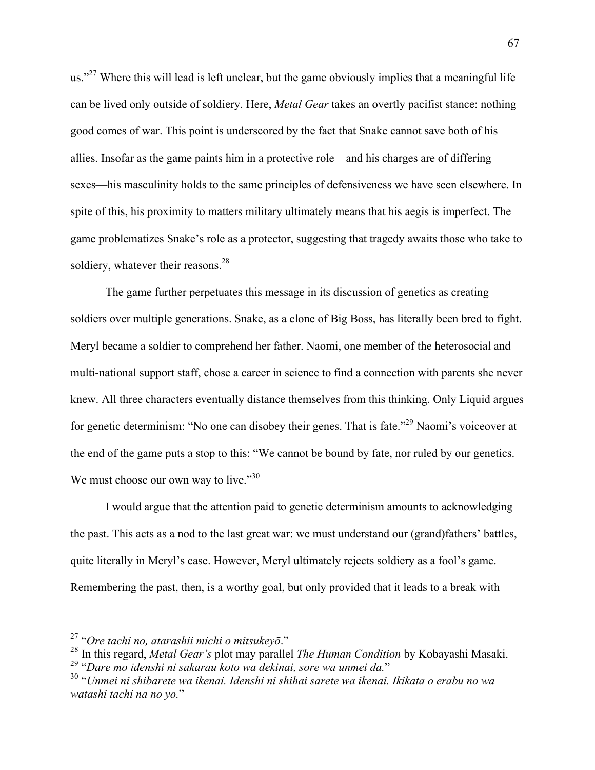us."[27] Where this will lead is left unclear, but the game obviously implies that a meaningful life can be lived only outside of soldiery. Here, *Metal Gear* takes an overtly pacifist stance: nothing good comes of war. This point is underscored by the fact that Snake cannot save both of his allies. Insofar as the game paints him in a protective role—and his charges are of differing sexes—his masculinity holds to the same principles of defensiveness we have seen elsewhere. In spite of this, his proximity to matters military ultimately means that his aegis is imperfect. The game problematizes Snake's role as a protector, suggesting that tragedy awaits those who take to soldiery, whatever their reasons.[28]

The game further perpetuates this message in its discussion of genetics as creating soldiers over multiple generations. Snake, as a clone of Big Boss, has literally been bred to fight. Meryl became a soldier to comprehend her father. Naomi, one member of the heterosocial and multi-national support staff, chose a career in science to find a connection with parents she never knew. All three characters eventually distance themselves from this thinking. Only Liquid argues for genetic determinism: "No one can disobey their genes. That is fate."[29] Naomi's voiceover at the end of the game puts a stop to this: "We cannot be bound by fate, nor ruled by our genetics. We must choose our own way to live."[30]

I would argue that the attention paid to genetic determinism amounts to acknowledging the past. This acts as a nod to the last great war: we must understand our (grand)fathers' battles, quite literally in Meryl's case. However, Meryl ultimately rejects soldiery as a fool's game. Remembering the past, then, is a worthy goal, but only provided that it leads to a break with

---

[27] "*Ore tachi no, atarashii michi o mitsukeyō*."

[28] In this regard, *Metal Gear's* plot may parallel *The Human Condition* by Kobayashi Masaki.

[29] "*Dare mo idenshi ni sakarau koto wa dekinai, sore wa unmei da.*"

[30] "*Unmei ni shibarete wa ikenai. Idenshi ni shihai sarete wa ikenai. Ikikata o erabu no wa watashi tachi na no yo.*"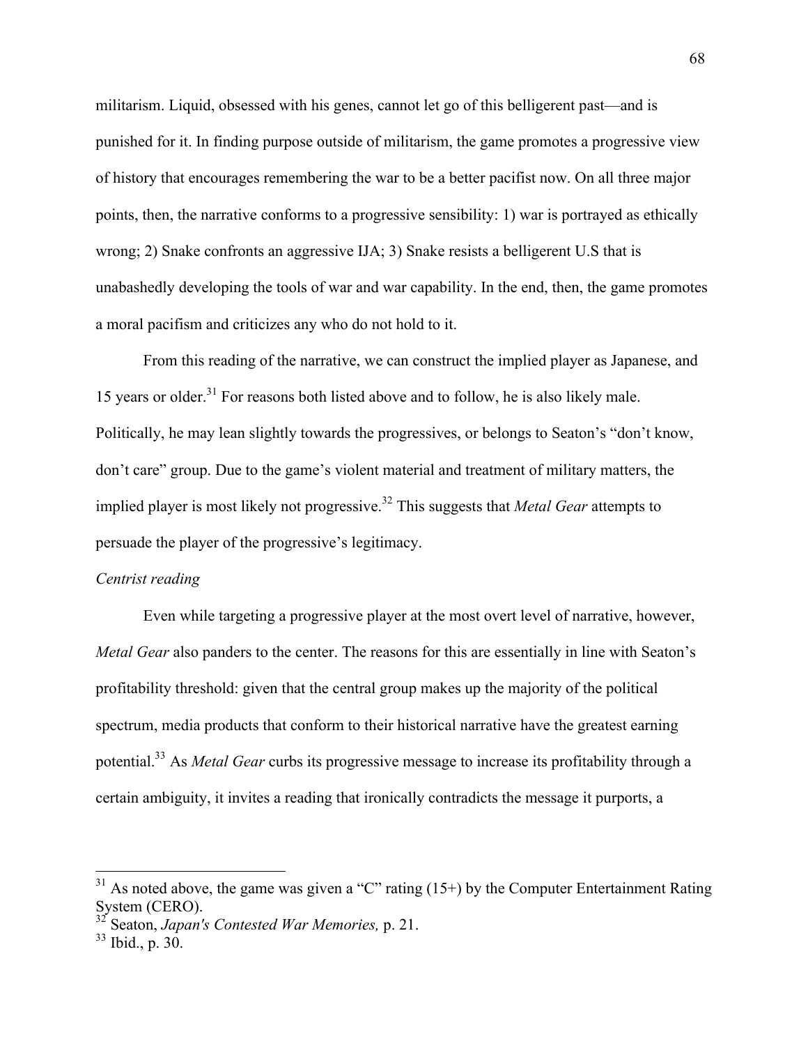militarism. Liquid, obsessed with his genes, cannot let go of this belligerent past—and is punished for it. In finding purpose outside of militarism, the game promotes a progressive view of history that encourages remembering the war to be a better pacifist now. On all three major points, then, the narrative conforms to a progressive sensibility: 1) war is portrayed as ethically wrong; 2) Snake confronts an aggressive IJA; 3) Snake resists a belligerent U.S that is unabashedly developing the tools of war and war capability. In the end, then, the game promotes a moral pacifism and criticizes any who do not hold to it.

From this reading of the narrative, we can construct the implied player as Japanese, and 15 years or older.[31] For reasons both listed above and to follow, he is also likely male. Politically, he may lean slightly towards the progressives, or belongs to Seaton's "don't know, don't care" group. Due to the game's violent material and treatment of military matters, the implied player is most likely not progressive.[32] This suggests that *Metal Gear* attempts to persuade the player of the progressive's legitimacy.

*Centrist reading*

Even while targeting a progressive player at the most overt level of narrative, however, *Metal Gear* also panders to the center. The reasons for this are essentially in line with Seaton's profitability threshold: given that the central group makes up the majority of the political spectrum, media products that conform to their historical narrative have the greatest earning potential.[33] As *Metal Gear* curbs its progressive message to increase its profitability through a certain ambiguity, it invites a reading that ironically contradicts the message it purports, a

---

[31] As noted above, the game was given a "C" rating (15+) by the Computer Entertainment Rating System (CERO).

[32] Seaton, *Japan's Contested War Memories,* p. 21.

[33] Ibid., p. 30.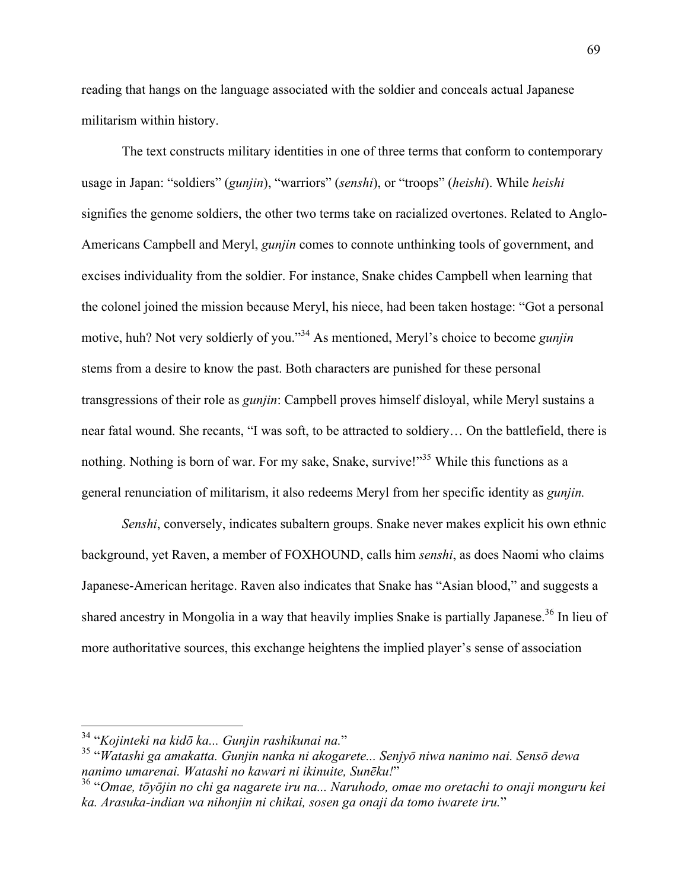reading that hangs on the language associated with the soldier and conceals actual Japanese militarism within history.

The text constructs military identities in one of three terms that conform to contemporary usage in Japan: "soldiers" (*gunjin*), "warriors" (*senshi*), or "troops" (*heishi*). While *heishi* signifies the genome soldiers, the other two terms take on racialized overtones. Related to Anglo-Americans Campbell and Meryl, *gunjin* comes to connote unthinking tools of government, and excises individuality from the soldier. For instance, Snake chides Campbell when learning that the colonel joined the mission because Meryl, his niece, had been taken hostage: "Got a personal motive, huh? Not very soldierly of you."[34] As mentioned, Meryl's choice to become *gunjin* stems from a desire to know the past. Both characters are punished for these personal transgressions of their role as *gunjin*: Campbell proves himself disloyal, while Meryl sustains a near fatal wound. She recants, "I was soft, to be attracted to soldiery… On the battlefield, there is nothing. Nothing is born of war. For my sake, Snake, survive!"[35] While this functions as a general renunciation of militarism, it also redeems Meryl from her specific identity as *gunjin.*

*Senshi*, conversely, indicates subaltern groups. Snake never makes explicit his own ethnic background, yet Raven, a member of FOXHOUND, calls him *senshi*, as does Naomi who claims Japanese-American heritage. Raven also indicates that Snake has "Asian blood," and suggests a shared ancestry in Mongolia in a way that heavily implies Snake is partially Japanese.[36] In lieu of more authoritative sources, this exchange heightens the implied player's sense of association

---

[34] "*Kojinteki na kidō ka... Gunjin rashikunai na.*"

[35] "*Watashi ga amakatta. Gunjin nanka ni akogarete... Senjyō niwa nanimo nai. Sensō dewa nanimo umarenai. Watashi no kawari ni ikinuite, Sunēku!*"

[36] "*Omae, tōyōjin no chi ga nagarete iru na... Naruhodo, omae mo oretachi to onaji monguru kei ka. Arasuka-indian wa nihonjin ni chikai, sosen ga onaji da tomo iwarete iru.*"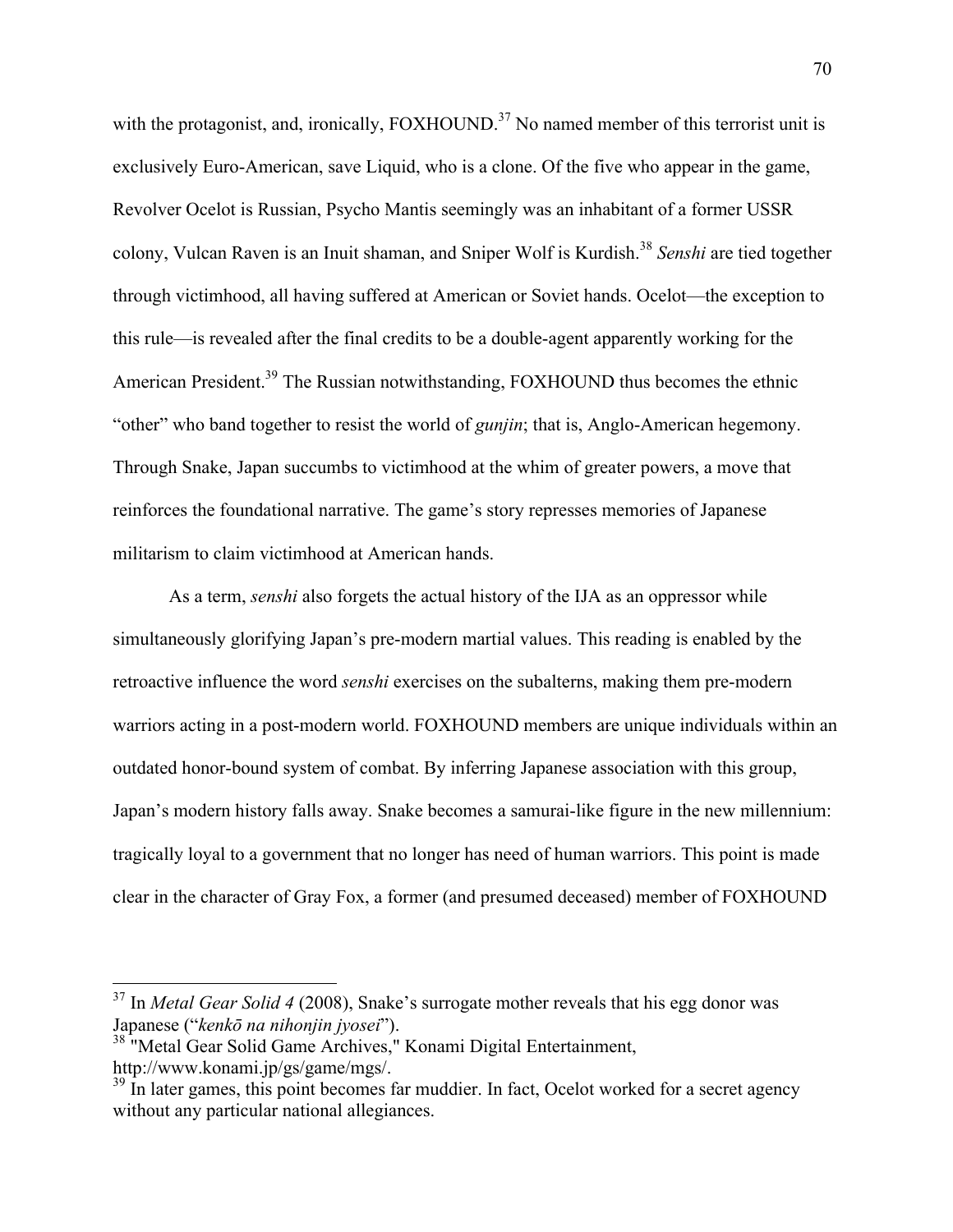with the protagonist, and, ironically, FOXHOUND.[37] No named member of this terrorist unit is exclusively Euro-American, save Liquid, who is a clone. Of the five who appear in the game, Revolver Ocelot is Russian, Psycho Mantis seemingly was an inhabitant of a former USSR colony, Vulcan Raven is an Inuit shaman, and Sniper Wolf is Kurdish.[38] *Senshi* are tied together through victimhood, all having suffered at American or Soviet hands. Ocelot—the exception to this rule—is revealed after the final credits to be a double-agent apparently working for the American President.[39] The Russian notwithstanding, FOXHOUND thus becomes the ethnic "other" who band together to resist the world of *gunjin*; that is, Anglo-American hegemony. Through Snake, Japan succumbs to victimhood at the whim of greater powers, a move that reinforces the foundational narrative. The game's story represses memories of Japanese militarism to claim victimhood at American hands.

As a term, *senshi* also forgets the actual history of the IJA as an oppressor while simultaneously glorifying Japan's pre-modern martial values. This reading is enabled by the retroactive influence the word *senshi* exercises on the subalterns, making them pre-modern warriors acting in a post-modern world. FOXHOUND members are unique individuals within an outdated honor-bound system of combat. By inferring Japanese association with this group, Japan's modern history falls away. Snake becomes a samurai-like figure in the new millennium: tragically loyal to a government that no longer has need of human warriors. This point is made clear in the character of Gray Fox, a former (and presumed deceased) member of FOXHOUND

---

[37] In *Metal Gear Solid 4* (2008), Snake's surrogate mother reveals that his egg donor was Japanese ("*kenkō na nihonjin jyosei*").

[38] "Metal Gear Solid Game Archives," Konami Digital Entertainment, http://www.konami.jp/gs/game/mgs/.

[39] In later games, this point becomes far muddier. In fact, Ocelot worked for a secret agency without any particular national allegiances.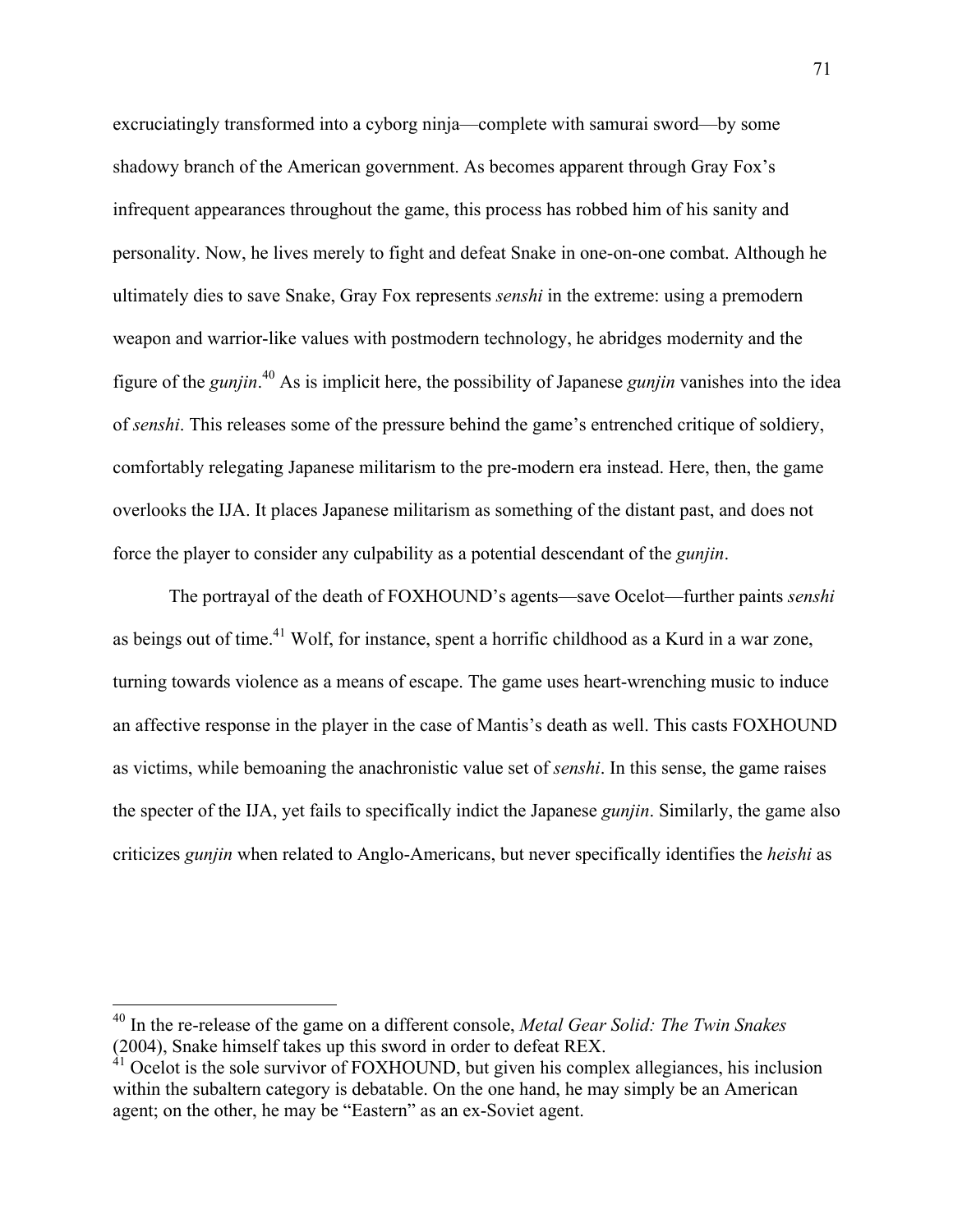excruciatingly transformed into a cyborg ninja—complete with samurai sword—by some shadowy branch of the American government. As becomes apparent through Gray Fox's infrequent appearances throughout the game, this process has robbed him of his sanity and personality. Now, he lives merely to fight and defeat Snake in one-on-one combat. Although he ultimately dies to save Snake, Gray Fox represents *senshi* in the extreme: using a premodern weapon and warrior-like values with postmodern technology, he abridges modernity and the figure of the *gunjin*.[40] As is implicit here, the possibility of Japanese *gunjin* vanishes into the idea of *senshi*. This releases some of the pressure behind the game's entrenched critique of soldiery, comfortably relegating Japanese militarism to the pre-modern era instead. Here, then, the game overlooks the IJA. It places Japanese militarism as something of the distant past, and does not force the player to consider any culpability as a potential descendant of the *gunjin*.

The portrayal of the death of FOXHOUND's agents—save Ocelot—further paints *senshi* as beings out of time.[41] Wolf, for instance, spent a horrific childhood as a Kurd in a war zone, turning towards violence as a means of escape. The game uses heart-wrenching music to induce an affective response in the player in the case of Mantis's death as well. This casts FOXHOUND as victims, while bemoaning the anachronistic value set of *senshi*. In this sense, the game raises the specter of the IJA, yet fails to specifically indict the Japanese *gunjin*. Similarly, the game also criticizes *gunjin* when related to Anglo-Americans, but never specifically identifies the *heishi* as

---

[40] In the re-release of the game on a different console, *Metal Gear Solid: The Twin Snakes* (2004), Snake himself takes up this sword in order to defeat REX.

[41] Ocelot is the sole survivor of FOXHOUND, but given his complex allegiances, his inclusion within the subaltern category is debatable. On the one hand, he may simply be an American agent; on the other, he may be "Eastern" as an ex-Soviet agent.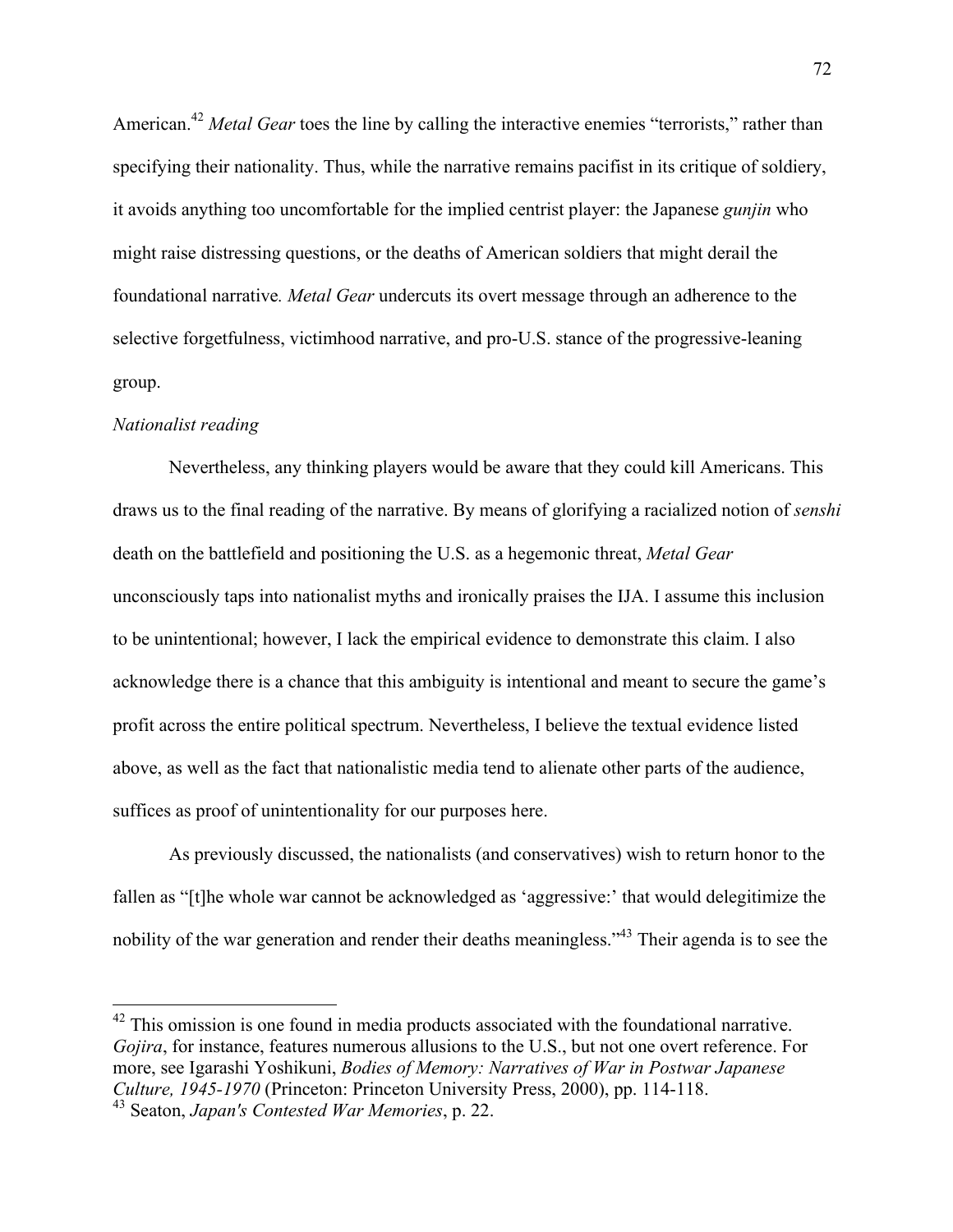American.[42] *Metal Gear* toes the line by calling the interactive enemies "terrorists," rather than specifying their nationality. Thus, while the narrative remains pacifist in its critique of soldiery, it avoids anything too uncomfortable for the implied centrist player: the Japanese *gunjin* who might raise distressing questions, or the deaths of American soldiers that might derail the foundational narrative. *Metal Gear* undercuts its overt message through an adherence to the selective forgetfulness, victimhood narrative, and pro-U.S. stance of the progressive-leaning group.

*Nationalist reading*

Nevertheless, any thinking players would be aware that they could kill Americans. This draws us to the final reading of the narrative. By means of glorifying a racialized notion of *senshi* death on the battlefield and positioning the U.S. as a hegemonic threat, *Metal Gear* unconsciously taps into nationalist myths and ironically praises the IJA. I assume this inclusion to be unintentional; however, I lack the empirical evidence to demonstrate this claim. I also acknowledge there is a chance that this ambiguity is intentional and meant to secure the game's profit across the entire political spectrum. Nevertheless, I believe the textual evidence listed above, as well as the fact that nationalistic media tend to alienate other parts of the audience, suffices as proof of unintentionality for our purposes here.

As previously discussed, the nationalists (and conservatives) wish to return honor to the fallen as "[t]he whole war cannot be acknowledged as 'aggressive:' that would delegitimize the nobility of the war generation and render their deaths meaningless."[43] Their agenda is to see the

---

[42] This omission is one found in media products associated with the foundational narrative. *Gojira*, for instance, features numerous allusions to the U.S., but not one overt reference. For more, see Igarashi Yoshikuni, *Bodies of Memory: Narratives of War in Postwar Japanese Culture, 1945-1970* (Princeton: Princeton University Press, 2000), pp. 114-118.

[43] Seaton, *Japan's Contested War Memories*, p. 22.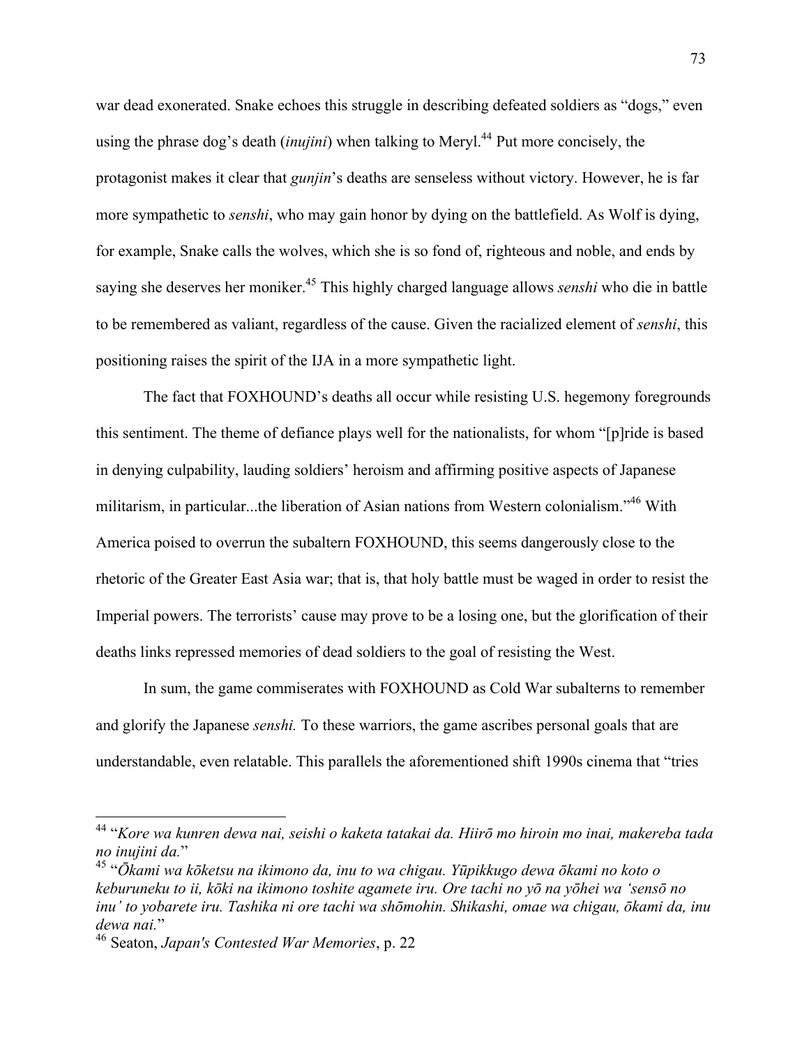war dead exonerated. Snake echoes this struggle in describing defeated soldiers as "dogs," even using the phrase dog's death (*inujini*) when talking to Meryl.[44] Put more concisely, the protagonist makes it clear that *gunjin*'s deaths are senseless without victory. However, he is far more sympathetic to *senshi*, who may gain honor by dying on the battlefield. As Wolf is dying, for example, Snake calls the wolves, which she is so fond of, righteous and noble, and ends by saying she deserves her moniker.[45] This highly charged language allows *senshi* who die in battle to be remembered as valiant, regardless of the cause. Given the racialized element of *senshi*, this positioning raises the spirit of the IJA in a more sympathetic light.

The fact that FOXHOUND's deaths all occur while resisting U.S. hegemony foregrounds this sentiment. The theme of defiance plays well for the nationalists, for whom "[p]ride is based in denying culpability, lauding soldiers' heroism and affirming positive aspects of Japanese militarism, in particular...the liberation of Asian nations from Western colonialism."[46] With America poised to overrun the subaltern FOXHOUND, this seems dangerously close to the rhetoric of the Greater East Asia war; that is, that holy battle must be waged in order to resist the Imperial powers. The terrorists' cause may prove to be a losing one, but the glorification of their deaths links repressed memories of dead soldiers to the goal of resisting the West.

In sum, the game commiserates with FOXHOUND as Cold War subalterns to remember and glorify the Japanese *senshi.* To these warriors, the game ascribes personal goals that are understandable, even relatable. This parallels the aforementioned shift 1990s cinema that "tries

---

[44] "*Kore wa kunren dewa nai, seishi o kaketa tatakai da. Hiirō mo hiroin mo inai, makereba tada no inujini da.*"

[45] "*Ōkami wa kōketsu na ikimono da, inu to wa chigau. Yūpikkugo dewa ōkami no koto o keburuneku to ii, kōki na ikimono toshite agamete iru. Ore tachi no yō na yōhei wa 'sensō no inu' to yobarete iru. Tashika ni ore tachi wa shōmohin. Shikashi, omae wa chigau, ōkami da, inu dewa nai.*"

[46] Seaton, *Japan's Contested War Memories*, p. 22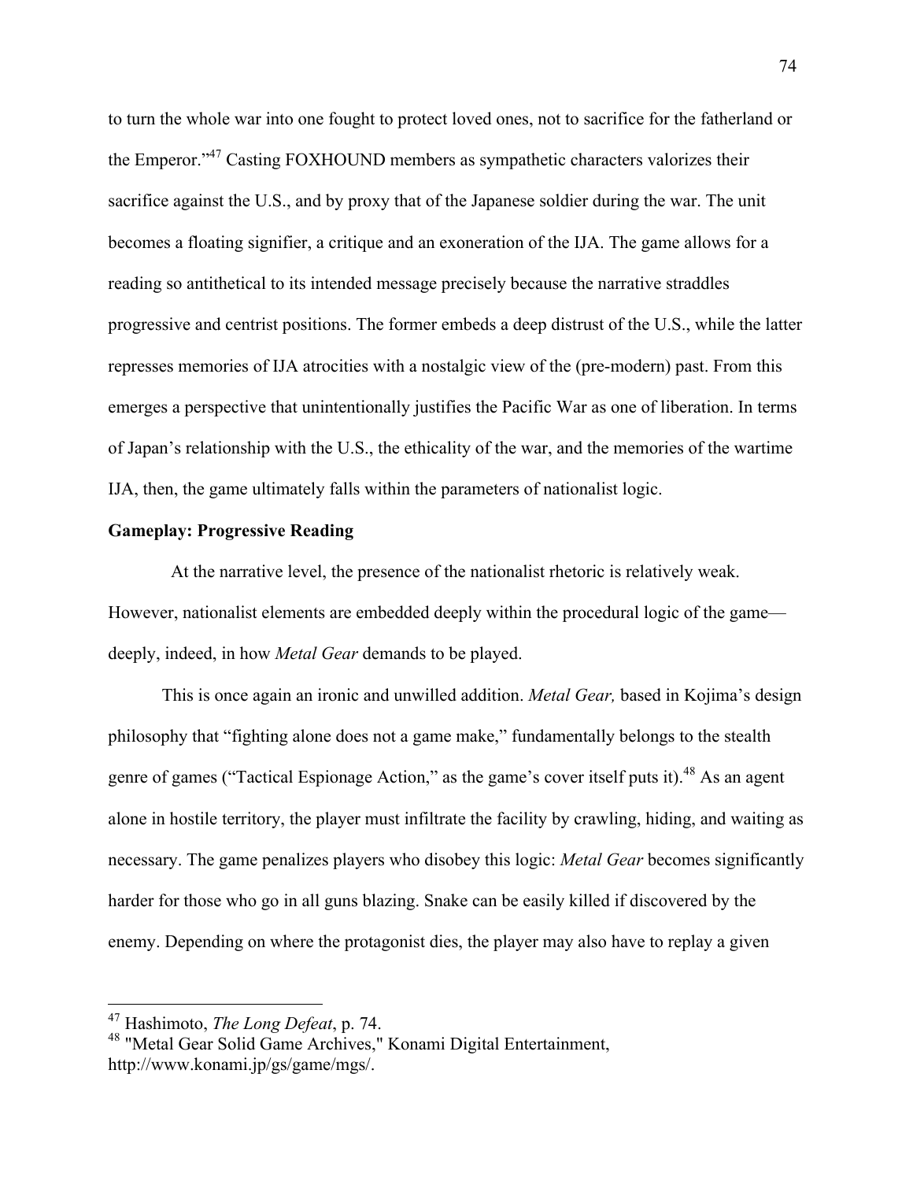to turn the whole war into one fought to protect loved ones, not to sacrifice for the fatherland or the Emperor."[47] Casting FOXHOUND members as sympathetic characters valorizes their sacrifice against the U.S., and by proxy that of the Japanese soldier during the war. The unit becomes a floating signifier, a critique and an exoneration of the IJA. The game allows for a reading so antithetical to its intended message precisely because the narrative straddles progressive and centrist positions. The former embeds a deep distrust of the U.S., while the latter represses memories of IJA atrocities with a nostalgic view of the (pre-modern) past. From this emerges a perspective that unintentionally justifies the Pacific War as one of liberation. In terms of Japan's relationship with the U.S., the ethicality of the war, and the memories of the wartime IJA, then, the game ultimately falls within the parameters of nationalist logic.

**Gameplay: Progressive Reading**

At the narrative level, the presence of the nationalist rhetoric is relatively weak. However, nationalist elements are embedded deeply within the procedural logic of the game—deeply, indeed, in how *Metal Gear* demands to be played.

This is once again an ironic and unwilled addition. *Metal Gear,* based in Kojima's design philosophy that "fighting alone does not a game make," fundamentally belongs to the stealth genre of games ("Tactical Espionage Action," as the game's cover itself puts it).[48] As an agent alone in hostile territory, the player must infiltrate the facility by crawling, hiding, and waiting as necessary. The game penalizes players who disobey this logic: *Metal Gear* becomes significantly harder for those who go in all guns blazing. Snake can be easily killed if discovered by the enemy. Depending on where the protagonist dies, the player may also have to replay a given

---

[47] Hashimoto, *The Long Defeat*, p. 74.

[48] "Metal Gear Solid Game Archives," Konami Digital Entertainment, http://www.konami.jp/gs/game/mgs/.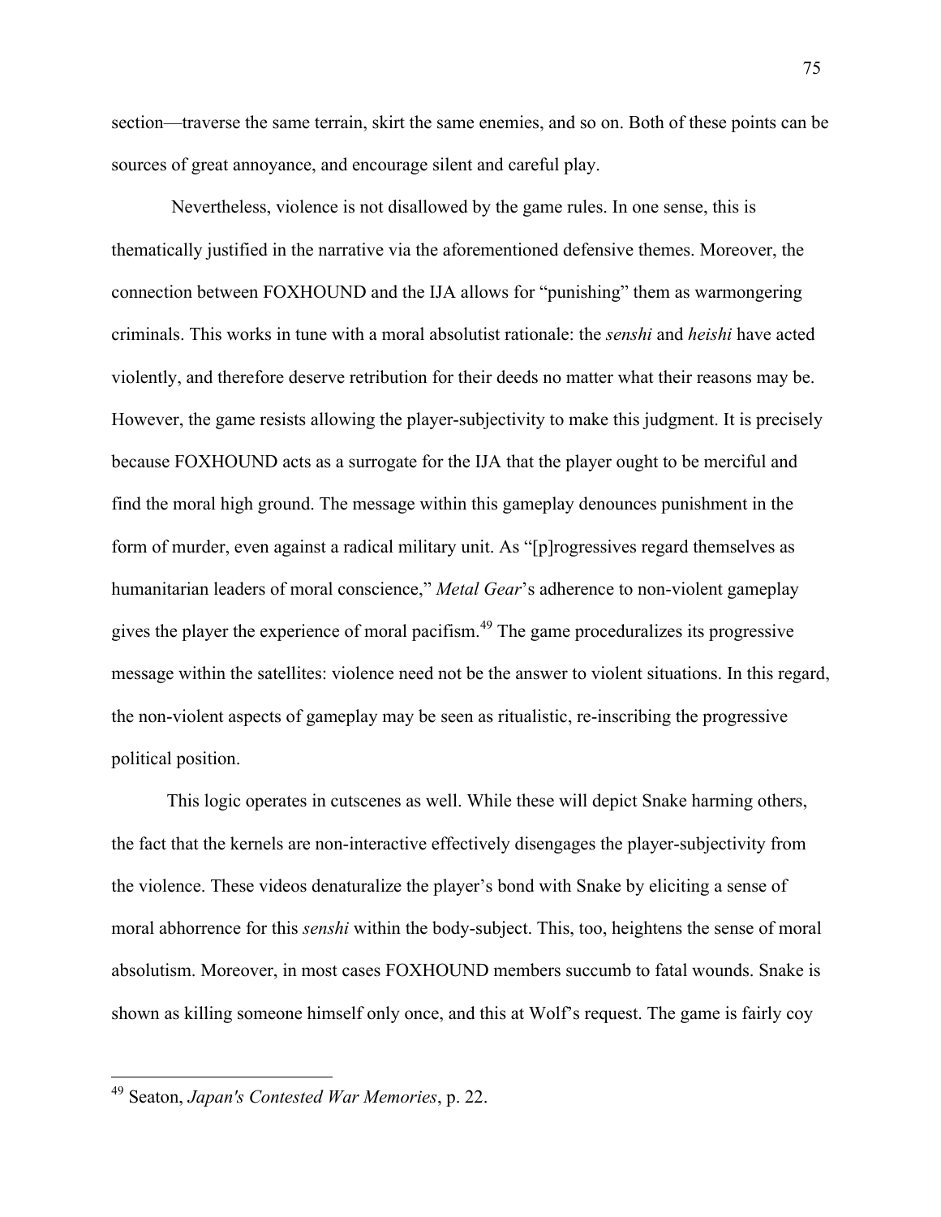section—traverse the same terrain, skirt the same enemies, and so on. Both of these points can be sources of great annoyance, and encourage silent and careful play.

Nevertheless, violence is not disallowed by the game rules. In one sense, this is thematically justified in the narrative via the aforementioned defensive themes. Moreover, the connection between FOXHOUND and the IJA allows for "punishing" them as warmongering criminals. This works in tune with a moral absolutist rationale: the *senshi* and *heishi* have acted violently, and therefore deserve retribution for their deeds no matter what their reasons may be. However, the game resists allowing the player-subjectivity to make this judgment. It is precisely because FOXHOUND acts as a surrogate for the IJA that the player ought to be merciful and find the moral high ground. The message within this gameplay denounces punishment in the form of murder, even against a radical military unit. As "[p]rogressives regard themselves as humanitarian leaders of moral conscience," *Metal Gear*'s adherence to non-violent gameplay gives the player the experience of moral pacifism.[49] The game proceduralizes its progressive message within the satellites: violence need not be the answer to violent situations. In this regard, the non-violent aspects of gameplay may be seen as ritualistic, re-inscribing the progressive political position.

This logic operates in cutscenes as well. While these will depict Snake harming others, the fact that the kernels are non-interactive effectively disengages the player-subjectivity from the violence. These videos denaturalize the player's bond with Snake by eliciting a sense of moral abhorrence for this *senshi* within the body-subject. This, too, heightens the sense of moral absolutism. Moreover, in most cases FOXHOUND members succumb to fatal wounds. Snake is shown as killing someone himself only once, and this at Wolf's request. The game is fairly coy

---

[49] Seaton, *Japan's Contested War Memories*, p. 22.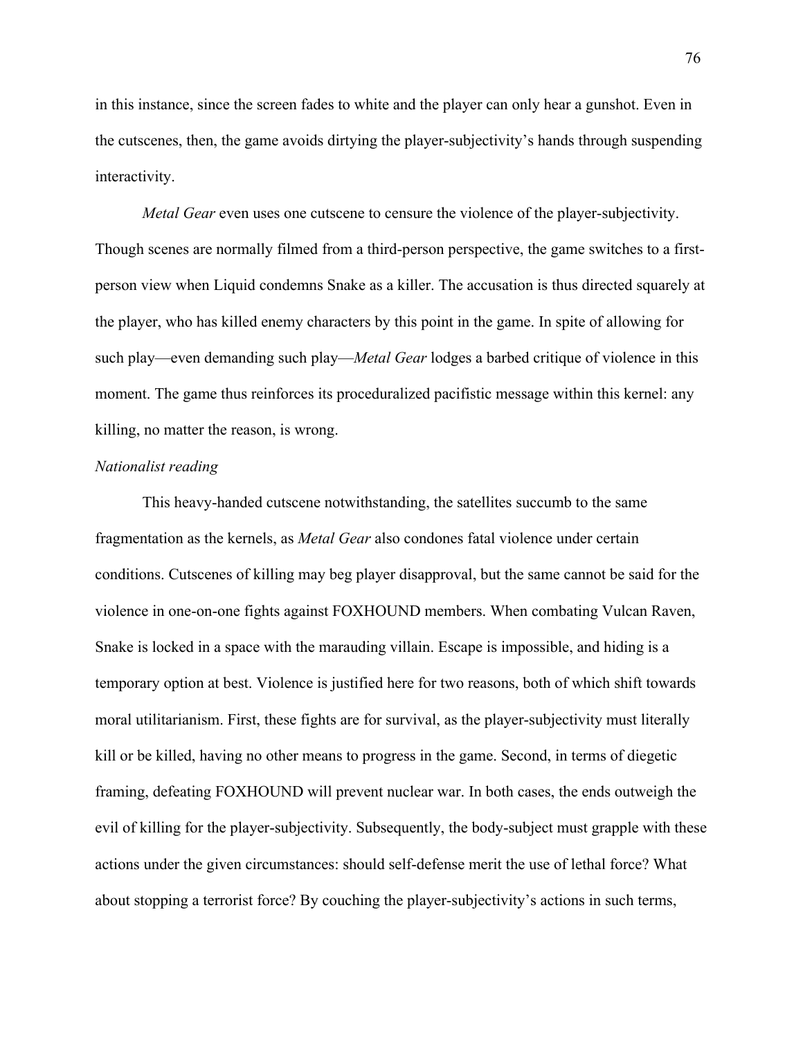in this instance, since the screen fades to white and the player can only hear a gunshot. Even in the cutscenes, then, the game avoids dirtying the player-subjectivity's hands through suspending interactivity.

*Metal Gear* even uses one cutscene to censure the violence of the player-subjectivity. Though scenes are normally filmed from a third-person perspective, the game switches to a first-person view when Liquid condemns Snake as a killer. The accusation is thus directed squarely at the player, who has killed enemy characters by this point in the game. In spite of allowing for such play—even demanding such play—*Metal Gear* lodges a barbed critique of violence in this moment. The game thus reinforces its proceduralized pacifistic message within this kernel: any killing, no matter the reason, is wrong.

*Nationalist reading*

This heavy-handed cutscene notwithstanding, the satellites succumb to the same fragmentation as the kernels, as *Metal Gear* also condones fatal violence under certain conditions. Cutscenes of killing may beg player disapproval, but the same cannot be said for the violence in one-on-one fights against FOXHOUND members. When combating Vulcan Raven, Snake is locked in a space with the marauding villain. Escape is impossible, and hiding is a temporary option at best. Violence is justified here for two reasons, both of which shift towards moral utilitarianism. First, these fights are for survival, as the player-subjectivity must literally kill or be killed, having no other means to progress in the game. Second, in terms of diegetic framing, defeating FOXHOUND will prevent nuclear war. In both cases, the ends outweigh the evil of killing for the player-subjectivity. Subsequently, the body-subject must grapple with these actions under the given circumstances: should self-defense merit the use of lethal force? What about stopping a terrorist force? By couching the player-subjectivity's actions in such terms,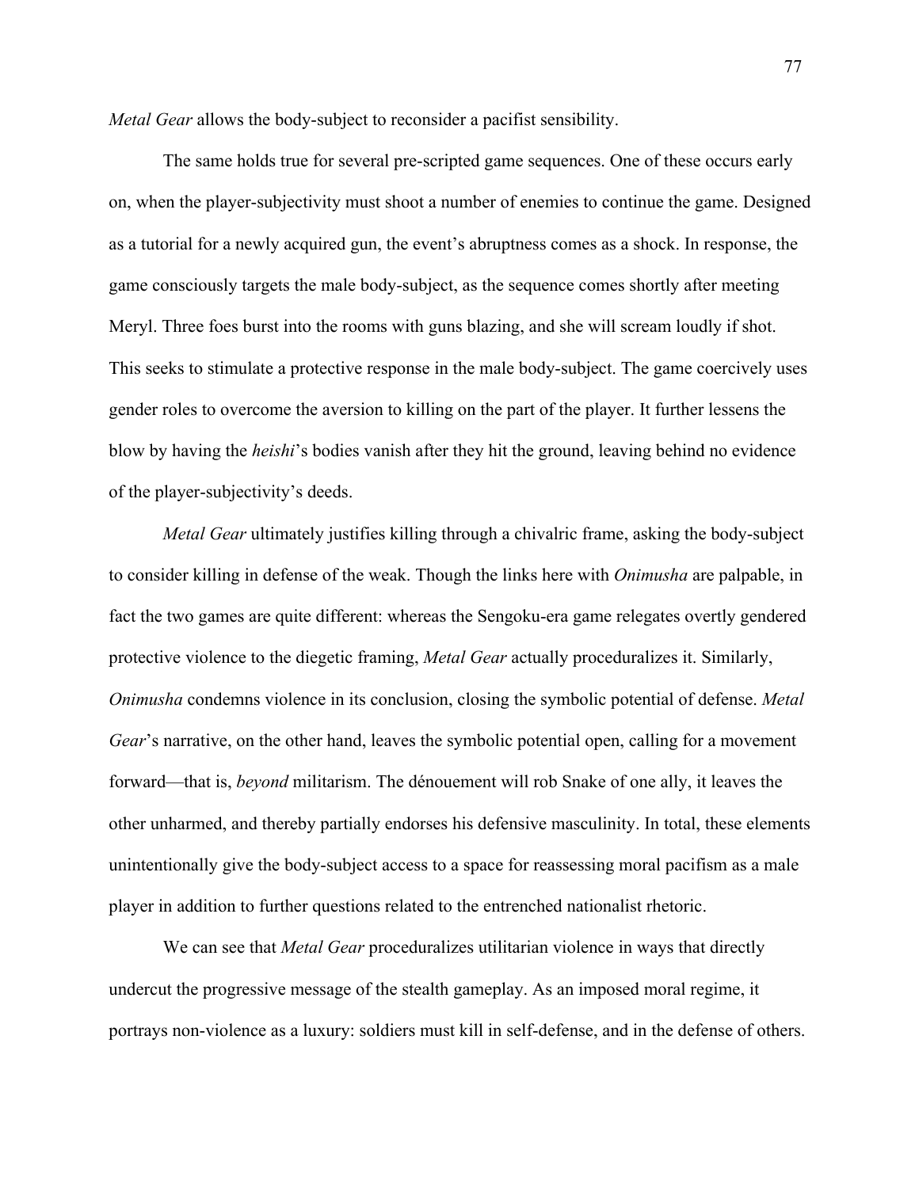*Metal Gear* allows the body-subject to reconsider a pacifist sensibility.

The same holds true for several pre-scripted game sequences. One of these occurs early on, when the player-subjectivity must shoot a number of enemies to continue the game. Designed as a tutorial for a newly acquired gun, the event's abruptness comes as a shock. In response, the game consciously targets the male body-subject, as the sequence comes shortly after meeting Meryl. Three foes burst into the rooms with guns blazing, and she will scream loudly if shot. This seeks to stimulate a protective response in the male body-subject. The game coercively uses gender roles to overcome the aversion to killing on the part of the player. It further lessens the blow by having the *heishi*'s bodies vanish after they hit the ground, leaving behind no evidence of the player-subjectivity's deeds.

*Metal Gear* ultimately justifies killing through a chivalric frame, asking the body-subject to consider killing in defense of the weak. Though the links here with *Onimusha* are palpable, in fact the two games are quite different: whereas the Sengoku-era game relegates overtly gendered protective violence to the diegetic framing, *Metal Gear* actually proceduralizes it. Similarly, *Onimusha* condemns violence in its conclusion, closing the symbolic potential of defense. *Metal Gear*'s narrative, on the other hand, leaves the symbolic potential open, calling for a movement forward—that is, *beyond* militarism. The dénouement will rob Snake of one ally, it leaves the other unharmed, and thereby partially endorses his defensive masculinity. In total, these elements unintentionally give the body-subject access to a space for reassessing moral pacifism as a male player in addition to further questions related to the entrenched nationalist rhetoric.

We can see that *Metal Gear* proceduralizes utilitarian violence in ways that directly undercut the progressive message of the stealth gameplay. As an imposed moral regime, it portrays non-violence as a luxury: soldiers must kill in self-defense, and in the defense of others.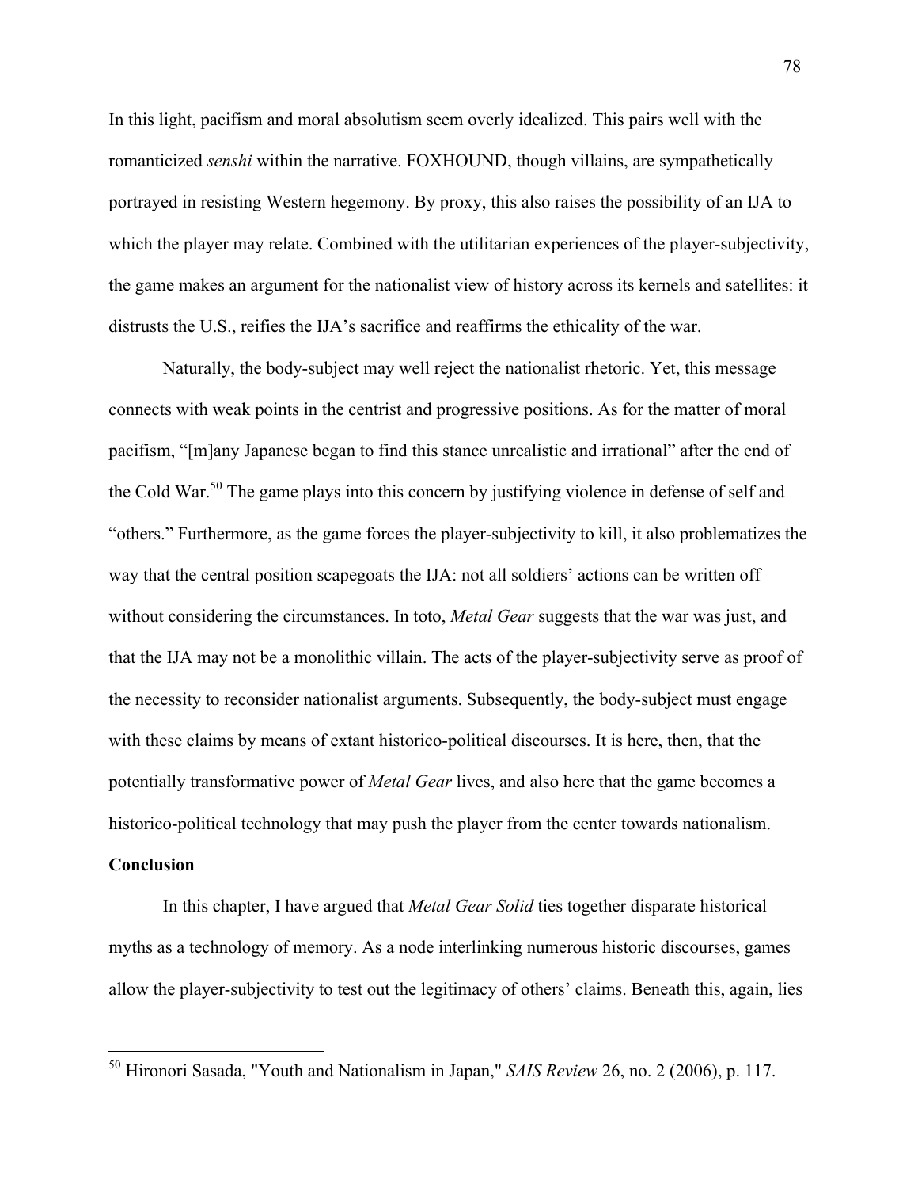In this light, pacifism and moral absolutism seem overly idealized. This pairs well with the romanticized *senshi* within the narrative. FOXHOUND, though villains, are sympathetically portrayed in resisting Western hegemony. By proxy, this also raises the possibility of an IJA to which the player may relate. Combined with the utilitarian experiences of the player-subjectivity, the game makes an argument for the nationalist view of history across its kernels and satellites: it distrusts the U.S., reifies the IJA's sacrifice and reaffirms the ethicality of the war.

Naturally, the body-subject may well reject the nationalist rhetoric. Yet, this message connects with weak points in the centrist and progressive positions. As for the matter of moral pacifism, "[m]any Japanese began to find this stance unrealistic and irrational" after the end of the Cold War.[50] The game plays into this concern by justifying violence in defense of self and "others." Furthermore, as the game forces the player-subjectivity to kill, it also problematizes the way that the central position scapegoats the IJA: not all soldiers' actions can be written off without considering the circumstances. In toto, *Metal Gear* suggests that the war was just, and that the IJA may not be a monolithic villain. The acts of the player-subjectivity serve as proof of the necessity to reconsider nationalist arguments. Subsequently, the body-subject must engage with these claims by means of extant historico-political discourses. It is here, then, that the potentially transformative power of *Metal Gear* lives, and also here that the game becomes a historico-political technology that may push the player from the center towards nationalism.

**Conclusion**

In this chapter, I have argued that *Metal Gear Solid* ties together disparate historical myths as a technology of memory. As a node interlinking numerous historic discourses, games allow the player-subjectivity to test out the legitimacy of others' claims. Beneath this, again, lies

---

[50] Hironori Sasada, "Youth and Nationalism in Japan," *SAIS Review* 26, no. 2 (2006), p. 117.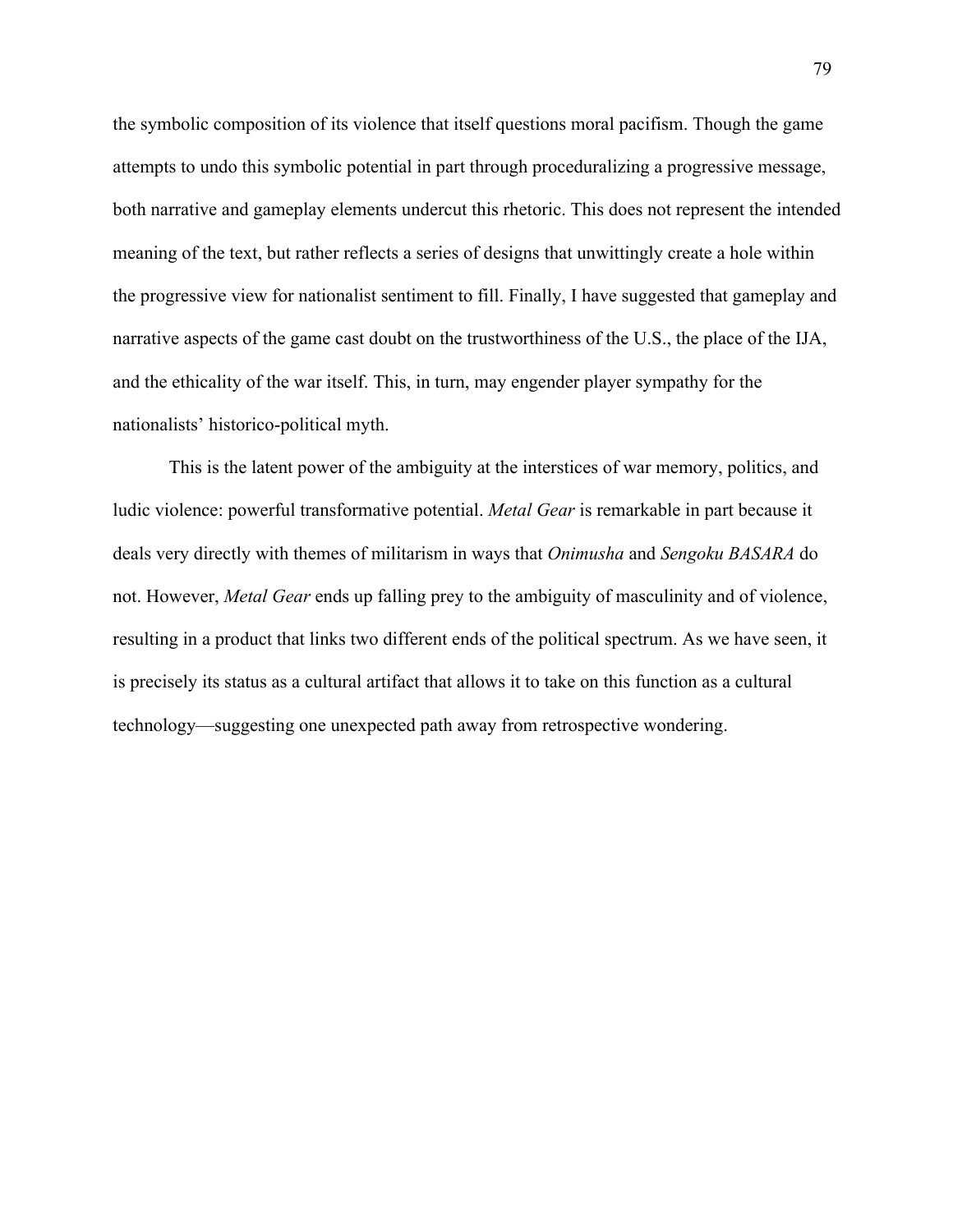the symbolic composition of its violence that itself questions moral pacifism. Though the game attempts to undo this symbolic potential in part through proceduralizing a progressive message, both narrative and gameplay elements undercut this rhetoric. This does not represent the intended meaning of the text, but rather reflects a series of designs that unwittingly create a hole within the progressive view for nationalist sentiment to fill. Finally, I have suggested that gameplay and narrative aspects of the game cast doubt on the trustworthiness of the U.S., the place of the IJA, and the ethicality of the war itself. This, in turn, may engender player sympathy for the nationalists' historico-political myth.

This is the latent power of the ambiguity at the interstices of war memory, politics, and ludic violence: powerful transformative potential. *Metal Gear* is remarkable in part because it deals very directly with themes of militarism in ways that *Onimusha* and *Sengoku BASARA* do not. However, *Metal Gear* ends up falling prey to the ambiguity of masculinity and of violence, resulting in a product that links two different ends of the political spectrum. As we have seen, it is precisely its status as a cultural artifact that allows it to take on this function as a cultural technology—suggesting one unexpected path away from retrospective wondering.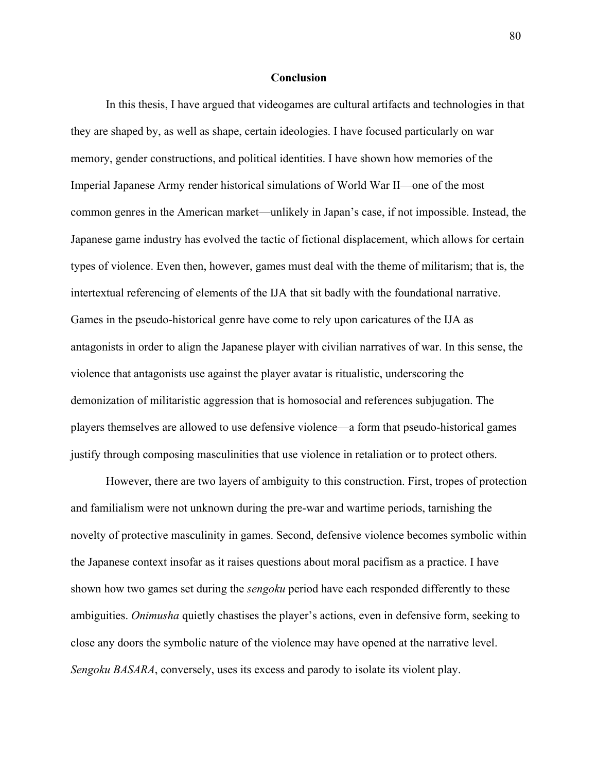## Conclusion

In this thesis, I have argued that videogames are cultural artifacts and technologies in that they are shaped by, as well as shape, certain ideologies. I have focused particularly on war memory, gender constructions, and political identities. I have shown how memories of the Imperial Japanese Army render historical simulations of World War II—one of the most common genres in the American market—unlikely in Japan's case, if not impossible. Instead, the Japanese game industry has evolved the tactic of fictional displacement, which allows for certain types of violence. Even then, however, games must deal with the theme of militarism; that is, the intertextual referencing of elements of the IJA that sit badly with the foundational narrative. Games in the pseudo-historical genre have come to rely upon caricatures of the IJA as antagonists in order to align the Japanese player with civilian narratives of war. In this sense, the violence that antagonists use against the player avatar is ritualistic, underscoring the demonization of militaristic aggression that is homosocial and references subjugation. The players themselves are allowed to use defensive violence—a form that pseudo-historical games justify through composing masculinities that use violence in retaliation or to protect others.

However, there are two layers of ambiguity to this construction. First, tropes of protection and familialism were not unknown during the pre-war and wartime periods, tarnishing the novelty of protective masculinity in games. Second, defensive violence becomes symbolic within the Japanese context insofar as it raises questions about moral pacifism as a practice. I have shown how two games set during the *sengoku* period have each responded differently to these ambiguities. *Onimusha* quietly chastises the player's actions, even in defensive form, seeking to close any doors the symbolic nature of the violence may have opened at the narrative level. *Sengoku BASARA*, conversely, uses its excess and parody to isolate its violent play.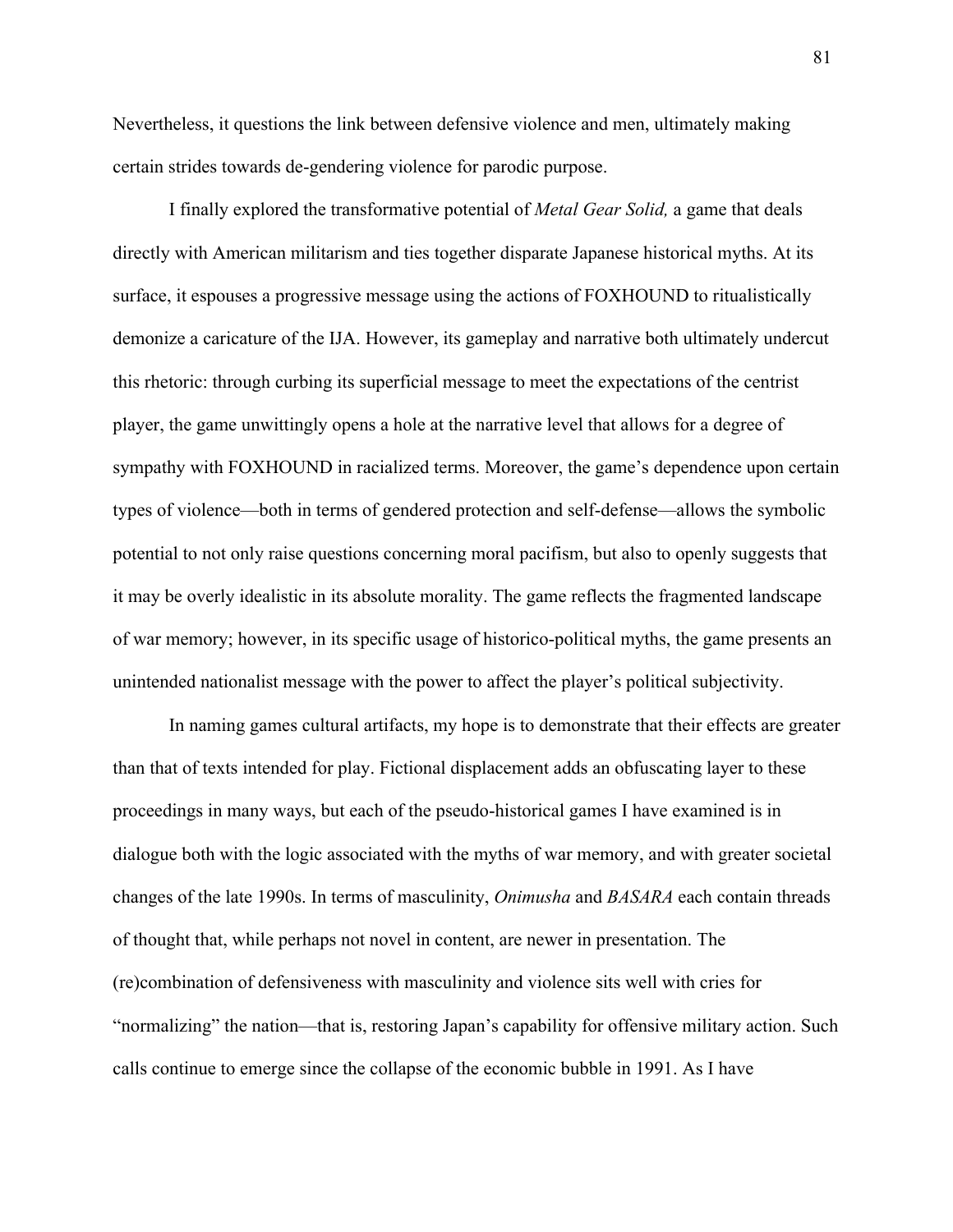Nevertheless, it questions the link between defensive violence and men, ultimately making certain strides towards de-gendering violence for parodic purpose.

I finally explored the transformative potential of *Metal Gear Solid,* a game that deals directly with American militarism and ties together disparate Japanese historical myths. At its surface, it espouses a progressive message using the actions of FOXHOUND to ritualistically demonize a caricature of the IJA. However, its gameplay and narrative both ultimately undercut this rhetoric: through curbing its superficial message to meet the expectations of the centrist player, the game unwittingly opens a hole at the narrative level that allows for a degree of sympathy with FOXHOUND in racialized terms. Moreover, the game's dependence upon certain types of violence—both in terms of gendered protection and self-defense—allows the symbolic potential to not only raise questions concerning moral pacifism, but also to openly suggests that it may be overly idealistic in its absolute morality. The game reflects the fragmented landscape of war memory; however, in its specific usage of historico-political myths, the game presents an unintended nationalist message with the power to affect the player's political subjectivity.

In naming games cultural artifacts, my hope is to demonstrate that their effects are greater than that of texts intended for play. Fictional displacement adds an obfuscating layer to these proceedings in many ways, but each of the pseudo-historical games I have examined is in dialogue both with the logic associated with the myths of war memory, and with greater societal changes of the late 1990s. In terms of masculinity, *Onimusha* and *BASARA* each contain threads of thought that, while perhaps not novel in content, are newer in presentation. The (re)combination of defensiveness with masculinity and violence sits well with cries for "normalizing" the nation—that is, restoring Japan's capability for offensive military action. Such calls continue to emerge since the collapse of the economic bubble in 1991. As I have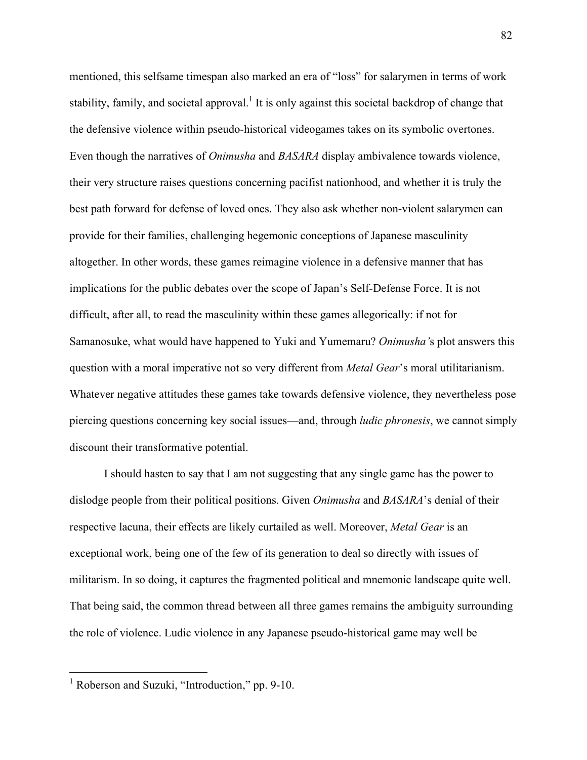mentioned, this selfsame timespan also marked an era of "loss" for salarymen in terms of work stability, family, and societal approval.[1] It is only against this societal backdrop of change that the defensive violence within pseudo-historical videogames takes on its symbolic overtones. Even though the narratives of *Onimusha* and *BASARA* display ambivalence towards violence, their very structure raises questions concerning pacifist nationhood, and whether it is truly the best path forward for defense of loved ones. They also ask whether non-violent salarymen can provide for their families, challenging hegemonic conceptions of Japanese masculinity altogether. In other words, these games reimagine violence in a defensive manner that has implications for the public debates over the scope of Japan's Self-Defense Force. It is not difficult, after all, to read the masculinity within these games allegorically: if not for Samanosuke, what would have happened to Yuki and Yumemaru? *Onimusha'*s plot answers this question with a moral imperative not so very different from *Metal Gear*'s moral utilitarianism. Whatever negative attitudes these games take towards defensive violence, they nevertheless pose piercing questions concerning key social issues—and, through *ludic phronesis*, we cannot simply discount their transformative potential.

I should hasten to say that I am not suggesting that any single game has the power to dislodge people from their political positions. Given *Onimusha* and *BASARA*'s denial of their respective lacuna, their effects are likely curtailed as well. Moreover, *Metal Gear* is an exceptional work, being one of the few of its generation to deal so directly with issues of militarism. In so doing, it captures the fragmented political and mnemonic landscape quite well. That being said, the common thread between all three games remains the ambiguity surrounding the role of violence. Ludic violence in any Japanese pseudo-historical game may well be

[1] Roberson and Suzuki, "Introduction," pp. 9-10.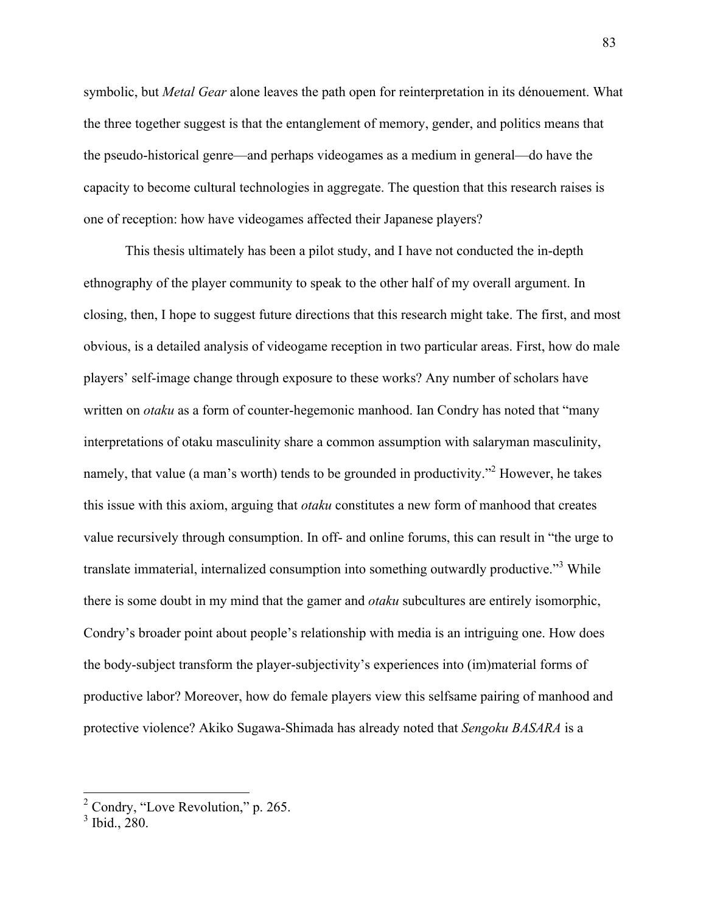symbolic, but *Metal Gear* alone leaves the path open for reinterpretation in its dénouement. What the three together suggest is that the entanglement of memory, gender, and politics means that the pseudo-historical genre—and perhaps videogames as a medium in general—do have the capacity to become cultural technologies in aggregate. The question that this research raises is one of reception: how have videogames affected their Japanese players?

This thesis ultimately has been a pilot study, and I have not conducted the in-depth ethnography of the player community to speak to the other half of my overall argument. In closing, then, I hope to suggest future directions that this research might take. The first, and most obvious, is a detailed analysis of videogame reception in two particular areas. First, how do male players' self-image change through exposure to these works? Any number of scholars have written on *otaku* as a form of counter-hegemonic manhood. Ian Condry has noted that "many interpretations of otaku masculinity share a common assumption with salaryman masculinity, namely, that value (a man's worth) tends to be grounded in productivity."[2] However, he takes this issue with this axiom, arguing that *otaku* constitutes a new form of manhood that creates value recursively through consumption. In off- and online forums, this can result in "the urge to translate immaterial, internalized consumption into something outwardly productive."[3] While there is some doubt in my mind that the gamer and *otaku* subcultures are entirely isomorphic, Condry's broader point about people's relationship with media is an intriguing one. How does the body-subject transform the player-subjectivity's experiences into (im)material forms of productive labor? Moreover, how do female players view this selfsame pairing of manhood and protective violence? Akiko Sugawa-Shimada has already noted that *Sengoku BASARA* is a

[2] Condry, "Love Revolution," p. 265.

[3] Ibid., 280.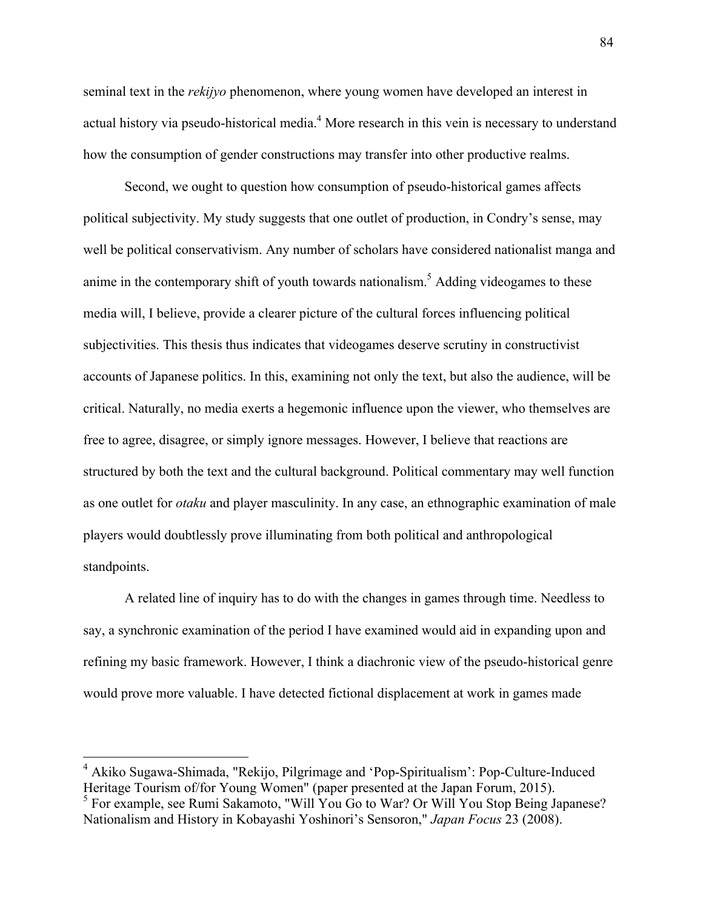seminal text in the *rekijyo* phenomenon, where young women have developed an interest in actual history via pseudo-historical media.[4] More research in this vein is necessary to understand how the consumption of gender constructions may transfer into other productive realms.

Second, we ought to question how consumption of pseudo-historical games affects political subjectivity. My study suggests that one outlet of production, in Condry's sense, may well be political conservativism. Any number of scholars have considered nationalist manga and anime in the contemporary shift of youth towards nationalism.[5] Adding videogames to these media will, I believe, provide a clearer picture of the cultural forces influencing political subjectivities. This thesis thus indicates that videogames deserve scrutiny in constructivist accounts of Japanese politics. In this, examining not only the text, but also the audience, will be critical. Naturally, no media exerts a hegemonic influence upon the viewer, who themselves are free to agree, disagree, or simply ignore messages. However, I believe that reactions are structured by both the text and the cultural background. Political commentary may well function as one outlet for *otaku* and player masculinity. In any case, an ethnographic examination of male players would doubtlessly prove illuminating from both political and anthropological standpoints.

A related line of inquiry has to do with the changes in games through time. Needless to say, a synchronic examination of the period I have examined would aid in expanding upon and refining my basic framework. However, I think a diachronic view of the pseudo-historical genre would prove more valuable. I have detected fictional displacement at work in games made

---

[4] Akiko Sugawa-Shimada, "Rekijo, Pilgrimage and 'Pop-Spiritualism': Pop-Culture-Induced Heritage Tourism of/for Young Women" (paper presented at the Japan Forum, 2015).

[5] For example, see Rumi Sakamoto, "Will You Go to War? Or Will You Stop Being Japanese? Nationalism and History in Kobayashi Yoshinori's Sensoron," *Japan Focus* 23 (2008).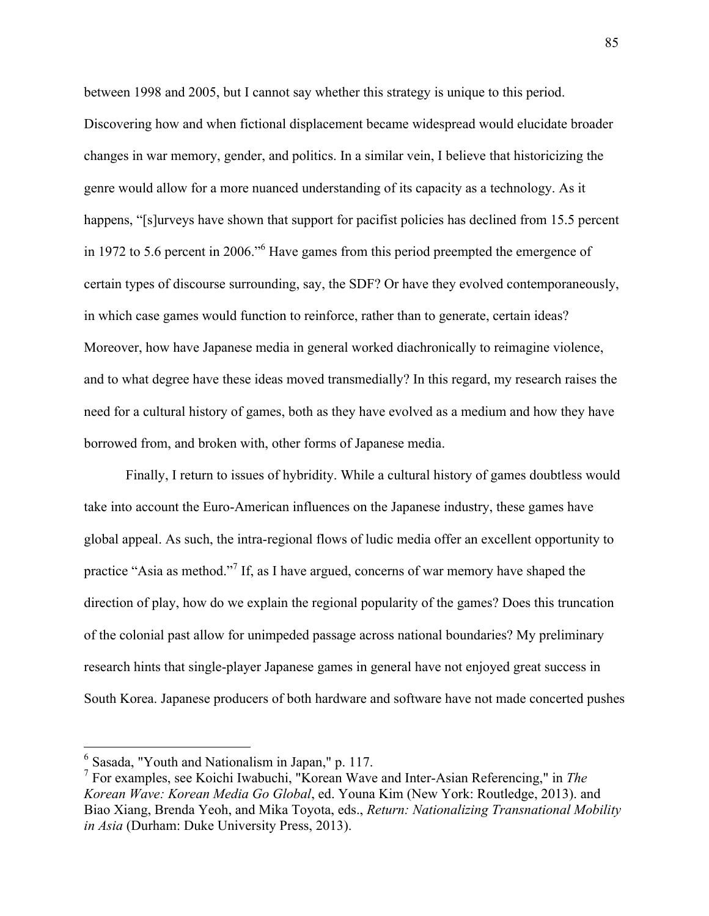between 1998 and 2005, but I cannot say whether this strategy is unique to this period. Discovering how and when fictional displacement became widespread would elucidate broader changes in war memory, gender, and politics. In a similar vein, I believe that historicizing the genre would allow for a more nuanced understanding of its capacity as a technology. As it happens, "[s]urveys have shown that support for pacifist policies has declined from 15.5 percent in 1972 to 5.6 percent in 2006."[6] Have games from this period preempted the emergence of certain types of discourse surrounding, say, the SDF? Or have they evolved contemporaneously, in which case games would function to reinforce, rather than to generate, certain ideas? Moreover, how have Japanese media in general worked diachronically to reimagine violence, and to what degree have these ideas moved transmedially? In this regard, my research raises the need for a cultural history of games, both as they have evolved as a medium and how they have borrowed from, and broken with, other forms of Japanese media.

Finally, I return to issues of hybridity. While a cultural history of games doubtless would take into account the Euro-American influences on the Japanese industry, these games have global appeal. As such, the intra-regional flows of ludic media offer an excellent opportunity to practice "Asia as method."[7] If, as I have argued, concerns of war memory have shaped the direction of play, how do we explain the regional popularity of the games? Does this truncation of the colonial past allow for unimpeded passage across national boundaries? My preliminary research hints that single-player Japanese games in general have not enjoyed great success in South Korea. Japanese producers of both hardware and software have not made concerted pushes

---

[6] Sasada, "Youth and Nationalism in Japan," p. 117.

[7] For examples, see Koichi Iwabuchi, "Korean Wave and Inter-Asian Referencing," in *The Korean Wave: Korean Media Go Global*, ed. Youna Kim (New York: Routledge, 2013). and Biao Xiang, Brenda Yeoh, and Mika Toyota, eds., *Return: Nationalizing Transnational Mobility in Asia* (Durham: Duke University Press, 2013).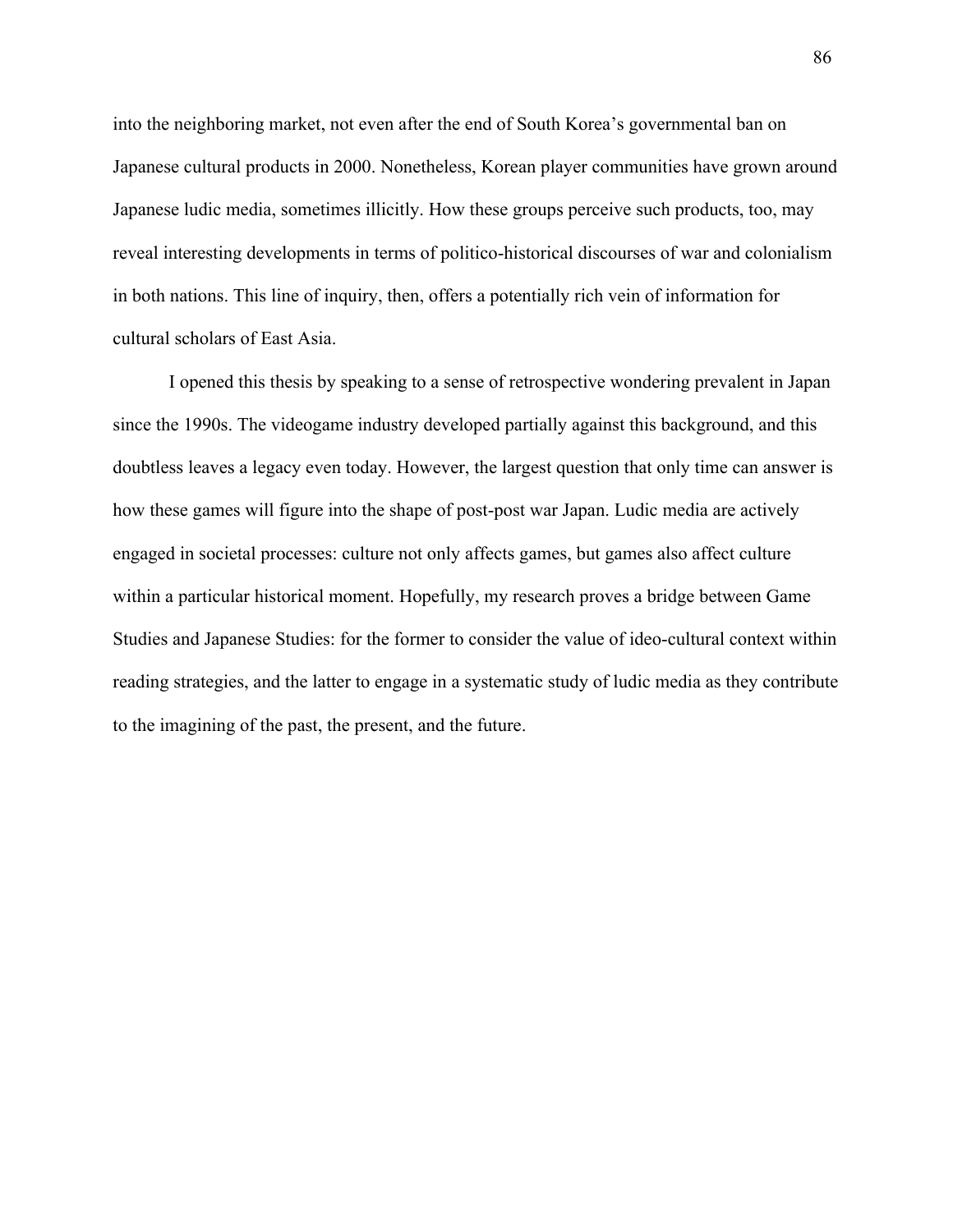into the neighboring market, not even after the end of South Korea's governmental ban on Japanese cultural products in 2000. Nonetheless, Korean player communities have grown around Japanese ludic media, sometimes illicitly. How these groups perceive such products, too, may reveal interesting developments in terms of politico-historical discourses of war and colonialism in both nations. This line of inquiry, then, offers a potentially rich vein of information for cultural scholars of East Asia.

I opened this thesis by speaking to a sense of retrospective wondering prevalent in Japan since the 1990s. The videogame industry developed partially against this background, and this doubtless leaves a legacy even today. However, the largest question that only time can answer is how these games will figure into the shape of post-post war Japan. Ludic media are actively engaged in societal processes: culture not only affects games, but games also affect culture within a particular historical moment. Hopefully, my research proves a bridge between Game Studies and Japanese Studies: for the former to consider the value of ideo-cultural context within reading strategies, and the latter to engage in a systematic study of ludic media as they contribute to the imagining of the past, the present, and the future.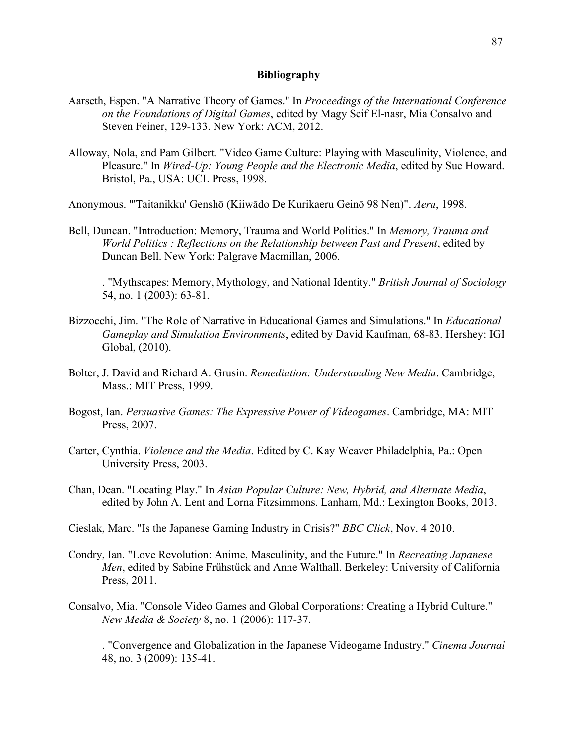# Bibliography

Aarseth, Espen. "A Narrative Theory of Games." In *Proceedings of the International Conference on the Foundations of Digital Games*, edited by Magy Seif El-nasr, Mia Consalvo and Steven Feiner, 129-133. New York: ACM, 2012.

Alloway, Nola, and Pam Gilbert. "Video Game Culture: Playing with Masculinity, Violence, and Pleasure." In *Wired-Up: Young People and the Electronic Media*, edited by Sue Howard. Bristol, Pa., USA: UCL Press, 1998.

Anonymous. "'Taitanikku' Genshō (Kiiwādo De Kurikaeru Geinō 98 Nen)". *Aera*, 1998.

Bell, Duncan. "Introduction: Memory, Trauma and World Politics." In *Memory, Trauma and World Politics : Reflections on the Relationship between Past and Present*, edited by Duncan Bell. New York: Palgrave Macmillan, 2006.

———. "Mythscapes: Memory, Mythology, and National Identity." *British Journal of Sociology* 54, no. 1 (2003): 63-81.

Bizzocchi, Jim. "The Role of Narrative in Educational Games and Simulations." In *Educational Gameplay and Simulation Environments*, edited by David Kaufman, 68-83. Hershey: IGI Global, (2010).

Bolter, J. David and Richard A. Grusin. *Remediation: Understanding New Media*. Cambridge, Mass.: MIT Press, 1999.

Bogost, Ian. *Persuasive Games: The Expressive Power of Videogames*. Cambridge, MA: MIT Press, 2007.

Carter, Cynthia. *Violence and the Media*. Edited by C. Kay Weaver Philadelphia, Pa.: Open University Press, 2003.

Chan, Dean. "Locating Play." In *Asian Popular Culture: New, Hybrid, and Alternate Media*, edited by John A. Lent and Lorna Fitzsimmons. Lanham, Md.: Lexington Books, 2013.

Cieslak, Marc. "Is the Japanese Gaming Industry in Crisis?" *BBC Click*, Nov. 4 2010.

Condry, Ian. "Love Revolution: Anime, Masculinity, and the Future." In *Recreating Japanese Men*, edited by Sabine Frühstück and Anne Walthall. Berkeley: University of California Press, 2011.

Consalvo, Mia. "Console Video Games and Global Corporations: Creating a Hybrid Culture." *New Media & Society* 8, no. 1 (2006): 117-37.

———. "Convergence and Globalization in the Japanese Videogame Industry." *Cinema Journal* 48, no. 3 (2009): 135-41.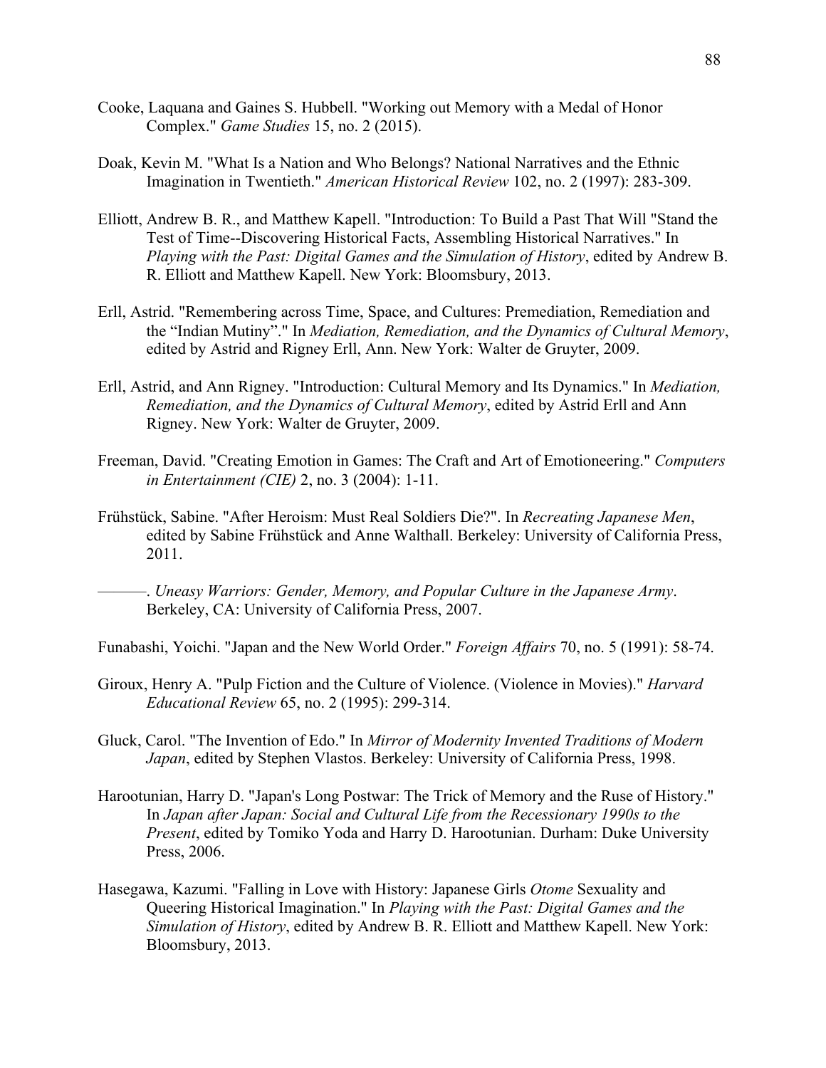Cooke, Laquana and Gaines S. Hubbell. "Working out Memory with a Medal of Honor Complex." *Game Studies* 15, no. 2 (2015).

Doak, Kevin M. "What Is a Nation and Who Belongs? National Narratives and the Ethnic Imagination in Twentieth." *American Historical Review* 102, no. 2 (1997): 283-309.

Elliott, Andrew B. R., and Matthew Kapell. "Introduction: To Build a Past That Will "Stand the Test of Time--Discovering Historical Facts, Assembling Historical Narratives." In *Playing with the Past: Digital Games and the Simulation of History*, edited by Andrew B. R. Elliott and Matthew Kapell. New York: Bloomsbury, 2013.

Erll, Astrid. "Remembering across Time, Space, and Cultures: Premediation, Remediation and the "Indian Mutiny"." In *Mediation, Remediation, and the Dynamics of Cultural Memory*, edited by Astrid and Rigney Erll, Ann. New York: Walter de Gruyter, 2009.

Erll, Astrid, and Ann Rigney. "Introduction: Cultural Memory and Its Dynamics." In *Mediation, Remediation, and the Dynamics of Cultural Memory*, edited by Astrid Erll and Ann Rigney. New York: Walter de Gruyter, 2009.

Freeman, David. "Creating Emotion in Games: The Craft and Art of Emotioneering." *Computers in Entertainment (CIE)* 2, no. 3 (2004): 1-11.

Frühstück, Sabine. "After Heroism: Must Real Soldiers Die?". In *Recreating Japanese Men*, edited by Sabine Frühstück and Anne Walthall. Berkeley: University of California Press, 2011.

———. *Uneasy Warriors: Gender, Memory, and Popular Culture in the Japanese Army*. Berkeley, CA: University of California Press, 2007.

Funabashi, Yoichi. "Japan and the New World Order." *Foreign Affairs* 70, no. 5 (1991): 58-74.

Giroux, Henry A. "Pulp Fiction and the Culture of Violence. (Violence in Movies)." *Harvard Educational Review* 65, no. 2 (1995): 299-314.

Gluck, Carol. "The Invention of Edo." In *Mirror of Modernity Invented Traditions of Modern Japan*, edited by Stephen Vlastos. Berkeley: University of California Press, 1998.

Harootunian, Harry D. "Japan's Long Postwar: The Trick of Memory and the Ruse of History." In *Japan after Japan: Social and Cultural Life from the Recessionary 1990s to the Present*, edited by Tomiko Yoda and Harry D. Harootunian. Durham: Duke University Press, 2006.

Hasegawa, Kazumi. "Falling in Love with History: Japanese Girls *Otome* Sexuality and Queering Historical Imagination." In *Playing with the Past: Digital Games and the Simulation of History*, edited by Andrew B. R. Elliott and Matthew Kapell. New York: Bloomsbury, 2013.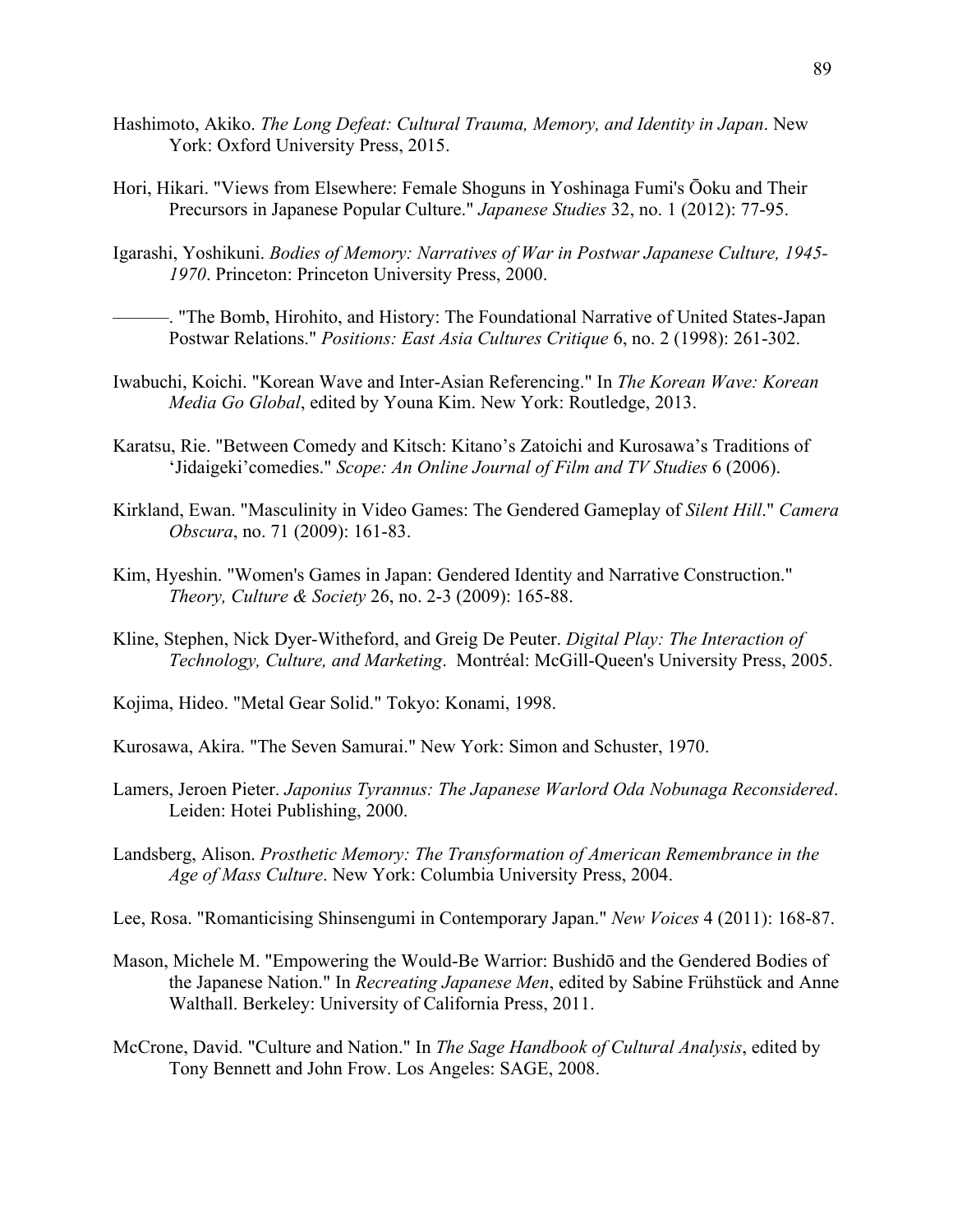Hashimoto, Akiko. *The Long Defeat: Cultural Trauma, Memory, and Identity in Japan*. New York: Oxford University Press, 2015.

Hori, Hikari. "Views from Elsewhere: Female Shoguns in Yoshinaga Fumi's Ōoku and Their Precursors in Japanese Popular Culture." *Japanese Studies* 32, no. 1 (2012): 77-95.

Igarashi, Yoshikuni. *Bodies of Memory: Narratives of War in Postwar Japanese Culture, 1945-1970*. Princeton: Princeton University Press, 2000.

———. "The Bomb, Hirohito, and History: The Foundational Narrative of United States-Japan Postwar Relations." *Positions: East Asia Cultures Critique* 6, no. 2 (1998): 261-302.

Iwabuchi, Koichi. "Korean Wave and Inter-Asian Referencing." In *The Korean Wave: Korean Media Go Global*, edited by Youna Kim. New York: Routledge, 2013.

Karatsu, Rie. "Between Comedy and Kitsch: Kitano's Zatoichi and Kurosawa's Traditions of 'Jidaigeki'comedies." *Scope: An Online Journal of Film and TV Studies* 6 (2006).

Kirkland, Ewan. "Masculinity in Video Games: The Gendered Gameplay of *Silent Hill*." *Camera Obscura*, no. 71 (2009): 161-83.

Kim, Hyeshin. "Women's Games in Japan: Gendered Identity and Narrative Construction." *Theory, Culture & Society* 26, no. 2-3 (2009): 165-88.

Kline, Stephen, Nick Dyer-Witheford, and Greig De Peuter. *Digital Play: The Interaction of Technology, Culture, and Marketing*. Montréal: McGill-Queen's University Press, 2005.

Kojima, Hideo. "Metal Gear Solid." Tokyo: Konami, 1998.

Kurosawa, Akira. "The Seven Samurai." New York: Simon and Schuster, 1970.

Lamers, Jeroen Pieter. *Japonius Tyrannus: The Japanese Warlord Oda Nobunaga Reconsidered*. Leiden: Hotei Publishing, 2000.

Landsberg, Alison. *Prosthetic Memory: The Transformation of American Remembrance in the Age of Mass Culture*. New York: Columbia University Press, 2004.

Lee, Rosa. "Romanticising Shinsengumi in Contemporary Japan." *New Voices* 4 (2011): 168-87.

Mason, Michele M. "Empowering the Would-Be Warrior: Bushidō and the Gendered Bodies of the Japanese Nation." In *Recreating Japanese Men*, edited by Sabine Frühstück and Anne Walthall. Berkeley: University of California Press, 2011.

McCrone, David. "Culture and Nation." In *The Sage Handbook of Cultural Analysis*, edited by Tony Bennett and John Frow. Los Angeles: SAGE, 2008.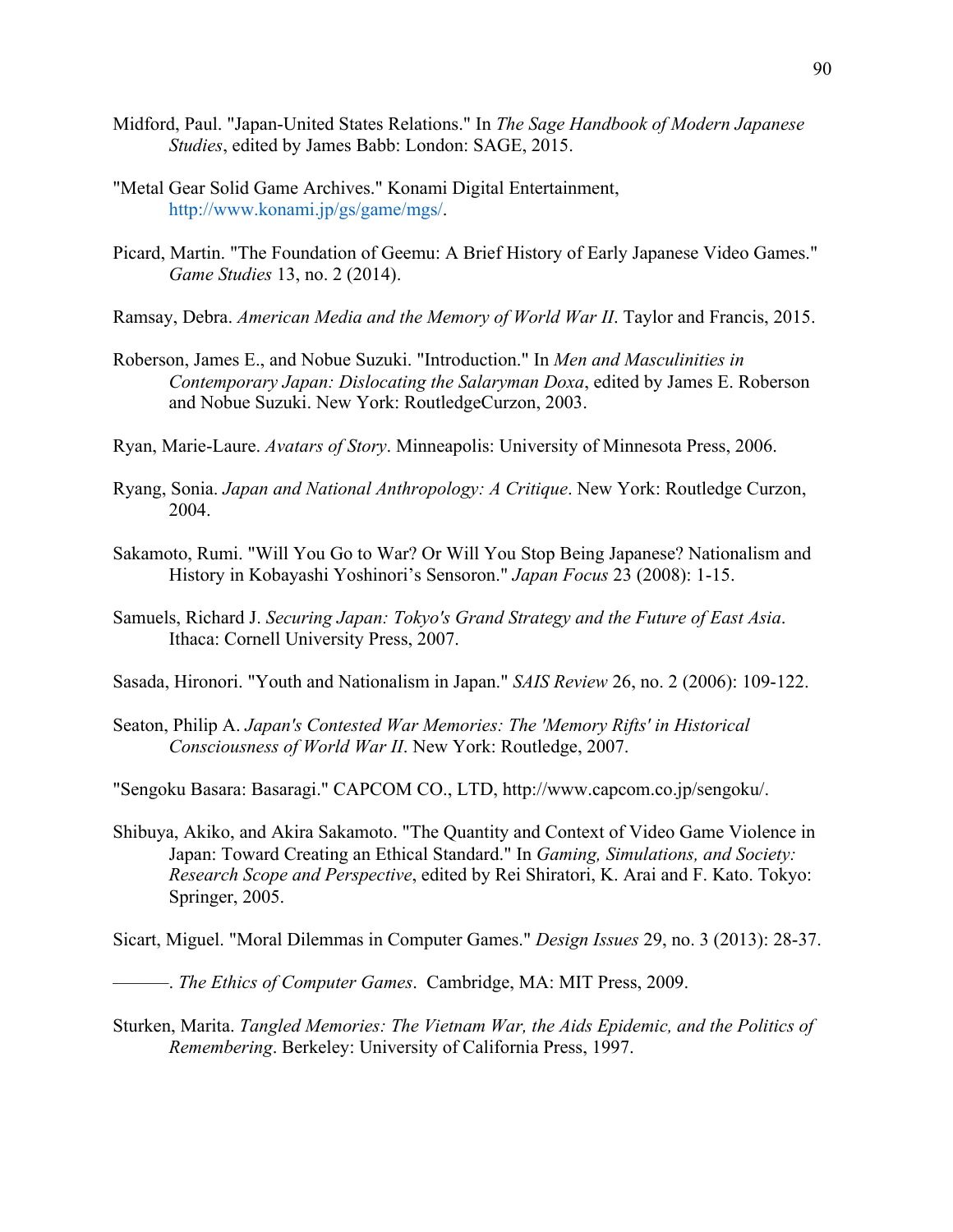Midford, Paul. "Japan-United States Relations." In *The Sage Handbook of Modern Japanese Studies*, edited by James Babb: London: SAGE, 2015.

"Metal Gear Solid Game Archives." Konami Digital Entertainment, http://www.konami.jp/gs/game/mgs/.

Picard, Martin. "The Foundation of Geemu: A Brief History of Early Japanese Video Games." *Game Studies* 13, no. 2 (2014).

Ramsay, Debra. *American Media and the Memory of World War II*. Taylor and Francis, 2015.

Roberson, James E., and Nobue Suzuki. "Introduction." In *Men and Masculinities in Contemporary Japan: Dislocating the Salaryman Doxa*, edited by James E. Roberson and Nobue Suzuki. New York: RoutledgeCurzon, 2003.

Ryan, Marie-Laure. *Avatars of Story*. Minneapolis: University of Minnesota Press, 2006.

Ryang, Sonia. *Japan and National Anthropology: A Critique*. New York: Routledge Curzon, 2004.

Sakamoto, Rumi. "Will You Go to War? Or Will You Stop Being Japanese? Nationalism and History in Kobayashi Yoshinori's Sensoron." *Japan Focus* 23 (2008): 1-15.

Samuels, Richard J. *Securing Japan: Tokyo's Grand Strategy and the Future of East Asia*. Ithaca: Cornell University Press, 2007.

Sasada, Hironori. "Youth and Nationalism in Japan." *SAIS Review* 26, no. 2 (2006): 109-122.

Seaton, Philip A. *Japan's Contested War Memories: The 'Memory Rifts' in Historical Consciousness of World War II*. New York: Routledge, 2007.

"Sengoku Basara: Basaragi." CAPCOM CO., LTD, http://www.capcom.co.jp/sengoku/.

Shibuya, Akiko, and Akira Sakamoto. "The Quantity and Context of Video Game Violence in Japan: Toward Creating an Ethical Standard." In *Gaming, Simulations, and Society: Research Scope and Perspective*, edited by Rei Shiratori, K. Arai and F. Kato. Tokyo: Springer, 2005.

Sicart, Miguel. "Moral Dilemmas in Computer Games." *Design Issues* 29, no. 3 (2013): 28-37.

———. *The Ethics of Computer Games*. Cambridge, MA: MIT Press, 2009.

Sturken, Marita. *Tangled Memories: The Vietnam War, the Aids Epidemic, and the Politics of Remembering*. Berkeley: University of California Press, 1997.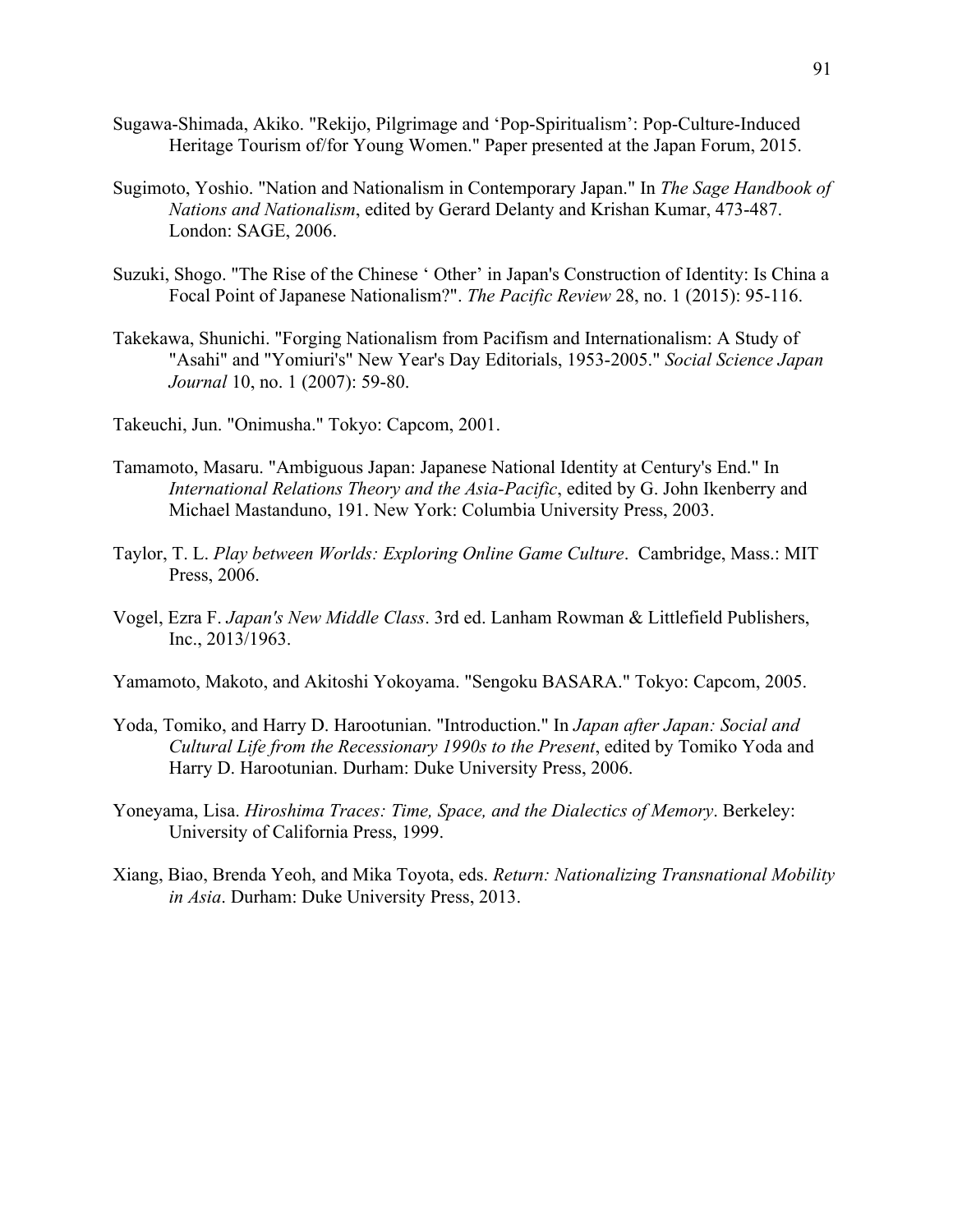Sugawa-Shimada, Akiko. "Rekijo, Pilgrimage and 'Pop-Spiritualism': Pop-Culture-Induced Heritage Tourism of/for Young Women." Paper presented at the Japan Forum, 2015.

Sugimoto, Yoshio. "Nation and Nationalism in Contemporary Japan." In *The Sage Handbook of Nations and Nationalism*, edited by Gerard Delanty and Krishan Kumar, 473-487. London: SAGE, 2006.

Suzuki, Shogo. "The Rise of the Chinese ' Other' in Japan's Construction of Identity: Is China a Focal Point of Japanese Nationalism?". *The Pacific Review* 28, no. 1 (2015): 95-116.

Takekawa, Shunichi. "Forging Nationalism from Pacifism and Internationalism: A Study of "Asahi" and "Yomiuri's" New Year's Day Editorials, 1953-2005." *Social Science Japan Journal* 10, no. 1 (2007): 59-80.

Takeuchi, Jun. "Onimusha." Tokyo: Capcom, 2001.

Tamamoto, Masaru. "Ambiguous Japan: Japanese National Identity at Century's End." In *International Relations Theory and the Asia-Pacific*, edited by G. John Ikenberry and Michael Mastanduno, 191. New York: Columbia University Press, 2003.

Taylor, T. L. *Play between Worlds: Exploring Online Game Culture*. Cambridge, Mass.: MIT Press, 2006.

Vogel, Ezra F. *Japan's New Middle Class*. 3rd ed. Lanham Rowman & Littlefield Publishers, Inc., 2013/1963.

Yamamoto, Makoto, and Akitoshi Yokoyama. "Sengoku BASARA." Tokyo: Capcom, 2005.

Yoda, Tomiko, and Harry D. Harootunian. "Introduction." In *Japan after Japan: Social and Cultural Life from the Recessionary 1990s to the Present*, edited by Tomiko Yoda and Harry D. Harootunian. Durham: Duke University Press, 2006.

Yoneyama, Lisa. *Hiroshima Traces: Time, Space, and the Dialectics of Memory*. Berkeley: University of California Press, 1999.

Xiang, Biao, Brenda Yeoh, and Mika Toyota, eds. *Return: Nationalizing Transnational Mobility in Asia*. Durham: Duke University Press, 2013.